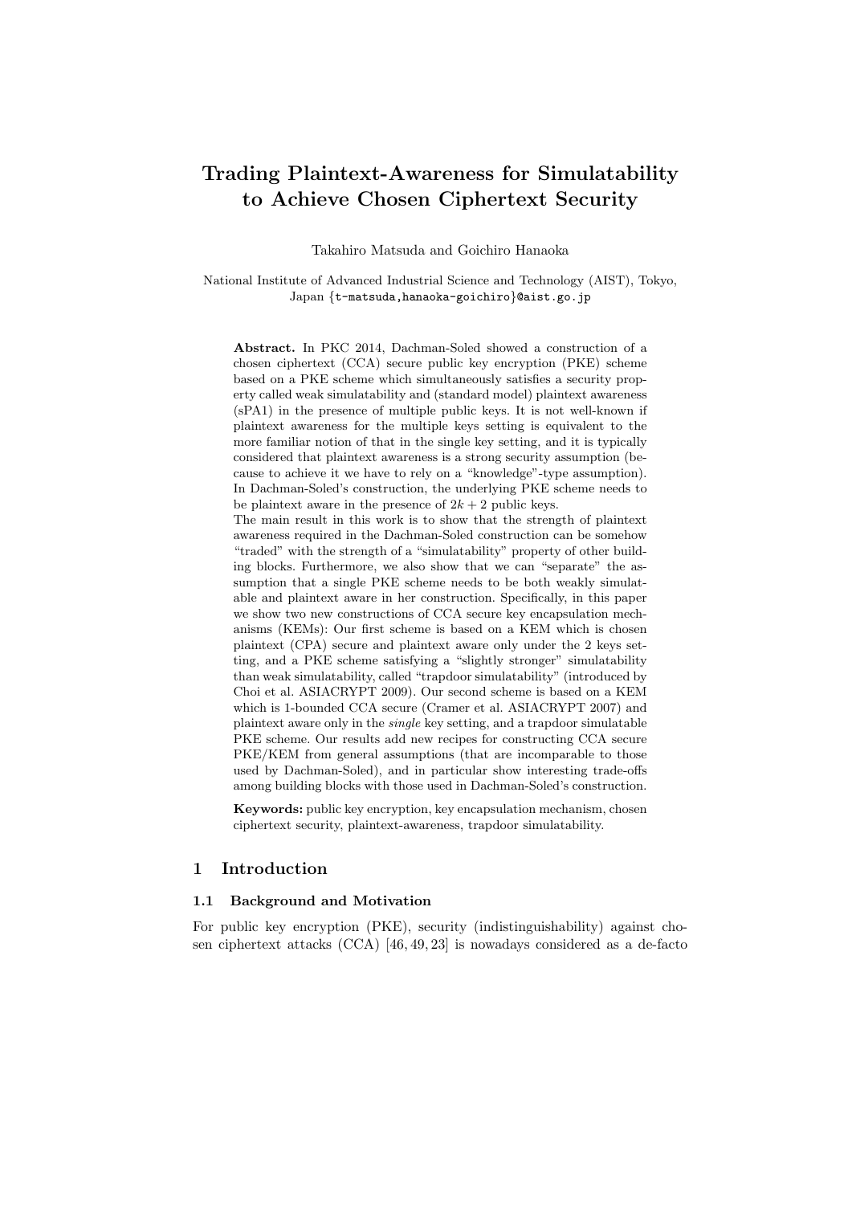# Trading Plaintext-Awareness for Simulatability to Achieve Chosen Ciphertext Security

Takahiro Matsuda and Goichiro Hanaoka

National Institute of Advanced Industrial Science and Technology (AIST), Tokyo, Japan {t-matsuda,hanaoka-goichiro}@aist.go.jp

**Abstract.** In PKC 2014, Dachman-Soled showed a construction of a chosen ciphertext (CCA) secure public key encryption (PKE) scheme based on a PKE scheme which simultaneously satisfies a security property called weak simulatability and (standard model) plaintext awareness (sPA1) in the presence of multiple public keys. It is not well-known if plaintext awareness for the multiple keys setting is equivalent to the more familiar notion of that in the single key setting, and it is typically considered that plaintext awareness is a strong security assumption (because to achieve it we have to rely on a "knowledge"-type assumption). In Dachman-Soled's construction, the underlying PKE scheme needs to be plaintext aware in the presence of $2k + 2$ public keys.

The main result in this work is to show that the strength of plaintext awareness required in the Dachman-Soled construction can be somehow "traded" with the strength of a "simulatability" property of other building blocks. Furthermore, we also show that we can "separate" the assumption that a single PKE scheme needs to be both weakly simulatable and plaintext aware in her construction. Specifically, in this paper we show two new constructions of CCA secure key encapsulation mechanisms (KEMs): Our first scheme is based on a KEM which is chosen plaintext (CPA) secure and plaintext aware only under the 2 keys setting, and a PKE scheme satisfying a "slightly stronger" simulatability than weak simulatability, called "trapdoor simulatability" (introduced by Choi et al. ASIACRYPT 2009). Our second scheme is based on a KEM which is 1-bounded CCA secure (Cramer et al. ASIACRYPT 2007) and plaintext aware only in the *single* key setting, and a trapdoor simulatable PKE scheme. Our results add new recipes for constructing CCA secure PKE/KEM from general assumptions (that are incomparable to those used by Dachman-Soled), and in particular show interesting trade-offs among building blocks with those used in Dachman-Soled's construction.

**Keywords:** public key encryption, key encapsulation mechanism, chosen ciphertext security, plaintext-awareness, trapdoor simulatability.

## 1 Introduction

### 1.1 Background and Motivation

For public key encryption (PKE), security (indistinguishability) against chosen ciphertext attacks (CCA) [46, 49, 23] is nowadays considered as a de-facto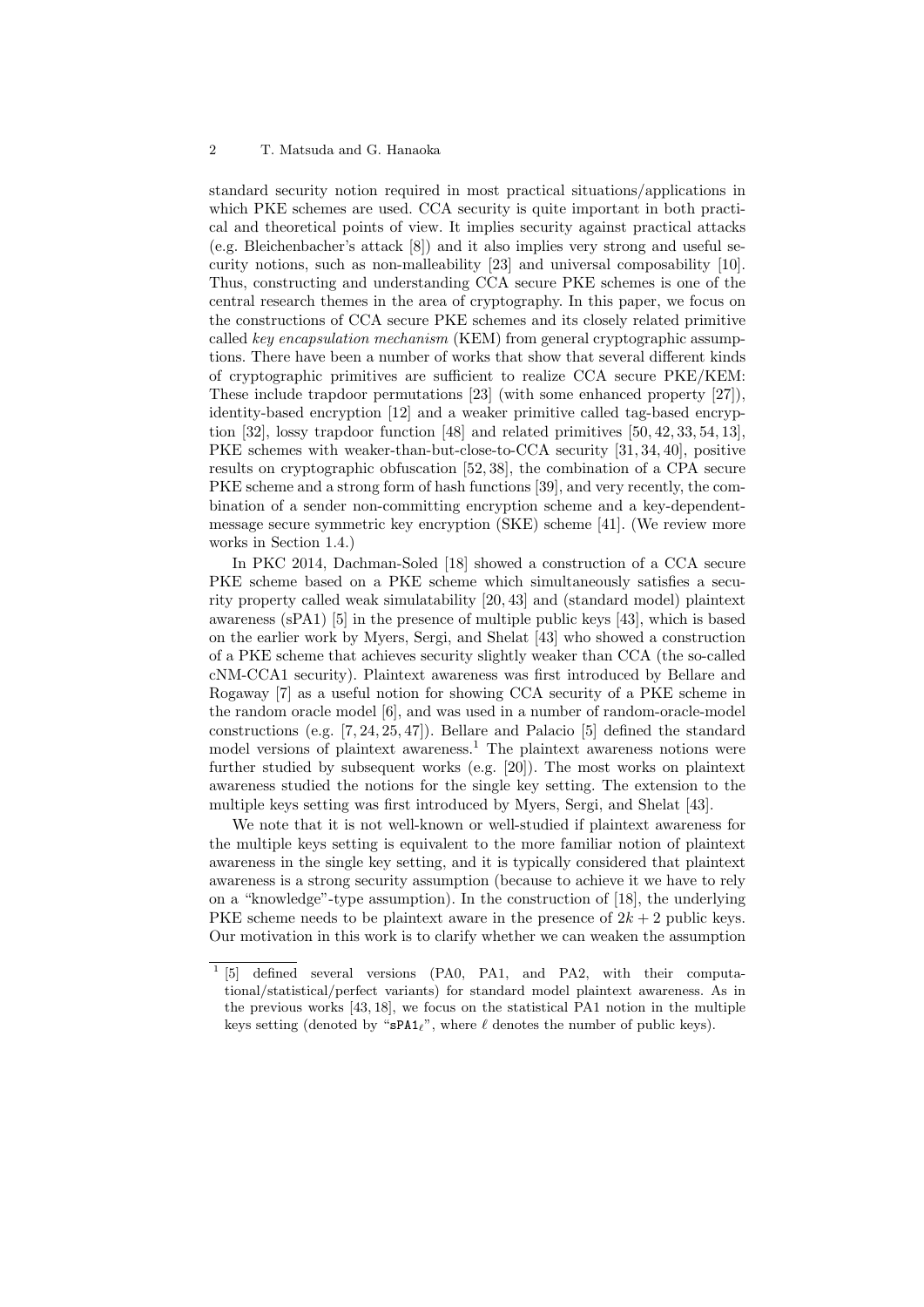standard security notion required in most practical situations/applications in which PKE schemes are used. CCA security is quite important in both practical and theoretical points of view. It implies security against practical attacks (e.g. Bleichenbacher's attack [8]) and it also implies very strong and useful security notions, such as non-malleability [23] and universal composability [10]. Thus, constructing and understanding CCA secure PKE schemes is one of the central research themes in the area of cryptography. In this paper, we focus on the constructions of CCA secure PKE schemes and its closely related primitive called *key encapsulation mechanism* (KEM) from general cryptographic assumptions. There have been a number of works that show that several different kinds of cryptographic primitives are sufficient to realize CCA secure PKE/KEM: These include trapdoor permutations [23] (with some enhanced property [27]), identity-based encryption [12] and a weaker primitive called tag-based encryption [32], lossy trapdoor function [48] and related primitives [50, 42, 33, 54, 13], PKE schemes with weaker-than-but-close-to-CCA security [31, 34, 40], positive results on cryptographic obfuscation [52, 38], the combination of a CPA secure PKE scheme and a strong form of hash functions [39], and very recently, the combination of a sender non-committing encryption scheme and a key-dependent-message secure symmetric key encryption (SKE) scheme [41]. (We review more works in Section 1.4.)

In PKC 2014, Dachman-Soled [18] showed a construction of a CCA secure PKE scheme based on a PKE scheme which simultaneously satisfies a security property called weak simulatability [20, 43] and (standard model) plaintext awareness (sPA1) [5] in the presence of multiple public keys [43], which is based on the earlier work by Myers, Sergi, and Shelat [43] who showed a construction of a PKE scheme that achieves security slightly weaker than CCA (the so-called cNM-CCA1 security). Plaintext awareness was first introduced by Bellare and Rogaway [7] as a useful notion for showing CCA security of a PKE scheme in the random oracle model [6], and was used in a number of random-oracle-model constructions (e.g. [7, 24, 25, 47]). Bellare and Palacio [5] defined the standard model versions of plaintext awareness.[1] The plaintext awareness notions were further studied by subsequent works (e.g. [20]). The most works on plaintext awareness studied the notions for the single key setting. The extension to the multiple keys setting was first introduced by Myers, Sergi, and Shelat [43].

We note that it is not well-known or well-studied if plaintext awareness for the multiple keys setting is equivalent to the more familiar notion of plaintext awareness in the single key setting, and it is typically considered that plaintext awareness is a strong security assumption (because to achieve it we have to rely on a "knowledge"-type assumption). In the construction of [18], the underlying PKE scheme needs to be plaintext aware in the presence of $2k + 2$ public keys. Our motivation in this work is to clarify whether we can weaken the assumption

---

[1] [5] defined several versions (PA0, PA1, and PA2, with their computational/statistical/perfect variants) for standard model plaintext awareness. As in the previous works [43, 18], we focus on the statistical PA1 notion in the multiple keys setting (denoted by "$\mathtt{sPA1}_\ell$", where $\ell$ denotes the number of public keys).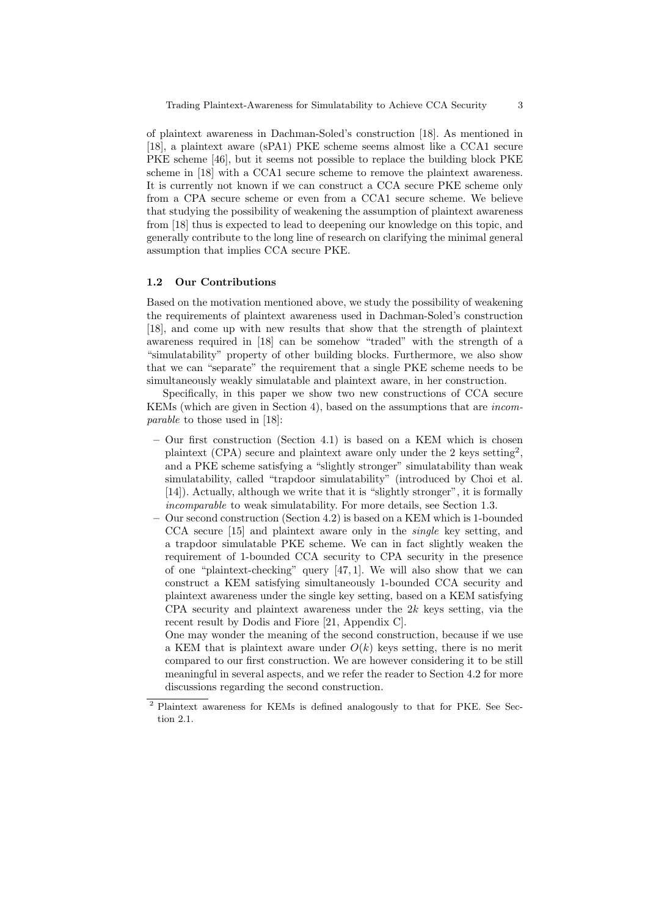of plaintext awareness in Dachman-Soled's construction [18]. As mentioned in [18], a plaintext aware (sPA1) PKE scheme seems almost like a CCA1 secure PKE scheme [46], but it seems not possible to replace the building block PKE scheme in [18] with a CCA1 secure scheme to remove the plaintext awareness. It is currently not known if we can construct a CCA secure PKE scheme only from a CPA secure scheme or even from a CCA1 secure scheme. We believe that studying the possibility of weakening the assumption of plaintext awareness from [18] thus is expected to lead to deepening our knowledge on this topic, and generally contribute to the long line of research on clarifying the minimal general assumption that implies CCA secure PKE.

### 1.2 Our Contributions

Based on the motivation mentioned above, we study the possibility of weakening the requirements of plaintext awareness used in Dachman-Soled's construction [18], and come up with new results that show that the strength of plaintext awareness required in [18] can be somehow "traded" with the strength of a "simulatability" property of other building blocks. Furthermore, we also show that we can "separate" the requirement that a single PKE scheme needs to be simultaneously weakly simulatable and plaintext aware, in her construction.

Specifically, in this paper we show two new constructions of CCA secure KEMs (which are given in Section 4), based on the assumptions that are *incomparable* to those used in [18]:

- Our first construction (Section 4.1) is based on a KEM which is chosen plaintext (CPA) secure and plaintext aware only under the 2 keys setting[2], and a PKE scheme satisfying a "slightly stronger" simulatability than weak simulatability, called "trapdoor simulatability" (introduced by Choi et al. [14]). Actually, although we write that it is "slightly stronger", it is formally *incomparable* to weak simulatability. For more details, see Section 1.3.
- Our second construction (Section 4.2) is based on a KEM which is 1-bounded CCA secure [15] and plaintext aware only in the *single* key setting, and a trapdoor simulatable PKE scheme. We can in fact slightly weaken the requirement of 1-bounded CCA security to CPA security in the presence of one "plaintext-checking" query [47, 1]. We will also show that we can construct a KEM satisfying simultaneously 1-bounded CCA security and plaintext awareness under the single key setting, based on a KEM satisfying CPA security and plaintext awareness under the $2k$ keys setting, via the recent result by Dodis and Fiore [21, Appendix C].

  One may wonder the meaning of the second construction, because if we use a KEM that is plaintext aware under $O(k)$ keys setting, there is no merit compared to our first construction. We are however considering it to be still meaningful in several aspects, and we refer the reader to Section 4.2 for more discussions regarding the second construction.

[2] Plaintext awareness for KEMs is defined analogously to that for PKE. See Section 2.1.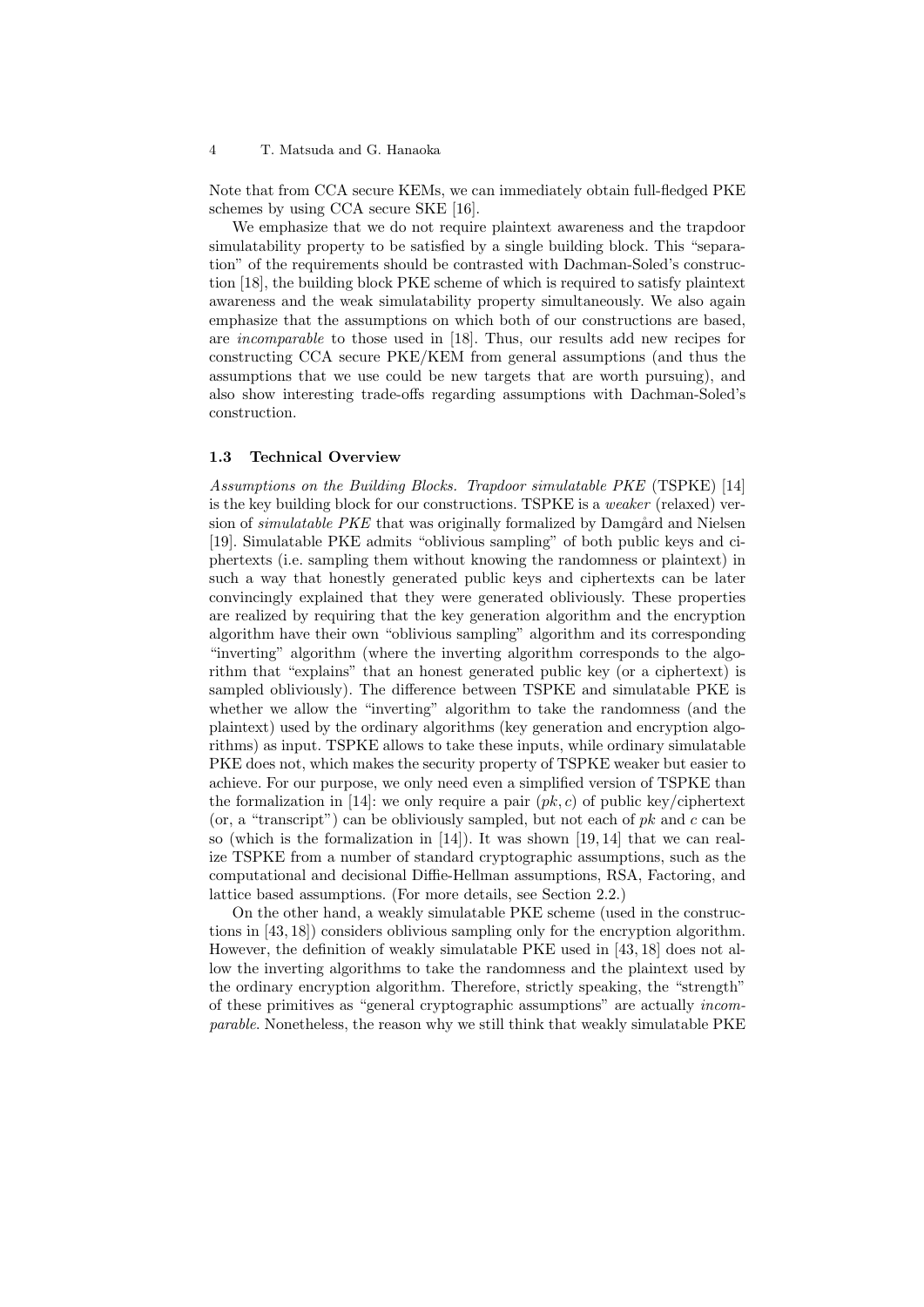Note that from CCA secure KEMs, we can immediately obtain full-fledged PKE schemes by using CCA secure SKE [16].

We emphasize that we do not require plaintext awareness and the trapdoor simulatability property to be satisfied by a single building block. This "separation" of the requirements should be contrasted with Dachman-Soled's construction [18], the building block PKE scheme of which is required to satisfy plaintext awareness and the weak simulatability property simultaneously. We also again emphasize that the assumptions on which both of our constructions are based, are *incomparable* to those used in [18]. Thus, our results add new recipes for constructing CCA secure PKE/KEM from general assumptions (and thus the assumptions that we use could be new targets that are worth pursuing), and also show interesting trade-offs regarding assumptions with Dachman-Soled's construction.

### 1.3 Technical Overview

*Assumptions on the Building Blocks. Trapdoor simulatable PKE* (TSPKE) [14] is the key building block for our constructions. TSPKE is a *weaker* (relaxed) version of *simulatable PKE* that was originally formalized by Damgård and Nielsen [19]. Simulatable PKE admits "oblivious sampling" of both public keys and ciphertexts (i.e. sampling them without knowing the randomness or plaintext) in such a way that honestly generated public keys and ciphertexts can be later convincingly explained that they were generated obliviously. These properties are realized by requiring that the key generation algorithm and the encryption algorithm have their own "oblivious sampling" algorithm and its corresponding "inverting" algorithm (where the inverting algorithm corresponds to the algorithm that "explains" that an honest generated public key (or a ciphertext) is sampled obliviously). The difference between TSPKE and simulatable PKE is whether we allow the "inverting" algorithm to take the randomness (and the plaintext) used by the ordinary algorithms (key generation and encryption algorithms) as input. TSPKE allows to take these inputs, while ordinary simulatable PKE does not, which makes the security property of TSPKE weaker but easier to achieve. For our purpose, we only need even a simplified version of TSPKE than the formalization in [14]: we only require a pair $(pk, c)$ of public key/ciphertext (or, a "transcript") can be obliviously sampled, but not each of $pk$ and $c$ can be so (which is the formalization in [14]). It was shown [19, 14] that we can realize TSPKE from a number of standard cryptographic assumptions, such as the computational and decisional Diffie-Hellman assumptions, RSA, Factoring, and lattice based assumptions. (For more details, see Section 2.2.)

On the other hand, a weakly simulatable PKE scheme (used in the constructions in [43, 18]) considers oblivious sampling only for the encryption algorithm. However, the definition of weakly simulatable PKE used in [43, 18] does not allow the inverting algorithms to take the randomness and the plaintext used by the ordinary encryption algorithm. Therefore, strictly speaking, the "strength" of these primitives as "general cryptographic assumptions" are actually *incomparable*. Nonetheless, the reason why we still think that weakly simulatable PKE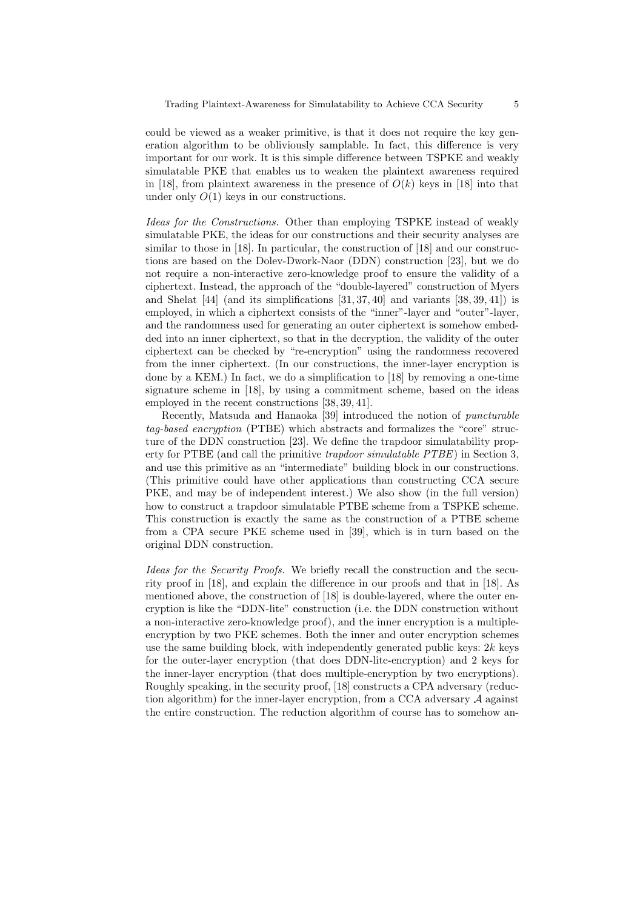could be viewed as a weaker primitive, is that it does not require the key generation algorithm to be obliviously samplable. In fact, this difference is very important for our work. It is this simple difference between TSPKE and weakly simulatable PKE that enables us to weaken the plaintext awareness required in [18], from plaintext awareness in the presence of $O(k)$ keys in [18] into that under only $O(1)$ keys in our constructions.

*Ideas for the Constructions.* Other than employing TSPKE instead of weakly simulatable PKE, the ideas for our constructions and their security analyses are similar to those in [18]. In particular, the construction of [18] and our constructions are based on the Dolev-Dwork-Naor (DDN) construction [23], but we do not require a non-interactive zero-knowledge proof to ensure the validity of a ciphertext. Instead, the approach of the "double-layered" construction of Myers and Shelat [44] (and its simplifications [31, 37, 40] and variants [38, 39, 41]) is employed, in which a ciphertext consists of the "inner"-layer and "outer"-layer, and the randomness used for generating an outer ciphertext is somehow embedded into an inner ciphertext, so that in the decryption, the validity of the outer ciphertext can be checked by "re-encryption" using the randomness recovered from the inner ciphertext. (In our constructions, the inner-layer encryption is done by a KEM.) In fact, we do a simplification to [18] by removing a one-time signature scheme in [18], by using a commitment scheme, based on the ideas employed in the recent constructions [38, 39, 41].

Recently, Matsuda and Hanaoka [39] introduced the notion of *puncturable tag-based encryption* (PTBE) which abstracts and formalizes the "core" structure of the DDN construction [23]. We define the trapdoor simulatability property for PTBE (and call the primitive *trapdoor simulatable PTBE*) in Section 3, and use this primitive as an "intermediate" building block in our constructions. (This primitive could have other applications than constructing CCA secure PKE, and may be of independent interest.) We also show (in the full version) how to construct a trapdoor simulatable PTBE scheme from a TSPKE scheme. This construction is exactly the same as the construction of a PTBE scheme from a CPA secure PKE scheme used in [39], which is in turn based on the original DDN construction.

*Ideas for the Security Proofs.* We briefly recall the construction and the security proof in [18], and explain the difference in our proofs and that in [18]. As mentioned above, the construction of [18] is double-layered, where the outer encryption is like the "DDN-lite" construction (i.e. the DDN construction without a non-interactive zero-knowledge proof), and the inner encryption is a multiple-encryption by two PKE schemes. Both the inner and outer encryption schemes use the same building block, with independently generated public keys: $2k$ keys for the outer-layer encryption (that does DDN-lite-encryption) and 2 keys for the inner-layer encryption (that does multiple-encryption by two encryptions). Roughly speaking, in the security proof, [18] constructs a CPA adversary (reduction algorithm) for the inner-layer encryption, from a CCA adversary $\mathcal{A}$ against the entire construction. The reduction algorithm of course has to somehow an-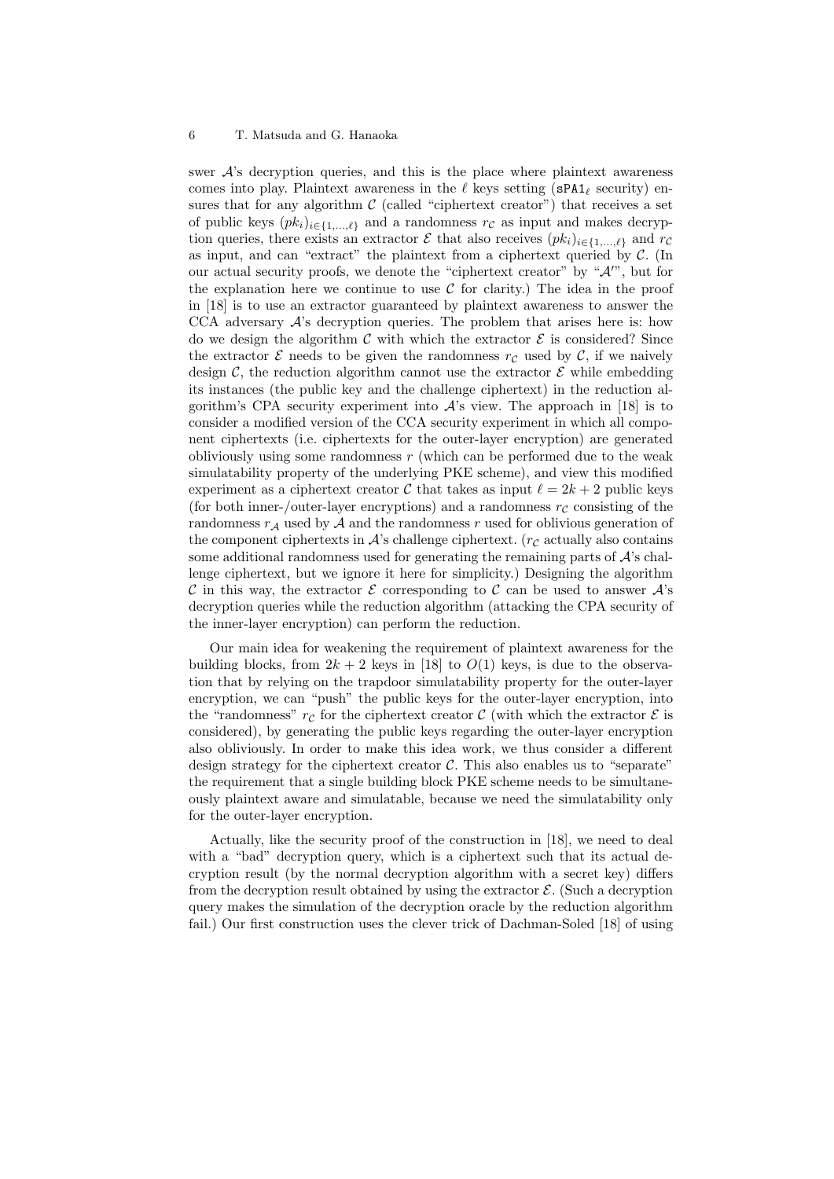swer $\mathcal{A}$'s decryption queries, and this is the place where plaintext awareness comes into play. Plaintext awareness in the $\ell$ keys setting ($\mathtt{sPA1}_\ell$ security) ensures that for any algorithm $\mathcal{C}$ (called "ciphertext creator") that receives a set of public keys $(pk_i)_{i \in \{1,\dots,\ell\}}$ and a randomness $r_\mathcal{C}$ as input and makes decryption queries, there exists an extractor $\mathcal{E}$ that also receives $(pk_i)_{i \in \{1,\dots,\ell\}}$ and $r_\mathcal{C}$ as input, and can "extract" the plaintext from a ciphertext queried by $\mathcal{C}$. (In our actual security proofs, we denote the "ciphertext creator" by "$\mathcal{A}'$", but for the explanation here we continue to use $\mathcal{C}$ for clarity.) The idea in the proof in [18] is to use an extractor guaranteed by plaintext awareness to answer the CCA adversary $\mathcal{A}$'s decryption queries. The problem that arises here is: how do we design the algorithm $\mathcal{C}$ with which the extractor $\mathcal{E}$ is considered? Since the extractor $\mathcal{E}$ needs to be given the randomness $r_\mathcal{C}$ used by $\mathcal{C}$, if we naively design $\mathcal{C}$, the reduction algorithm cannot use the extractor $\mathcal{E}$ while embedding its instances (the public key and the challenge ciphertext) in the reduction algorithm's CPA security experiment into $\mathcal{A}$'s view. The approach in [18] is to consider a modified version of the CCA security experiment in which all component ciphertexts (i.e. ciphertexts for the outer-layer encryption) are generated obliviously using some randomness $r$ (which can be performed due to the weak simulatability property of the underlying PKE scheme), and view this modified experiment as a ciphertext creator $\mathcal{C}$ that takes as input $\ell = 2k + 2$ public keys (for both inner-/outer-layer encryptions) and a randomness $r_\mathcal{C}$ consisting of the randomness $r_\mathcal{A}$ used by $\mathcal{A}$ and the randomness $r$ used for oblivious generation of the component ciphertexts in $\mathcal{A}$'s challenge ciphertext. ($r_\mathcal{C}$ actually also contains some additional randomness used for generating the remaining parts of $\mathcal{A}$'s challenge ciphertext, but we ignore it here for simplicity.) Designing the algorithm $\mathcal{C}$ in this way, the extractor $\mathcal{E}$ corresponding to $\mathcal{C}$ can be used to answer $\mathcal{A}$'s decryption queries while the reduction algorithm (attacking the CPA security of the inner-layer encryption) can perform the reduction.

Our main idea for weakening the requirement of plaintext awareness for the building blocks, from $2k + 2$ keys in [18] to $O(1)$ keys, is due to the observation that by relying on the trapdoor simulatability property for the outer-layer encryption, we can "push" the public keys for the outer-layer encryption, into the "randomness" $r_\mathcal{C}$ for the ciphertext creator $\mathcal{C}$ (with which the extractor $\mathcal{E}$ is considered), by generating the public keys regarding the outer-layer encryption also obliviously. In order to make this idea work, we thus consider a different design strategy for the ciphertext creator $\mathcal{C}$. This also enables us to "separate" the requirement that a single building block PKE scheme needs to be simultaneously plaintext aware and simulatable, because we need the simulatability only for the outer-layer encryption.

Actually, like the security proof of the construction in [18], we need to deal with a "bad" decryption query, which is a ciphertext such that its actual decryption result (by the normal decryption algorithm with a secret key) differs from the decryption result obtained by using the extractor $\mathcal{E}$. (Such a decryption query makes the simulation of the decryption oracle by the reduction algorithm fail.) Our first construction uses the clever trick of Dachman-Soled [18] of using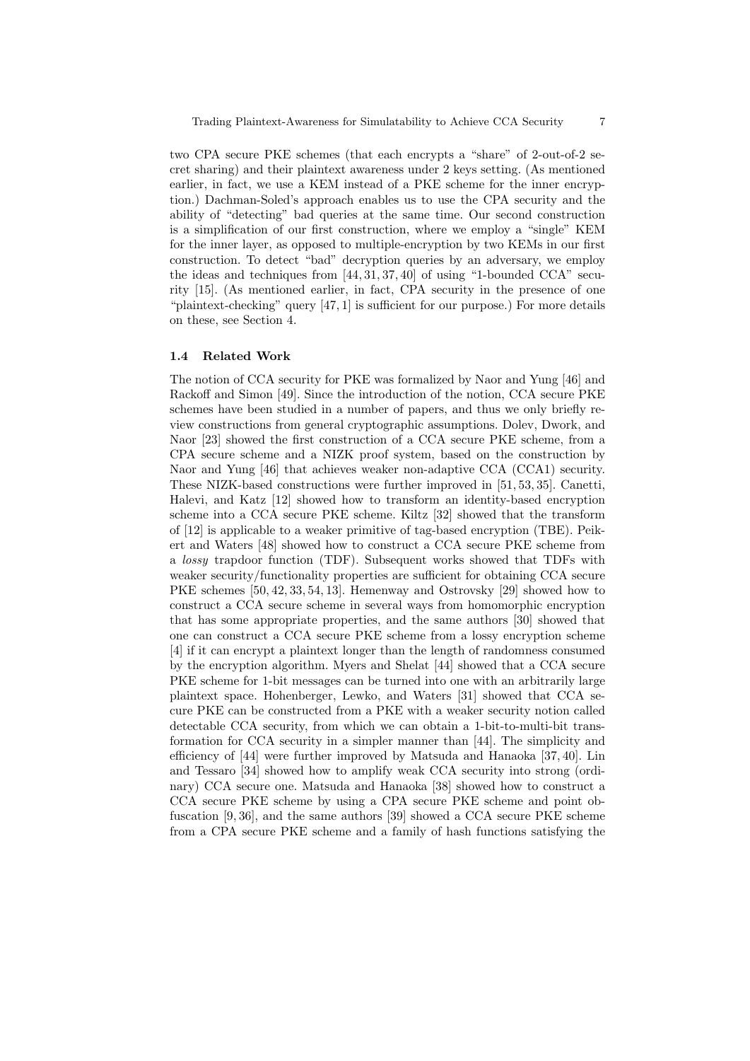two CPA secure PKE schemes (that each encrypts a "share" of 2-out-of-2 secret sharing) and their plaintext awareness under 2 keys setting. (As mentioned earlier, in fact, we use a KEM instead of a PKE scheme for the inner encryption.) Dachman-Soled's approach enables us to use the CPA security and the ability of "detecting" bad queries at the same time. Our second construction is a simplification of our first construction, where we employ a "single" KEM for the inner layer, as opposed to multiple-encryption by two KEMs in our first construction. To detect "bad" decryption queries by an adversary, we employ the ideas and techniques from [44, 31, 37, 40] of using "1-bounded CCA" security [15]. (As mentioned earlier, in fact, CPA security in the presence of one "plaintext-checking" query [47, 1] is sufficient for our purpose.) For more details on these, see Section 4.

### 1.4 Related Work

The notion of CCA security for PKE was formalized by Naor and Yung [46] and Rackoff and Simon [49]. Since the introduction of the notion, CCA secure PKE schemes have been studied in a number of papers, and thus we only briefly review constructions from general cryptographic assumptions. Dolev, Dwork, and Naor [23] showed the first construction of a CCA secure PKE scheme, from a CPA secure scheme and a NIZK proof system, based on the construction by Naor and Yung [46] that achieves weaker non-adaptive CCA (CCA1) security. These NIZK-based constructions were further improved in [51, 53, 35]. Canetti, Halevi, and Katz [12] showed how to transform an identity-based encryption scheme into a CCA secure PKE scheme. Kiltz [32] showed that the transform of [12] is applicable to a weaker primitive of tag-based encryption (TBE). Peikert and Waters [48] showed how to construct a CCA secure PKE scheme from a *lossy* trapdoor function (TDF). Subsequent works showed that TDFs with weaker security/functionality properties are sufficient for obtaining CCA secure PKE schemes [50, 42, 33, 54, 13]. Hemenway and Ostrovsky [29] showed how to construct a CCA secure scheme in several ways from homomorphic encryption that has some appropriate properties, and the same authors [30] showed that one can construct a CCA secure PKE scheme from a lossy encryption scheme [4] if it can encrypt a plaintext longer than the length of randomness consumed by the encryption algorithm. Myers and Shelat [44] showed that a CCA secure PKE scheme for 1-bit messages can be turned into one with an arbitrarily large plaintext space. Hohenberger, Lewko, and Waters [31] showed that CCA secure PKE can be constructed from a PKE with a weaker security notion called detectable CCA security, from which we can obtain a 1-bit-to-multi-bit transformation for CCA security in a simpler manner than [44]. The simplicity and efficiency of [44] were further improved by Matsuda and Hanaoka [37, 40]. Lin and Tessaro [34] showed how to amplify weak CCA security into strong (ordinary) CCA secure one. Matsuda and Hanaoka [38] showed how to construct a CCA secure PKE scheme by using a CPA secure PKE scheme and point obfuscation [9, 36], and the same authors [39] showed a CCA secure PKE scheme from a CPA secure PKE scheme and a family of hash functions satisfying the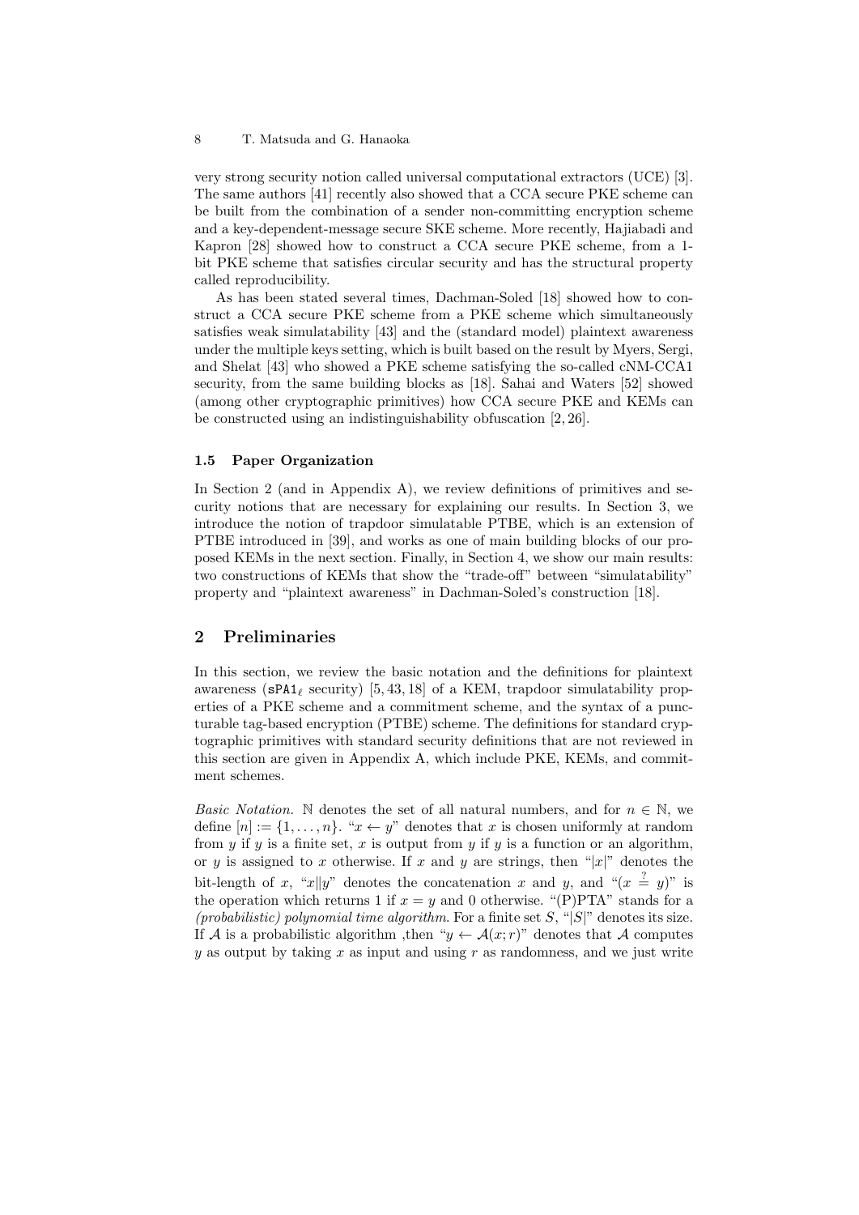very strong security notion called universal computational extractors (UCE) [3]. The same authors [41] recently also showed that a CCA secure PKE scheme can be built from the combination of a sender non-committing encryption scheme and a key-dependent-message secure SKE scheme. More recently, Hajiabadi and Kapron [28] showed how to construct a CCA secure PKE scheme, from a 1-bit PKE scheme that satisfies circular security and has the structural property called reproducibility.

As has been stated several times, Dachman-Soled [18] showed how to construct a CCA secure PKE scheme from a PKE scheme which simultaneously satisfies weak simulatability [43] and the (standard model) plaintext awareness under the multiple keys setting, which is built based on the result by Myers, Sergi, and Shelat [43] who showed a PKE scheme satisfying the so-called cNM-CCA1 security, from the same building blocks as [18]. Sahai and Waters [52] showed (among other cryptographic primitives) how CCA secure PKE and KEMs can be constructed using an indistinguishability obfuscation [2, 26].

### 1.5 Paper Organization

In Section 2 (and in Appendix A), we review definitions of primitives and security notions that are necessary for explaining our results. In Section 3, we introduce the notion of trapdoor simulatable PTBE, which is an extension of PTBE introduced in [39], and works as one of main building blocks of our proposed KEMs in the next section. Finally, in Section 4, we show our main results: two constructions of KEMs that show the "trade-off" between "simulatability" property and "plaintext awareness" in Dachman-Soled's construction [18].

## 2 Preliminaries

In this section, we review the basic notation and the definitions for plaintext awareness ($\mathtt{sPA1}_\ell$ security) [5, 43, 18] of a KEM, trapdoor simulatability properties of a PKE scheme and a commitment scheme, and the syntax of a puncturable tag-based encryption (PTBE) scheme. The definitions for standard cryptographic primitives with standard security definitions that are not reviewed in this section are given in Appendix A, which include PKE, KEMs, and commitment schemes.

*Basic Notation.* $\mathbb{N}$ denotes the set of all natural numbers, and for $n \in \mathbb{N}$, we define $[n] := \{1, \dots, n\}$. "$x \leftarrow y$" denotes that $x$ is chosen uniformly at random from $y$ if $y$ is a finite set, $x$ is output from $y$ if $y$ is a function or an algorithm, or $y$ is assigned to $x$ otherwise. If $x$ and $y$ are strings, then "$|x|$" denotes the bit-length of $x$, "$x \| y$" denotes the concatenation $x$ and $y$, and "$(x \stackrel{?}{=} y)$" is the operation which returns 1 if $x = y$ and 0 otherwise. "(P)PTA" stands for a *(probabilistic) polynomial time algorithm*. For a finite set $S$, "$|S|$" denotes its size. If $\mathcal{A}$ is a probabilistic algorithm ,then "$y \leftarrow \mathcal{A}(x; r)$" denotes that $\mathcal{A}$ computes $y$ as output by taking $x$ as input and using $r$ as randomness, and we just write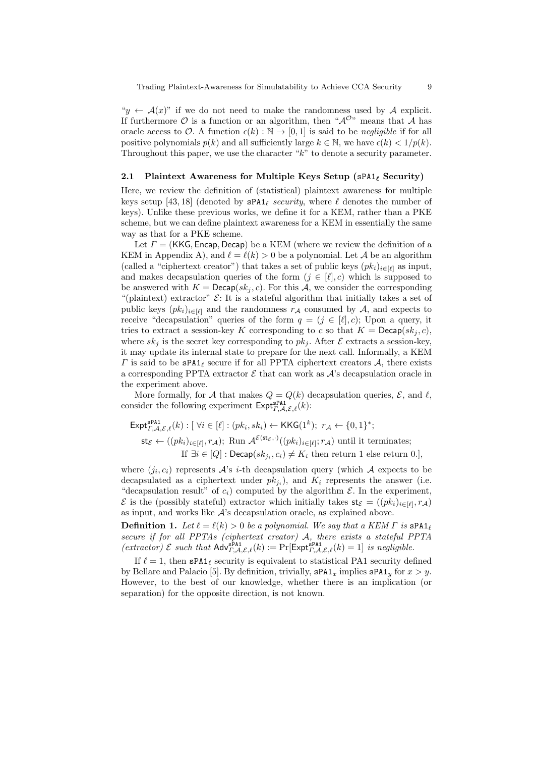"$y \leftarrow \mathcal{A}(x)$" if we do not need to make the randomness used by $\mathcal{A}$ explicit. If furthermore $\mathcal{O}$ is a function or an algorithm, then "$\mathcal{A}^{\mathcal{O}}$" means that $\mathcal{A}$ has oracle access to $\mathcal{O}$. A function $\epsilon(k) : \mathbb{N} \to [0,1]$ is said to be *negligible* if for all positive polynomials $p(k)$ and all sufficiently large $k \in \mathbb{N}$, we have $\epsilon(k) < 1/p(k)$. Throughout this paper, we use the character "$k$" to denote a security parameter.

### 2.1 Plaintext Awareness for Multiple Keys Setup ($\mathtt{sPA1}_\ell$ Security)

Here, we review the definition of (statistical) plaintext awareness for multiple keys setup [43, 18] (denoted by $\mathtt{sPA1}_\ell$ *security*, where $\ell$ denotes the number of keys). Unlike these previous works, we define it for a KEM, rather than a PKE scheme, but we can define plaintext awareness for a KEM in essentially the same way as that for a PKE scheme.

Let $\Gamma = (\mathsf{KKG}, \mathsf{Encap}, \mathsf{Decap})$ be a KEM (where we review the definition of a KEM in Appendix A), and $\ell = \ell(k) > 0$ be a polynomial. Let $\mathcal{A}$ be an algorithm (called a "ciphertext creator") that takes a set of public keys $(pk_i)_{i \in [\ell]}$ as input, and makes decapsulation queries of the form $(j \in [\ell], c)$ which is supposed to be answered with $K = \mathsf{Decap}(sk_j, c)$. For this $\mathcal{A}$, we consider the corresponding "(plaintext) extractor" $\mathcal{E}$: It is a stateful algorithm that initially takes a set of public keys $(pk_i)_{i \in [\ell]}$ and the randomness $r_\mathcal{A}$ consumed by $\mathcal{A}$, and expects to receive "decapsulation" queries of the form $q = (j \in [\ell], c)$; Upon a query, it tries to extract a session-key $K$ corresponding to $c$ so that $K = \mathsf{Decap}(sk_j, c)$, where $sk_j$ is the secret key corresponding to $pk_j$. After $\mathcal{E}$ extracts a session-key, it may update its internal state to prepare for the next call. Informally, a KEM $\Gamma$ is said to be $\mathtt{sPA1}_\ell$ secure if for all PPTA ciphertext creators $\mathcal{A}$, there exists a corresponding PPTA extractor $\mathcal{E}$ that can work as $\mathcal{A}$'s decapsulation oracle in the experiment above.

More formally, for $\mathcal{A}$ that makes $Q = Q(k)$ decapsulation queries, $\mathcal{E}$, and $\ell$, consider the following experiment $\mathsf{Expt}^{\mathtt{sPA1}}_{\Gamma,\mathcal{A},\mathcal{E},\ell}(k)$:

$$\begin{aligned}
\mathsf{Expt}^{\mathtt{sPA1}}_{\Gamma,\mathcal{A},\mathcal{E},\ell}(k) : [\ & \forall i \in [\ell] : (pk_i, sk_i) \leftarrow \mathsf{KKG}(1^k);\ r_\mathcal{A} \leftarrow \{0,1\}^*; \\
& \mathsf{st}_\mathcal{E} \leftarrow ((pk_i)_{i \in [\ell]}, r_\mathcal{A});\ \text{Run } \mathcal{A}^{\mathcal{E}(\mathsf{st}_\mathcal{E}, \cdot)}((pk_i)_{i \in [\ell]}; r_\mathcal{A}) \text{ until it terminates}; \\
& \text{If } \exists i \in [Q] : \mathsf{Decap}(sk_{j_i}, c_i) \neq K_i \text{ then return 1 else return 0.}],
\end{aligned}$$

where $(j_i, c_i)$ represents $\mathcal{A}$'s $i$-th decapsulation query (which $\mathcal{A}$ expects to be decapsulated as a ciphertext under $pk_{j_i}$), and $K_i$ represents the answer (i.e. "decapsulation result" of $c_i$) computed by the algorithm $\mathcal{E}$. In the experiment, $\mathcal{E}$ is the (possibly stateful) extractor which initially takes $\mathsf{st}_\mathcal{E} = ((pk_i)_{i \in [\ell]}, r_\mathcal{A})$ as input, and works like $\mathcal{A}$'s decapsulation oracle, as explained above.

**Definition 1.** *Let $\ell = \ell(k) > 0$ be a polynomial. We say that a KEM $\Gamma$ is $\mathtt{sPA1}_\ell$ secure if for all PPTAs (ciphertext creator) $\mathcal{A}$, there exists a stateful PPTA (extractor) $\mathcal{E}$ such that $\mathsf{Adv}^{\mathtt{sPA1}}_{\Gamma,\mathcal{A},\mathcal{E},\ell}(k) := \Pr[\mathsf{Expt}^{\mathtt{sPA1}}_{\Gamma,\mathcal{A},\mathcal{E},\ell}(k) = 1]$ is negligible.*

If $\ell = 1$, then $\mathtt{sPA1}_\ell$ security is equivalent to statistical PA1 security defined by Bellare and Palacio [5]. By definition, trivially, $\mathtt{sPA1}_x$ implies $\mathtt{sPA1}_y$ for $x > y$. However, to the best of our knowledge, whether there is an implication (or separation) for the opposite direction, is not known.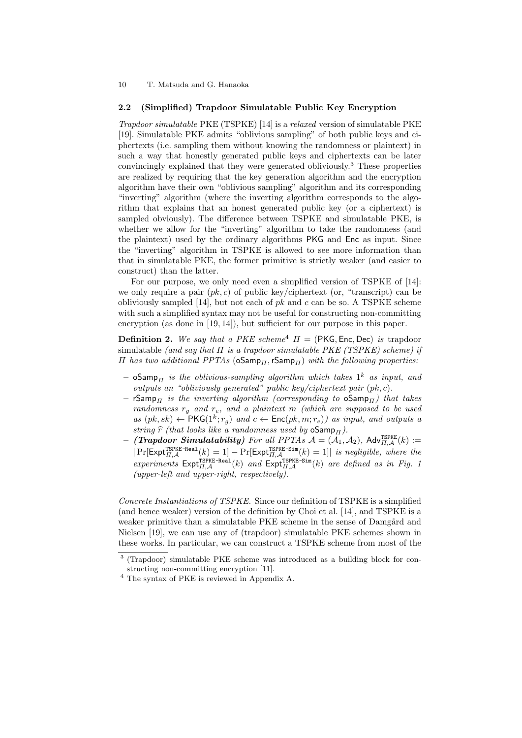### 2.2 (Simplified) Trapdoor Simulatable Public Key Encryption

*Trapdoor simulatable* PKE (TSPKE) [14] is a *relaxed* version of simulatable PKE [19]. Simulatable PKE admits "oblivious sampling" of both public keys and ciphertexts (i.e. sampling them without knowing the randomness or plaintext) in such a way that honestly generated public keys and ciphertexts can be later convincingly explained that they were generated obliviously.[3] These properties are realized by requiring that the key generation algorithm and the encryption algorithm have their own "oblivious sampling" algorithm and its corresponding "inverting" algorithm (where the inverting algorithm corresponds to the algorithm that explains that an honest generated public key (or a ciphertext) is sampled obviously). The difference between TSPKE and simulatable PKE, is whether we allow for the "inverting" algorithm to take the randomness (and the plaintext) used by the ordinary algorithms $\mathsf{PKG}$ and $\mathsf{Enc}$ as input. Since the "inverting" algorithm in TSPKE is allowed to see more information than that in simulatable PKE, the former primitive is strictly weaker (and easier to construct) than the latter.

For our purpose, we only need even a simplified version of TSPKE of [14]: we only require a pair $(pk, c)$ of public key/ciphertext (or, "transcript") can be obliviously sampled [14], but not each of $pk$ and $c$ can be so. A TSPKE scheme with such a simplified syntax may not be useful for constructing non-committing encryption (as done in [19, 14]), but sufficient for our purpose in this paper.

**Definition 2.** *We say that a PKE scheme*[4] $\Pi = (\mathsf{PKG}, \mathsf{Enc}, \mathsf{Dec})$ *is* trapdoor simulatable *(and say that $\Pi$ is a trapdoor simulatable PKE (TSPKE) scheme) if $\Pi$ has two additional PPTAs $(\mathsf{oSamp}_\Pi, \mathsf{rSamp}_\Pi)$ with the following properties:*

- $\mathsf{oSamp}_\Pi$ *is the oblivious-sampling algorithm which takes $1^k$ as input, and outputs an "obliviously generated" public key/ciphertext pair $(pk, c)$.*
- $\mathsf{rSamp}_\Pi$ *is the inverting algorithm (corresponding to $\mathsf{oSamp}_\Pi$) that takes randomness $r_g$ and $r_e$, and a plaintext $m$ (which are supposed to be used as $(pk, sk) \leftarrow \mathsf{PKG}(1^k; r_g)$ and $c \leftarrow \mathsf{Enc}(pk, m; r_e)$) as input, and outputs a string $\widehat{r}$ (that looks like a randomness used by $\mathsf{oSamp}_\Pi$).*
- ***(Trapdoor Simulatability)*** *For all PPTAs $\mathcal{A} = (\mathcal{A}_1, \mathcal{A}_2)$, $\mathsf{Adv}^{\mathtt{TSPKE}}_{\Pi,\mathcal{A}}(k) := |\Pr[\mathsf{Expt}^{\mathtt{TSPKE\text{-}Real}}_{\Pi,\mathcal{A}}(k) = 1] - \Pr[\mathsf{Expt}^{\mathtt{TSPKE\text{-}Sim}}_{\Pi,\mathcal{A}}(k) = 1]|$ is negligible, where the experiments $\mathsf{Expt}^{\mathtt{TSPKE\text{-}Real}}_{\Pi,\mathcal{A}}(k)$ and $\mathsf{Expt}^{\mathtt{TSPKE\text{-}Sim}}_{\Pi,\mathcal{A}}(k)$ are defined as in Fig. 1 (upper-left and upper-right, respectively).*

*Concrete Instantiations of TSPKE.* Since our definition of TSPKE is a simplified (and hence weaker) version of the definition by Choi et al. [14], and TSPKE is a weaker primitive than a simulatable PKE scheme in the sense of Damgård and Nielsen [19], we can use any of (trapdoor) simulatable PKE schemes shown in these works. In particular, we can construct a TSPKE scheme from most of the

[3] (Trapdoor) simulatable PKE scheme was introduced as a building block for constructing non-committing encryption [11].

[4] The syntax of PKE is reviewed in Appendix A.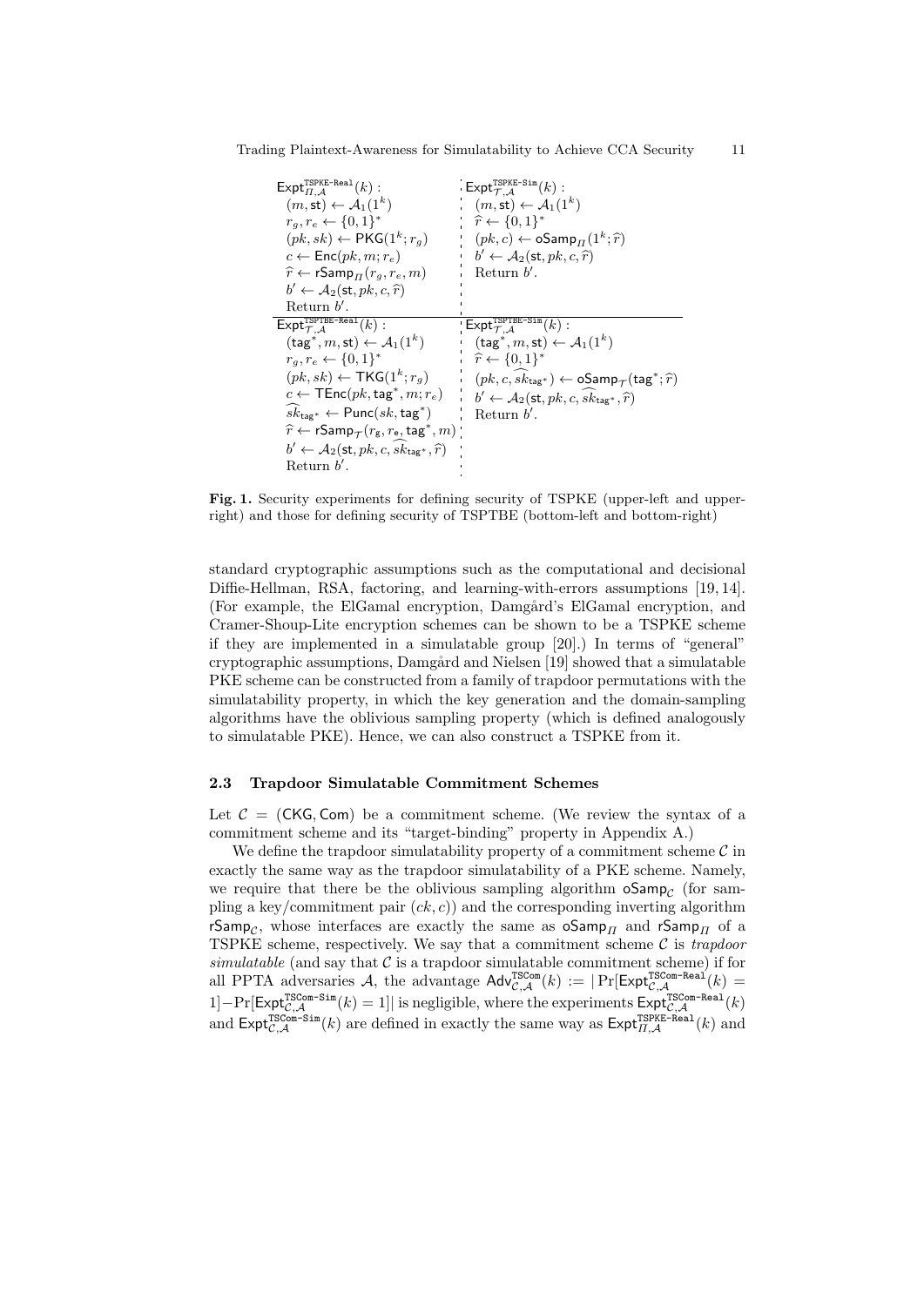| $\mathsf{Expt}^{\mathtt{TSPKE\text{-}Real}}_{\Pi,\mathcal{A}}(k)$ : | $\mathsf{Expt}^{\mathtt{TSPKE\text{-}Sim}}_{\mathcal{T},\mathcal{A}}(k)$ : |
|---|---|
| $(m, \mathsf{st}) \leftarrow \mathcal{A}_1(1^k)$ | $(m, \mathsf{st}) \leftarrow \mathcal{A}_1(1^k)$ |
| $r_g, r_e \leftarrow \{0,1\}^*$ | $\widehat{r} \leftarrow \{0,1\}^*$ |
| $(pk, sk) \leftarrow \mathsf{PKG}(1^k; r_g)$ | $(pk, c) \leftarrow \mathsf{oSamp}_\Pi(1^k; \widehat{r})$ |
| $c \leftarrow \mathsf{Enc}(pk, m; r_e)$ | $b' \leftarrow \mathcal{A}_2(\mathsf{st}, pk, c, \widehat{r})$ |
| $\widehat{r} \leftarrow \mathsf{rSamp}_\Pi(r_g, r_e, m)$ | Return $b'$. |
| $b' \leftarrow \mathcal{A}_2(\mathsf{st}, pk, c, \widehat{r})$ | |
| Return $b'$. | |

| $\mathsf{Expt}^{\mathtt{TSPTBE\text{-}Real}}_{\mathcal{T},\mathcal{A}}(k)$ : | $\mathsf{Expt}^{\mathtt{TSPTBE\text{-}Sim}}_{\mathcal{T},\mathcal{A}}(k)$ : |
|---|---|
| $(\mathsf{tag}^*, m, \mathsf{st}) \leftarrow \mathcal{A}_1(1^k)$ | $(\mathsf{tag}^*, m, \mathsf{st}) \leftarrow \mathcal{A}_1(1^k)$ |
| $r_g, r_e \leftarrow \{0,1\}^*$ | $\widehat{r} \leftarrow \{0,1\}^*$ |
| $(pk, sk) \leftarrow \mathsf{TKG}(1^k; r_g)$ | $(pk, c, \widehat{sk}_{\mathsf{tag}^*}) \leftarrow \mathsf{oSamp}_\mathcal{T}(\mathsf{tag}^*; \widehat{r})$ |
| $c \leftarrow \mathsf{TEnc}(pk, \mathsf{tag}^*, m; r_e)$ | $b' \leftarrow \mathcal{A}_2(\mathsf{st}, pk, c, \widehat{sk}_{\mathsf{tag}^*}, \widehat{r})$ |
| $\widehat{sk}_{\mathsf{tag}^*} \leftarrow \mathsf{Punc}(sk, \mathsf{tag}^*)$ | Return $b'$. |
| $\widehat{r} \leftarrow \mathsf{rSamp}_\mathcal{T}(r_g, r_e, \mathsf{tag}^*, m)$ | |
| $b' \leftarrow \mathcal{A}_2(\mathsf{st}, pk, c, \widehat{sk}_{\mathsf{tag}^*}, \widehat{r})$ | |
| Return $b'$. | |

**Fig. 1.** Security experiments for defining security of TSPKE (upper-left and upper-right) and those for defining security of TSPTBE (bottom-left and bottom-right)

standard cryptographic assumptions such as the computational and decisional Diffie-Hellman, RSA, factoring, and learning-with-errors assumptions [19, 14]. (For example, the ElGamal encryption, Damgård's ElGamal encryption, and Cramer-Shoup-Lite encryption schemes can be shown to be a TSPKE scheme if they are implemented in a simulatable group [20].) In terms of "general" cryptographic assumptions, Damgård and Nielsen [19] showed that a simulatable PKE scheme can be constructed from a family of trapdoor permutations with the simulatability property, in which the key generation and the domain-sampling algorithms have the oblivious sampling property (which is defined analogously to simulatable PKE). Hence, we can also construct a TSPKE from it.

### 2.3 Trapdoor Simulatable Commitment Schemes

Let $\mathcal{C} = (\mathsf{CKG}, \mathsf{Com})$ be a commitment scheme. (We review the syntax of a commitment scheme and its "target-binding" property in Appendix A.)

We define the trapdoor simulatability property of a commitment scheme $\mathcal{C}$ in exactly the same way as the trapdoor simulatability of a PKE scheme. Namely, we require that there be the oblivious sampling algorithm $\mathsf{oSamp}_\mathcal{C}$ (for sampling a key/commitment pair $(ck, c)$) and the corresponding inverting algorithm $\mathsf{rSamp}_\mathcal{C}$, whose interfaces are exactly the same as $\mathsf{oSamp}_\Pi$ and $\mathsf{rSamp}_\Pi$ of a TSPKE scheme, respectively. We say that a commitment scheme $\mathcal{C}$ is *trapdoor simulatable* (and say that $\mathcal{C}$ is a trapdoor simulatable commitment scheme) if for all PPTA adversaries $\mathcal{A}$, the advantage $\mathsf{Adv}^{\mathtt{TSCom}}_{\mathcal{C},\mathcal{A}}(k) := |\Pr[\mathsf{Expt}^{\mathtt{TSCom\text{-}Real}}_{\mathcal{C},\mathcal{A}}(k) = 1] - \Pr[\mathsf{Expt}^{\mathtt{TSCom\text{-}Sim}}_{\mathcal{C},\mathcal{A}}(k) = 1]|$ is negligible, where the experiments $\mathsf{Expt}^{\mathtt{TSCom\text{-}Real}}_{\mathcal{C},\mathcal{A}}(k)$ and $\mathsf{Expt}^{\mathtt{TSCom\text{-}Sim}}_{\mathcal{C},\mathcal{A}}(k)$ are defined in exactly the same way as $\mathsf{Expt}^{\mathtt{TSPKE\text{-}Real}}_{\Pi,\mathcal{A}}(k)$ and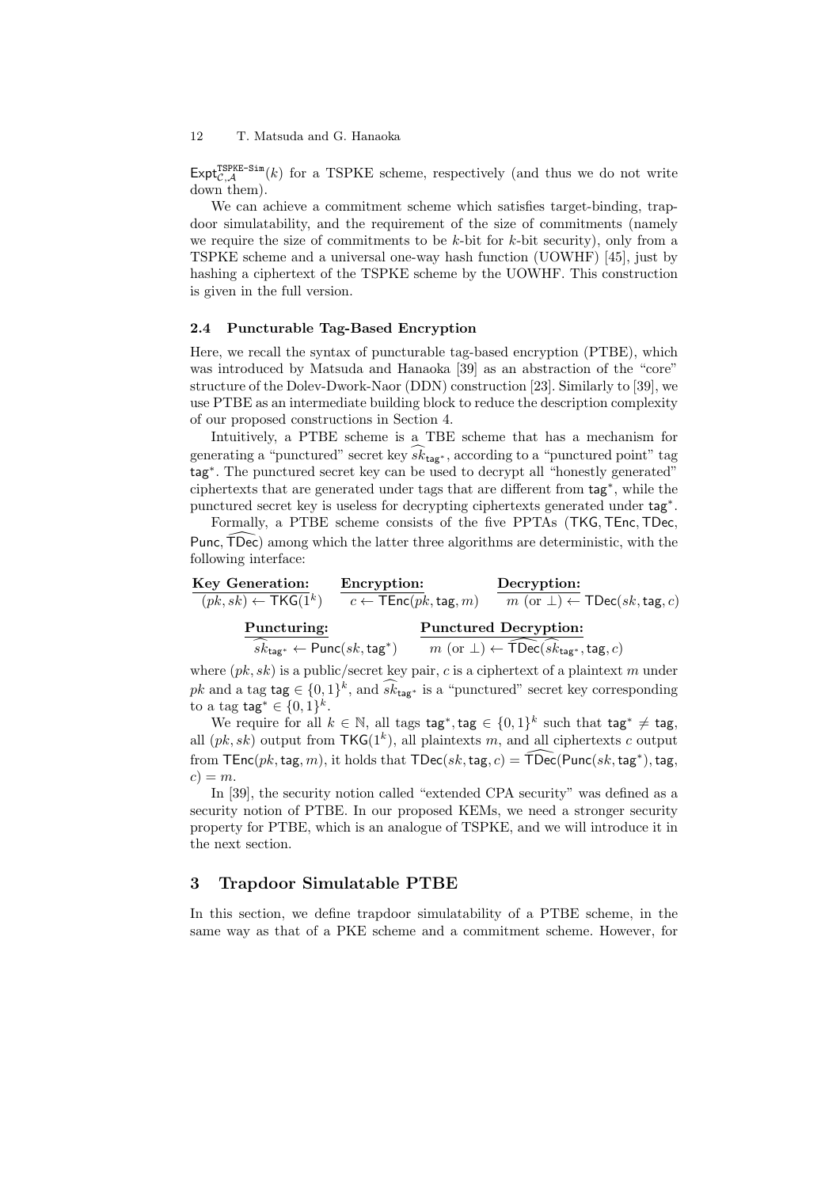$\mathsf{Expt}^{\mathtt{TSPKE\text{-}Sim}}_{\mathcal{C},\mathcal{A}}(k)$ for a TSPKE scheme, respectively (and thus we do not write down them).

We can achieve a commitment scheme which satisfies target-binding, trapdoor simulatability, and the requirement of the size of commitments (namely we require the size of commitments to be $k$-bit for $k$-bit security), only from a TSPKE scheme and a universal one-way hash function (UOWHF) [45], just by hashing a ciphertext of the TSPKE scheme by the UOWHF. This construction is given in the full version.

### 2.4 Puncturable Tag-Based Encryption

Here, we recall the syntax of puncturable tag-based encryption (PTBE), which was introduced by Matsuda and Hanaoka [39] as an abstraction of the "core" structure of the Dolev-Dwork-Naor (DDN) construction [23]. Similarly to [39], we use PTBE as an intermediate building block to reduce the description complexity of our proposed constructions in Section 4.

Intuitively, a PTBE scheme is a TBE scheme that has a mechanism for generating a "punctured" secret key $\widehat{sk}_{\mathsf{tag}^*}$, according to a "punctured point" tag $\mathsf{tag}^*$. The punctured secret key can be used to decrypt all "honestly generated" ciphertexts that are generated under tags that are different from $\mathsf{tag}^*$, while the punctured secret key is useless for decrypting ciphertexts generated under $\mathsf{tag}^*$.

Formally, a PTBE scheme consists of the five PPTAs ($\mathsf{TKG}, \mathsf{TEnc}, \mathsf{TDec}, \mathsf{Punc}, \widehat{\mathsf{TDec}}$) among which the latter three algorithms are deterministic, with the following interface:

**Key Generation:** $(pk, sk) \leftarrow \mathsf{TKG}(1^k)$

**Encryption:** $c \leftarrow \mathsf{TEnc}(pk, \mathsf{tag}, m)$

**Decryption:** $m$ (or $\perp$) $\leftarrow \mathsf{TDec}(sk, \mathsf{tag}, c)$

**Puncturing:** $\widehat{sk}_{\mathsf{tag}^*} \leftarrow \mathsf{Punc}(sk, \mathsf{tag}^*)$

**Punctured Decryption:** $m$ (or $\perp$) $\leftarrow \widehat{\mathsf{TDec}}(\widehat{sk}_{\mathsf{tag}^*}, \mathsf{tag}, c)$

where $(pk, sk)$ is a public/secret key pair, $c$ is a ciphertext of a plaintext $m$ under $pk$ and a tag $\mathsf{tag} \in \{0,1\}^k$, and $\widehat{sk}_{\mathsf{tag}^*}$ is a "punctured" secret key corresponding to a tag $\mathsf{tag}^* \in \{0,1\}^k$.

We require for all $k \in \mathbb{N}$, all tags $\mathsf{tag}^*, \mathsf{tag} \in \{0,1\}^k$ such that $\mathsf{tag}^* \neq \mathsf{tag}$, all $(pk, sk)$ output from $\mathsf{TKG}(1^k)$, all plaintexts $m$, and all ciphertexts $c$ output from $\mathsf{TEnc}(pk, \mathsf{tag}, m)$, it holds that $\mathsf{TDec}(sk, \mathsf{tag}, c) = \widehat{\mathsf{TDec}}(\mathsf{Punc}(sk, \mathsf{tag}^*), \mathsf{tag}, c) = m$.

In [39], the security notion called "extended CPA security" was defined as a security notion of PTBE. In our proposed KEMs, we need a stronger security property for PTBE, which is an analogue of TSPKE, and we will introduce it in the next section.

## 3 Trapdoor Simulatable PTBE

In this section, we define trapdoor simulatability of a PTBE scheme, in the same way as that of a PKE scheme and a commitment scheme. However, for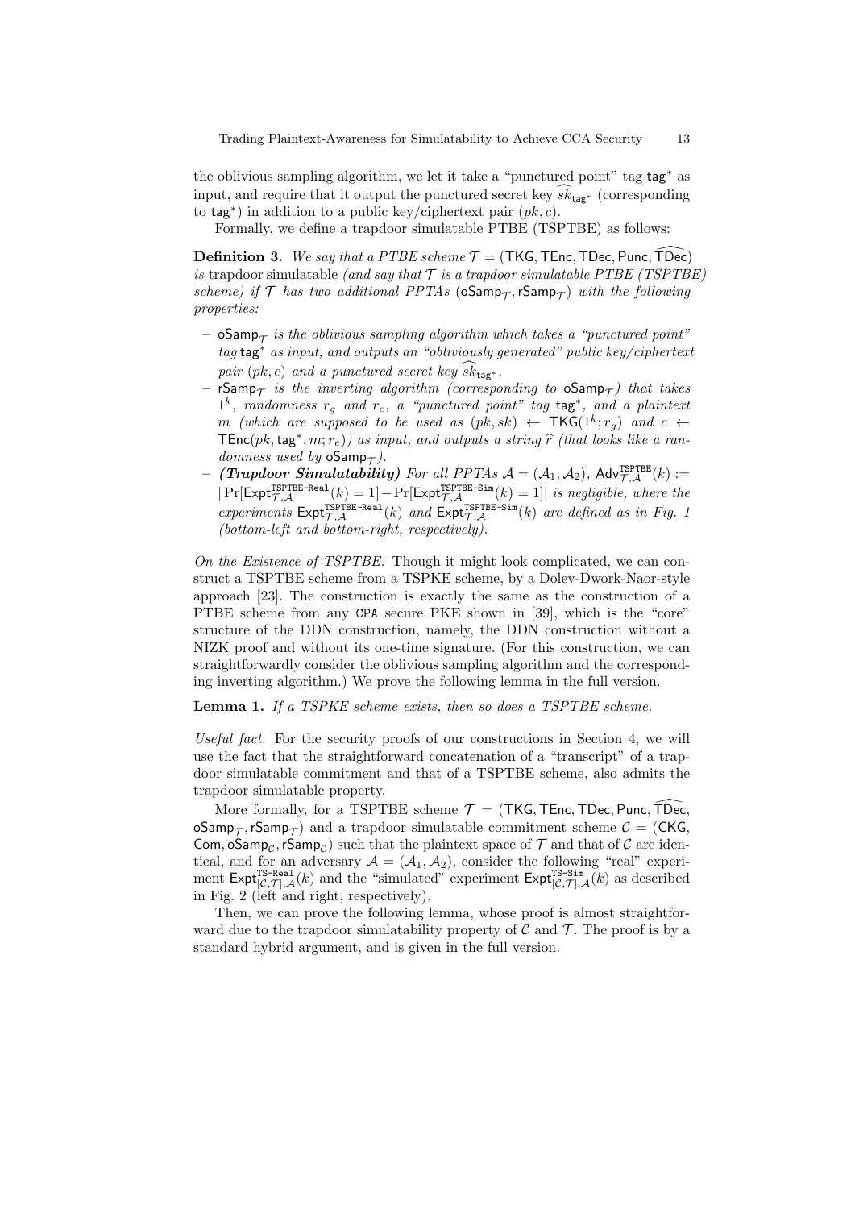the oblivious sampling algorithm, we let it take a "punctured point" tag $\mathsf{tag}^*$ as input, and require that it output the punctured secret key $\widehat{sk}_{\mathsf{tag}^*}$ (corresponding to $\mathsf{tag}^*$) in addition to a public key/ciphertext pair $(pk, c)$.

Formally, we define a trapdoor simulatable PTBE (TSPTBE) as follows:

**Definition 3.** *We say that a PTBE scheme* $\mathcal{T} = (\mathsf{TKG}, \mathsf{TEnc}, \mathsf{TDec}, \mathsf{Punc}, \widehat{\mathsf{TDec}})$ *is* trapdoor simulatable *(and say that $\mathcal{T}$ is a trapdoor simulatable PTBE (TSPTBE) scheme) if $\mathcal{T}$ has two additional PPTAs* $(\mathsf{oSamp}_{\mathcal{T}}, \mathsf{rSamp}_{\mathcal{T}})$ *with the following properties:*

- $\mathsf{oSamp}_{\mathcal{T}}$ *is the oblivious sampling algorithm which takes a "punctured point" tag* $\mathsf{tag}^*$ *as input, and outputs an "obliviously generated" public key/ciphertext pair* $(pk, c)$ *and a punctured secret key* $\widehat{sk}_{\mathsf{tag}^*}$.
- $\mathsf{rSamp}_{\mathcal{T}}$ *is the inverting algorithm (corresponding to* $\mathsf{oSamp}_{\mathcal{T}}$*) that takes* $1^k$*, randomness* $r_g$ *and* $r_e$*, a "punctured point" tag* $\mathsf{tag}^*$*, and a plaintext* $m$ *(which are supposed to be used as* $(pk, sk) \leftarrow \mathsf{TKG}(1^k; r_g)$ *and* $c \leftarrow \mathsf{TEnc}(pk, \mathsf{tag}^*, m; r_e)$*) as input, and outputs a string* $\widehat{r}$ *(that looks like a randomness used by* $\mathsf{oSamp}_{\mathcal{T}}$*).*
- ***(Trapdoor Simulatability)*** *For all PPTAs* $\mathcal{A} = (\mathcal{A}_1, \mathcal{A}_2)$*,* $\mathsf{Adv}^{\mathtt{TSPTBE}}_{\mathcal{T},\mathcal{A}}(k) := |\Pr[\mathsf{Expt}^{\mathtt{TSPTBE\text{-}Real}}_{\mathcal{T},\mathcal{A}}(k) = 1] - \Pr[\mathsf{Expt}^{\mathtt{TSPTBE\text{-}Sim}}_{\mathcal{T},\mathcal{A}}(k) = 1]|$ *is negligible, where the experiments* $\mathsf{Expt}^{\mathtt{TSPTBE\text{-}Real}}_{\mathcal{T},\mathcal{A}}(k)$ *and* $\mathsf{Expt}^{\mathtt{TSPTBE\text{-}Sim}}_{\mathcal{T},\mathcal{A}}(k)$ *are defined as in Fig. 1 (bottom-left and bottom-right, respectively).*

*On the Existence of TSPTBE.* Though it might look complicated, we can construct a TSPTBE scheme from a TSPKE scheme, by a Dolev-Dwork-Naor-style approach [23]. The construction is exactly the same as the construction of a PTBE scheme from any CPA secure PKE shown in [39], which is the "core" structure of the DDN construction, namely, the DDN construction without a NIZK proof and without its one-time signature. (For this construction, we can straightforwardly consider the oblivious sampling algorithm and the corresponding inverting algorithm.) We prove the following lemma in the full version.

**Lemma 1.** *If a TSPKE scheme exists, then so does a TSPTBE scheme.*

*Useful fact.* For the security proofs of our constructions in Section 4, we will use the fact that the straightforward concatenation of a "transcript" of a trapdoor simulatable commitment and that of a TSPTBE scheme, also admits the trapdoor simulatable property.

More formally, for a TSPTBE scheme $\mathcal{T} = (\mathsf{TKG}, \mathsf{TEnc}, \mathsf{TDec}, \mathsf{Punc}, \widehat{\mathsf{TDec}}, \mathsf{oSamp}_{\mathcal{T}}, \mathsf{rSamp}_{\mathcal{T}})$ and a trapdoor simulatable commitment scheme $\mathcal{C} = (\mathsf{CKG}, \mathsf{Com}, \mathsf{oSamp}_{\mathcal{C}}, \mathsf{rSamp}_{\mathcal{C}})$ such that the plaintext space of $\mathcal{T}$ and that of $\mathcal{C}$ are identical, and for an adversary $\mathcal{A} = (\mathcal{A}_1, \mathcal{A}_2)$, consider the following "real" experiment $\mathsf{Expt}^{\mathtt{TS\text{-}Real}}_{[\mathcal{C},\mathcal{T}],\mathcal{A}}(k)$ and the "simulated" experiment $\mathsf{Expt}^{\mathtt{TS\text{-}Sim}}_{[\mathcal{C},\mathcal{T}],\mathcal{A}}(k)$ as described in Fig. 2 (left and right, respectively).

Then, we can prove the following lemma, whose proof is almost straightforward due to the trapdoor simulatability property of $\mathcal{C}$ and $\mathcal{T}$. The proof is by a standard hybrid argument, and is given in the full version.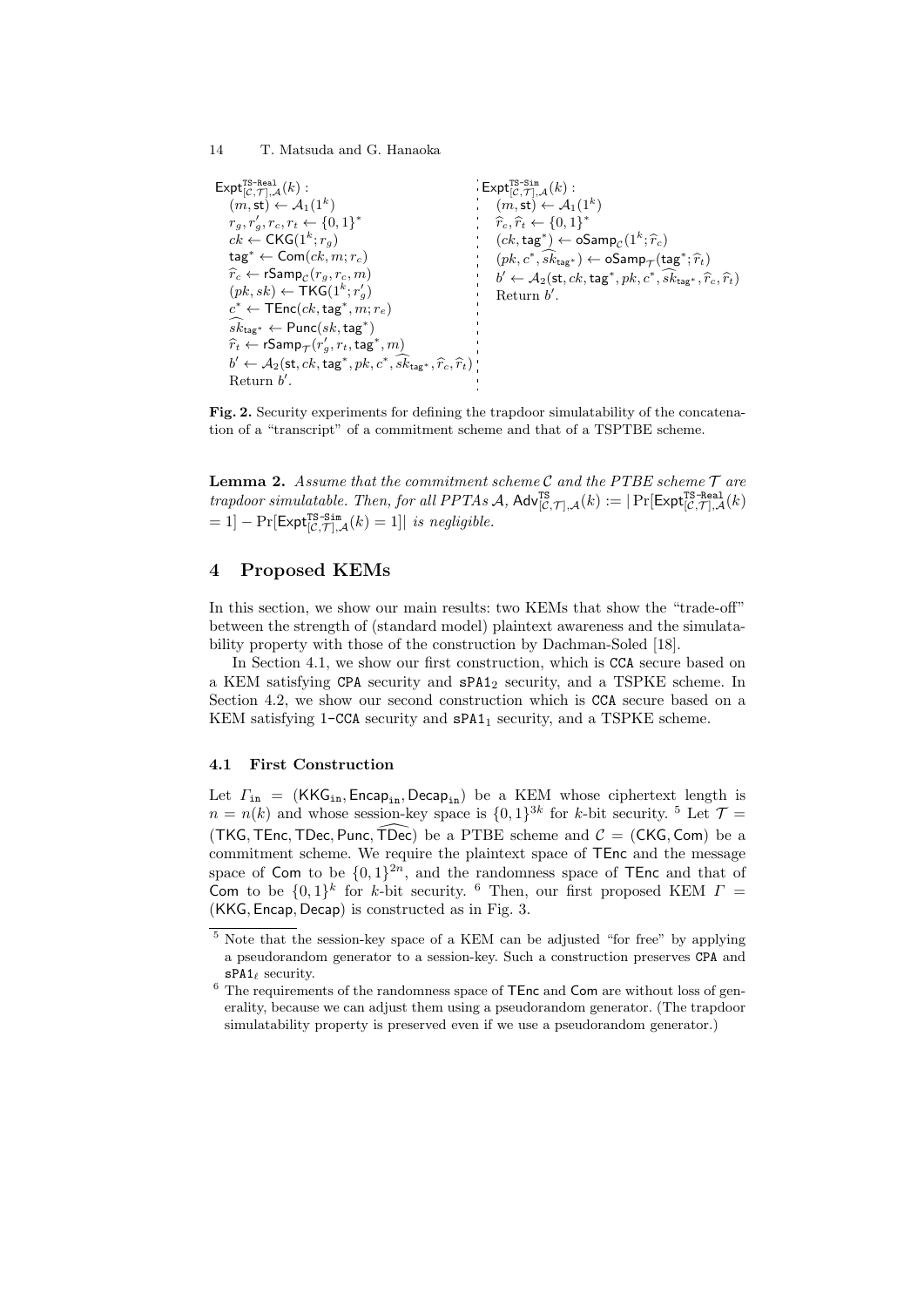$\mathsf{Expt}^{\mathtt{TS\text{-}Real}}_{[\mathcal{C},\mathcal{T}],\mathcal{A}}(k):$
$\quad (m, \mathsf{st}) \leftarrow \mathcal{A}_1(1^k)$
$\quad r_g, r'_g, r_c, r_t \leftarrow \{0,1\}^*$
$\quad ck \leftarrow \mathsf{CKG}(1^k; r_g)$
$\quad \mathsf{tag}^* \leftarrow \mathsf{Com}(ck, m; r_c)$
$\quad \widehat{r}_c \leftarrow \mathsf{rSamp}_{\mathcal{C}}(r_g, r_c, m)$
$\quad (pk, sk) \leftarrow \mathsf{TKG}(1^k; r'_g)$
$\quad c^* \leftarrow \mathsf{TEnc}(ck, \mathsf{tag}^*, m; r_e)$
$\quad \widehat{sk}_{\mathsf{tag}^*} \leftarrow \mathsf{Punc}(sk, \mathsf{tag}^*)$
$\quad \widehat{r}_t \leftarrow \mathsf{rSamp}_{\mathcal{T}}(r'_g, r_t, \mathsf{tag}^*, m)$
$\quad b' \leftarrow \mathcal{A}_2(\mathsf{st}, ck, \mathsf{tag}^*, pk, c^*, \widehat{sk}_{\mathsf{tag}^*}, \widehat{r}_c, \widehat{r}_t)$
$\quad$ Return $b'$.

$\mathsf{Expt}^{\mathtt{TS\text{-}Sim}}_{[\mathcal{C},\mathcal{T}],\mathcal{A}}(k):$
$\quad (m, \mathsf{st}) \leftarrow \mathcal{A}_1(1^k)$
$\quad \widehat{r}_c, \widehat{r}_t \leftarrow \{0,1\}^*$
$\quad (ck, \mathsf{tag}^*) \leftarrow \mathsf{oSamp}_{\mathcal{C}}(1^k; \widehat{r}_c)$
$\quad (pk, c^*, \widehat{sk}_{\mathsf{tag}^*}) \leftarrow \mathsf{oSamp}_{\mathcal{T}}(\mathsf{tag}^*; \widehat{r}_t)$
$\quad b' \leftarrow \mathcal{A}_2(\mathsf{st}, ck, \mathsf{tag}^*, pk, c^*, \widehat{sk}_{\mathsf{tag}^*}, \widehat{r}_c, \widehat{r}_t)$
$\quad$ Return $b'$.

**Fig. 2.** Security experiments for defining the trapdoor simulatability of the concatenation of a "transcript" of a commitment scheme and that of a TSPTBE scheme.

**Lemma 2.** *Assume that the commitment scheme $\mathcal{C}$ and the PTBE scheme $\mathcal{T}$ are trapdoor simulatable. Then, for all PPTAs $\mathcal{A}$, $\mathsf{Adv}^{\mathtt{TS}}_{[\mathcal{C},\mathcal{T}],\mathcal{A}}(k) := |\Pr[\mathsf{Expt}^{\mathtt{TS\text{-}Real}}_{[\mathcal{C},\mathcal{T}],\mathcal{A}}(k) = 1] - \Pr[\mathsf{Expt}^{\mathtt{TS\text{-}Sim}}_{[\mathcal{C},\mathcal{T}],\mathcal{A}}(k) = 1]|$ is negligible.*

## 4 Proposed KEMs

In this section, we show our main results: two KEMs that show the "trade-off" between the strength of (standard model) plaintext awareness and the simulatability property with those of the construction by Dachman-Soled [18].

In Section 4.1, we show our first construction, which is CCA secure based on a KEM satisfying CPA security and $\mathtt{sPA1}_2$ security, and a TSPKE scheme. In Section 4.2, we show our second construction which is CCA secure based on a KEM satisfying 1-CCA security and $\mathtt{sPA1}_1$ security, and a TSPKE scheme.

### 4.1 First Construction

Let $\Gamma_{\mathtt{in}} = (\mathsf{KKG}_{\mathtt{in}}, \mathsf{Encap}_{\mathtt{in}}, \mathsf{Decap}_{\mathtt{in}})$ be a KEM whose ciphertext length is $n = n(k)$ and whose session-key space is $\{0,1\}^{3k}$ for $k$-bit security. [5] Let $\mathcal{T} = (\mathsf{TKG}, \mathsf{TEnc}, \mathsf{TDec}, \mathsf{Punc}, \widehat{\mathsf{TDec}})$ be a PTBE scheme and $\mathcal{C} = (\mathsf{CKG}, \mathsf{Com})$ be a commitment scheme. We require the plaintext space of $\mathsf{TEnc}$ and the message space of $\mathsf{Com}$ to be $\{0,1\}^{2n}$, and the randomness space of $\mathsf{TEnc}$ and that of $\mathsf{Com}$ to be $\{0,1\}^k$ for $k$-bit security. [6] Then, our first proposed KEM $\Gamma = (\mathsf{KKG}, \mathsf{Encap}, \mathsf{Decap})$ is constructed as in Fig. 3.

[5] Note that the session-key space of a KEM can be adjusted "for free" by applying a pseudorandom generator to a session-key. Such a construction preserves CPA and $\mathtt{sPA1}_\ell$ security.

[6] The requirements of the randomness space of TEnc and Com are without loss of generality, because we can adjust them using a pseudorandom generator. (The trapdoor simulatability property is preserved even if we use a pseudorandom generator.)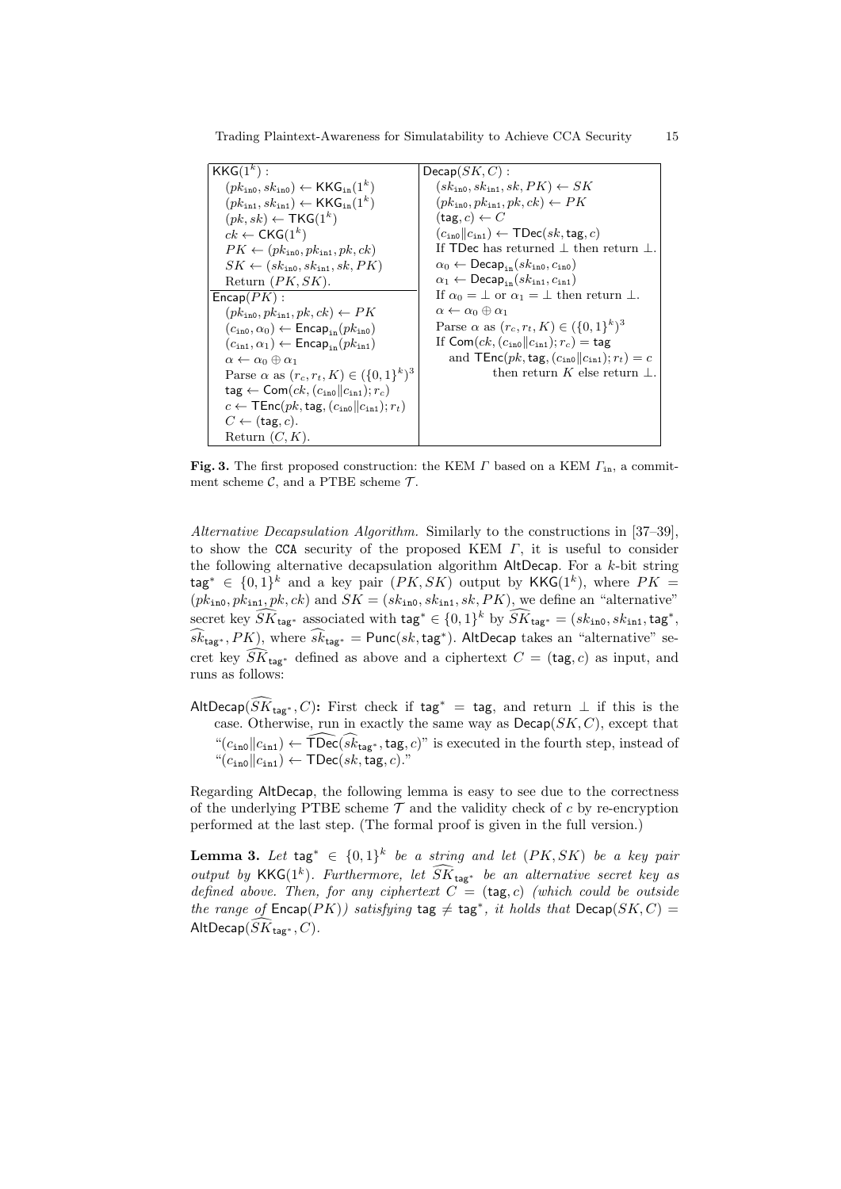| $\mathsf{KKG}(1^k)$ : | $\mathsf{Decap}(SK, C)$ : |
|---|---|
| $(pk_{\mathtt{in0}}, sk_{\mathtt{in0}}) \leftarrow \mathsf{KKG_{in}}(1^k)$ | $(sk_{\mathtt{in0}}, sk_{\mathtt{in1}}, sk, PK) \leftarrow SK$ |
| $(pk_{\mathtt{in1}}, sk_{\mathtt{in1}}) \leftarrow \mathsf{KKG_{in}}(1^k)$ | $(pk_{\mathtt{in0}}, pk_{\mathtt{in1}}, pk, ck) \leftarrow PK$ |
| $(pk, sk) \leftarrow \mathsf{TKG}(1^k)$ | $(\mathsf{tag}, c) \leftarrow C$ |
| $ck \leftarrow \mathsf{CKG}(1^k)$ | $(c_{\mathtt{in0}} \| c_{\mathtt{in1}}) \leftarrow \mathsf{TDec}(sk, \mathsf{tag}, c)$ |
| $PK \leftarrow (pk_{\mathtt{in0}}, pk_{\mathtt{in1}}, pk, ck)$ | If $\mathsf{TDec}$ has returned $\perp$ then return $\perp$. |
| $SK \leftarrow (sk_{\mathtt{in0}}, sk_{\mathtt{in1}}, sk, PK)$ | $\alpha_0 \leftarrow \mathsf{Decap_{in}}(sk_{\mathtt{in0}}, c_{\mathtt{in0}})$ |
| Return $(PK, SK)$. | $\alpha_1 \leftarrow \mathsf{Decap_{in}}(sk_{\mathtt{in1}}, c_{\mathtt{in1}})$ |
| $\mathsf{Encap}(PK)$ : | If $\alpha_0 = \perp$ or $\alpha_1 = \perp$ then return $\perp$. |
| $(pk_{\mathtt{in0}}, pk_{\mathtt{in1}}, pk, ck) \leftarrow PK$ | $\alpha \leftarrow \alpha_0 \oplus \alpha_1$ |
| $(c_{\mathtt{in0}}, \alpha_0) \leftarrow \mathsf{Encap_{in}}(pk_{\mathtt{in0}})$ | Parse $\alpha$ as $(r_c, r_t, K) \in (\{0,1\}^k)^3$ |
| $(c_{\mathtt{in1}}, \alpha_1) \leftarrow \mathsf{Encap_{in}}(pk_{\mathtt{in1}})$ | If $\mathsf{Com}(ck, (c_{\mathtt{in0}} \| c_{\mathtt{in1}}); r_c) = \mathsf{tag}$ |
| $\alpha \leftarrow \alpha_0 \oplus \alpha_1$ | and $\mathsf{TEnc}(pk, \mathsf{tag}, (c_{\mathtt{in0}} \| c_{\mathtt{in1}}); r_t) = c$ |
| Parse $\alpha$ as $(r_c, r_t, K) \in (\{0,1\}^k)^3$ | then return $K$ else return $\perp$. |
| $\mathsf{tag} \leftarrow \mathsf{Com}(ck, (c_{\mathtt{in0}} \| c_{\mathtt{in1}}); r_c)$ | |
| $c \leftarrow \mathsf{TEnc}(pk, \mathsf{tag}, (c_{\mathtt{in0}} \| c_{\mathtt{in1}}); r_t)$ | |
| $C \leftarrow (\mathsf{tag}, c)$. | |
| Return $(C, K)$. | |

**Fig. 3.** The first proposed construction: the KEM $\Gamma$ based on a KEM $\Gamma_{\mathtt{in}}$, a commitment scheme $\mathcal{C}$, and a PTBE scheme $\mathcal{T}$.

*Alternative Decapsulation Algorithm.* Similarly to the constructions in [37–39], to show the CCA security of the proposed KEM $\Gamma$, it is useful to consider the following alternative decapsulation algorithm $\mathsf{AltDecap}$. For a $k$-bit string $\mathsf{tag}^* \in \{0,1\}^k$ and a key pair $(PK, SK)$ output by $\mathsf{KKG}(1^k)$, where $PK = (pk_{\mathtt{in0}}, pk_{\mathtt{in1}}, pk, ck)$ and $SK = (sk_{\mathtt{in0}}, sk_{\mathtt{in1}}, sk, PK)$, we define an "alternative" secret key $\widehat{SK}_{\mathsf{tag}^*}$ associated with $\mathsf{tag}^* \in \{0,1\}^k$ by $\widehat{SK}_{\mathsf{tag}^*} = (sk_{\mathtt{in0}}, sk_{\mathtt{in1}}, \mathsf{tag}^*, \widehat{sk}_{\mathsf{tag}^*}, PK)$, where $\widehat{sk}_{\mathsf{tag}^*} = \mathsf{Punc}(sk, \mathsf{tag}^*)$. $\mathsf{AltDecap}$ takes an "alternative" secret key $\widehat{SK}_{\mathsf{tag}^*}$ defined as above and a ciphertext $C = (\mathsf{tag}, c)$ as input, and runs as follows:

$\mathsf{AltDecap}(\widehat{SK}_{\mathsf{tag}^*}, C)$**:** First check if $\mathsf{tag}^* = \mathsf{tag}$, and return $\perp$ if this is the case. Otherwise, run in exactly the same way as $\mathsf{Decap}(SK, C)$, except that "$(c_{\mathtt{in0}} \| c_{\mathtt{in1}}) \leftarrow \widehat{\mathsf{TDec}}(\widehat{sk}_{\mathsf{tag}^*}, \mathsf{tag}, c)$" is executed in the fourth step, instead of "$(c_{\mathtt{in0}} \| c_{\mathtt{in1}}) \leftarrow \mathsf{TDec}(sk, \mathsf{tag}, c)$."

Regarding $\mathsf{AltDecap}$, the following lemma is easy to see due to the correctness of the underlying PTBE scheme $\mathcal{T}$ and the validity check of $c$ by re-encryption performed at the last step. (The formal proof is given in the full version.)

**Lemma 3.** *Let $\mathsf{tag}^* \in \{0,1\}^k$ be a string and let $(PK, SK)$ be a key pair output by $\mathsf{KKG}(1^k)$. Furthermore, let $\widehat{SK}_{\mathsf{tag}^*}$ be an alternative secret key as defined above. Then, for any ciphertext $C = (\mathsf{tag}, c)$ (which could be outside the range of $\mathsf{Encap}(PK)$) satisfying $\mathsf{tag} \neq \mathsf{tag}^*$, it holds that $\mathsf{Decap}(SK, C) = \mathsf{AltDecap}(\widehat{SK}_{\mathsf{tag}^*}, C)$.*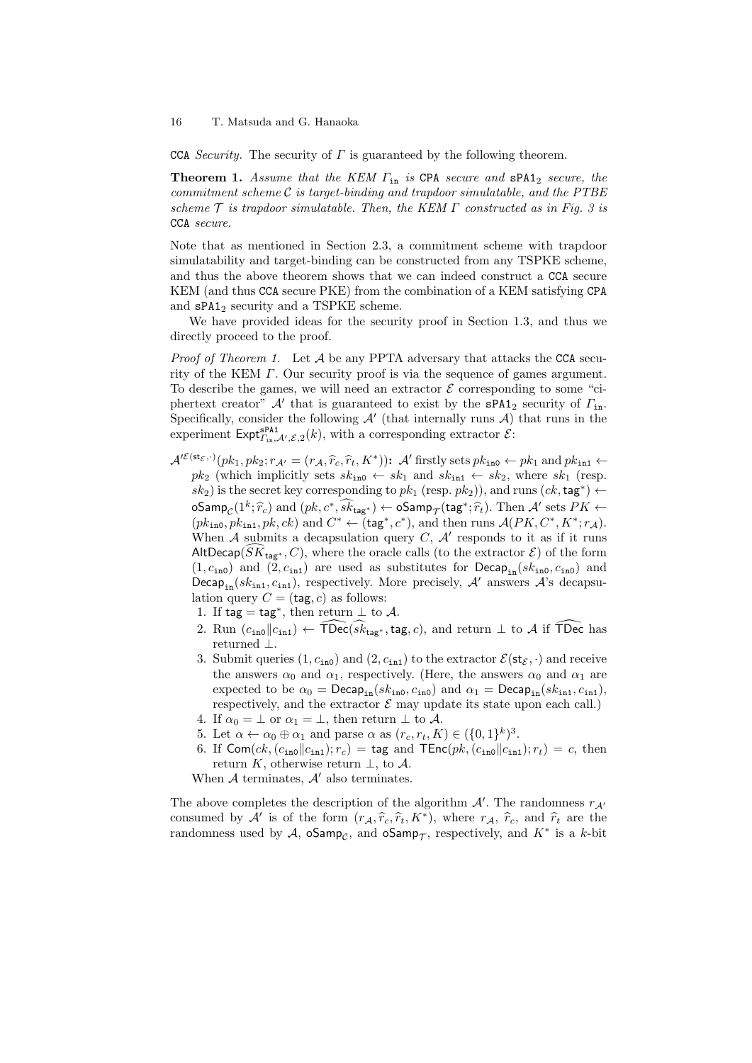CCA *Security.* The security of $\Gamma$ is guaranteed by the following theorem.

**Theorem 1.** *Assume that the KEM $\Gamma_{\mathtt{in}}$ is* CPA *secure and* $\mathtt{sPA1}_2$ *secure, the commitment scheme $\mathcal{C}$ is target-binding and trapdoor simulatable, and the PTBE scheme $\mathcal{T}$ is trapdoor simulatable. Then, the KEM $\Gamma$ constructed as in Fig. 3 is* CCA *secure.*

Note that as mentioned in Section 2.3, a commitment scheme with trapdoor simulatability and target-binding can be constructed from any TSPKE scheme, and thus the above theorem shows that we can indeed construct a CCA secure KEM (and thus CCA secure PKE) from the combination of a KEM satisfying CPA and $\mathtt{sPA1}_2$ security and a TSPKE scheme.

We have provided ideas for the security proof in Section 1.3, and thus we directly proceed to the proof.

*Proof of Theorem 1.* Let $\mathcal{A}$ be any PPTA adversary that attacks the CCA security of the KEM $\Gamma$. Our security proof is via the sequence of games argument. To describe the games, we will need an extractor $\mathcal{E}$ corresponding to some "ciphertext creator" $\mathcal{A}'$ that is guaranteed to exist by the $\mathtt{sPA1}_2$ security of $\Gamma_{\mathtt{in}}$. Specifically, consider the following $\mathcal{A}'$ (that internally runs $\mathcal{A}$) that runs in the experiment $\mathsf{Expt}^{\mathtt{sPA1}}_{\Gamma_{\mathtt{in}},\mathcal{A}',\mathcal{E},2}(k)$, with a corresponding extractor $\mathcal{E}$:

$\mathcal{A}'^{\mathcal{E}(\mathsf{st}_{\mathcal{E}},\cdot)}(pk_1, pk_2; r_{\mathcal{A}'} = (r_{\mathcal{A}}, \widehat{r}_c, \widehat{r}_t, K^*))$**:** $\mathcal{A}'$ firstly sets $pk_{\mathtt{in0}} \leftarrow pk_1$ and $pk_{\mathtt{in1}} \leftarrow pk_2$ (which implicitly sets $sk_{\mathtt{in0}} \leftarrow sk_1$ and $sk_{\mathtt{in1}} \leftarrow sk_2$, where $sk_1$ (resp. $sk_2$) is the secret key corresponding to $pk_1$ (resp. $pk_2$)), and runs $(ck, \mathsf{tag}^*) \leftarrow \mathsf{oSamp}_{\mathcal{C}}(1^k; \widehat{r}_c)$ and $(pk, c^*, \widehat{sk}_{\mathsf{tag}^*}) \leftarrow \mathsf{oSamp}_{\mathcal{T}}(\mathsf{tag}^*; \widehat{r}_t)$. Then $\mathcal{A}'$ sets $PK \leftarrow (pk_{\mathtt{in0}}, pk_{\mathtt{in1}}, pk, ck)$ and $C^* \leftarrow (\mathsf{tag}^*, c^*)$, and then runs $\mathcal{A}(PK, C^*, K^*; r_{\mathcal{A}})$. When $\mathcal{A}$ submits a decapsulation query $C$, $\mathcal{A}'$ responds to it as if it runs $\mathsf{AltDecap}(\widehat{SK}_{\mathsf{tag}^*}, C)$, where the oracle calls (to the extractor $\mathcal{E}$) of the form $(1, c_{\mathtt{in0}})$ and $(2, c_{\mathtt{in1}})$ are used as substitutes for $\mathsf{Decap}_{\mathtt{in}}(sk_{\mathtt{in0}}, c_{\mathtt{in0}})$ and $\mathsf{Decap}_{\mathtt{in}}(sk_{\mathtt{in1}}, c_{\mathtt{in1}})$, respectively. More precisely, $\mathcal{A}'$ answers $\mathcal{A}$'s decapsulation query $C = (\mathsf{tag}, c)$ as follows:

1. If $\mathsf{tag} = \mathsf{tag}^*$, then return $\perp$ to $\mathcal{A}$.
2. Run $(c_{\mathtt{in0}} \| c_{\mathtt{in1}}) \leftarrow \widehat{\mathsf{TDec}}(\widehat{sk}_{\mathsf{tag}^*}, \mathsf{tag}, c)$, and return $\perp$ to $\mathcal{A}$ if $\widehat{\mathsf{TDec}}$ has returned $\perp$.
3. Submit queries $(1, c_{\mathtt{in0}})$ and $(2, c_{\mathtt{in1}})$ to the extractor $\mathcal{E}(\mathsf{st}_{\mathcal{E}}, \cdot)$ and receive the answers $\alpha_0$ and $\alpha_1$, respectively. (Here, the answers $\alpha_0$ and $\alpha_1$ are expected to be $\alpha_0 = \mathsf{Decap}_{\mathtt{in}}(sk_{\mathtt{in0}}, c_{\mathtt{in0}})$ and $\alpha_1 = \mathsf{Decap}_{\mathtt{in}}(sk_{\mathtt{in1}}, c_{\mathtt{in1}})$, respectively, and the extractor $\mathcal{E}$ may update its state upon each call.)
4. If $\alpha_0 = \perp$ or $\alpha_1 = \perp$, then return $\perp$ to $\mathcal{A}$.
5. Let $\alpha \leftarrow \alpha_0 \oplus \alpha_1$ and parse $\alpha$ as $(r_c, r_t, K) \in (\{0,1\}^k)^3$.
6. If $\mathsf{Com}(ck, (c_{\mathtt{in0}} \| c_{\mathtt{in1}}); r_c) = \mathsf{tag}$ and $\mathsf{TEnc}(pk, (c_{\mathtt{in0}} \| c_{\mathtt{in1}}); r_t) = c$, then return $K$, otherwise return $\perp$, to $\mathcal{A}$.

When $\mathcal{A}$ terminates, $\mathcal{A}'$ also terminates.

The above completes the description of the algorithm $\mathcal{A}'$. The randomness $r_{\mathcal{A}'}$ consumed by $\mathcal{A}'$ is of the form $(r_{\mathcal{A}}, \widehat{r}_c, \widehat{r}_t, K^*)$, where $r_{\mathcal{A}}$, $\widehat{r}_c$, and $\widehat{r}_t$ are the randomness used by $\mathcal{A}$, $\mathsf{oSamp}_{\mathcal{C}}$, and $\mathsf{oSamp}_{\mathcal{T}}$, respectively, and $K^*$ is a $k$-bit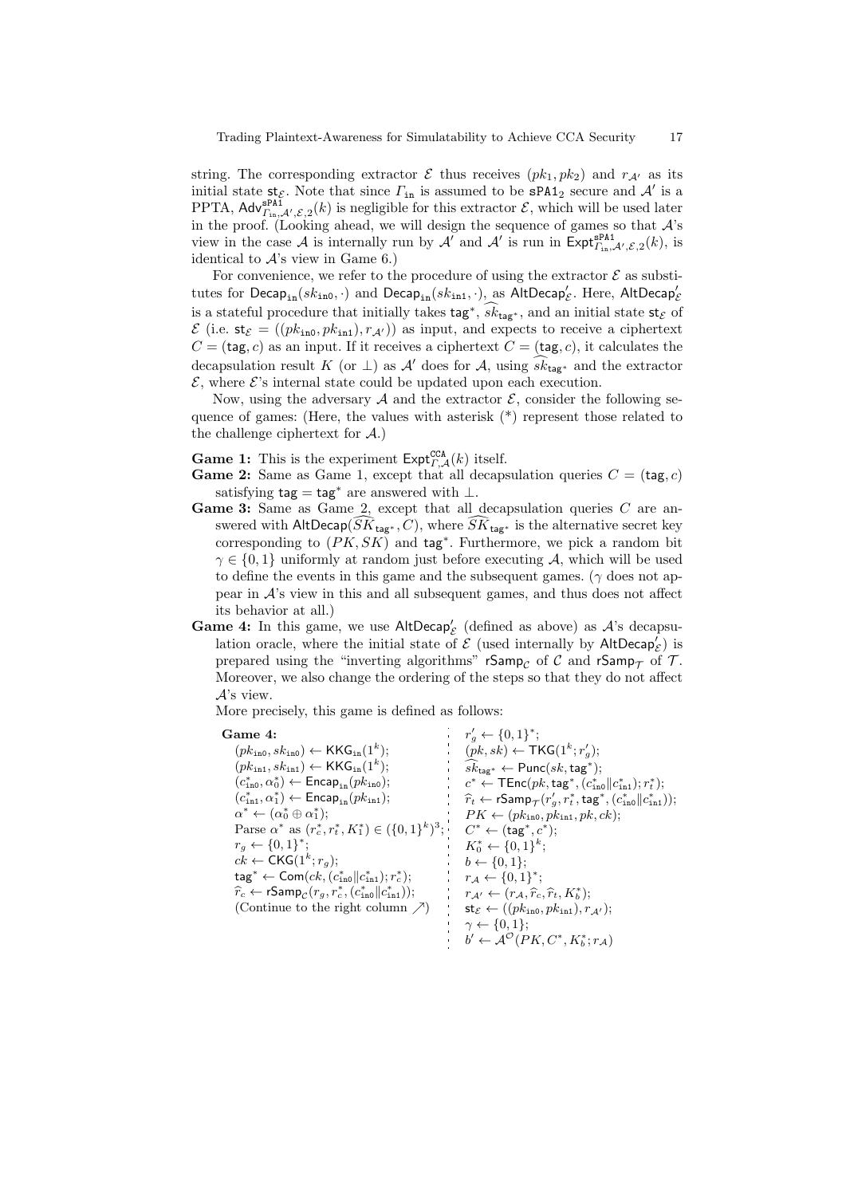string. The corresponding extractor $\mathcal{E}$ thus receives $(pk_1, pk_2)$ and $r_{\mathcal{A}'}$ as its initial state $\mathsf{st}_{\mathcal{E}}$. Note that since $\Gamma_{\mathtt{in}}$ is assumed to be $\mathtt{sPA1}_2$ secure and $\mathcal{A}'$ is a PPTA, $\mathsf{Adv}^{\mathtt{sPA1}}_{\Gamma_{\mathtt{in}},\mathcal{A}',\mathcal{E},2}(k)$ is negligible for this extractor $\mathcal{E}$, which will be used later in the proof. (Looking ahead, we will design the sequence of games so that $\mathcal{A}$'s view in the case $\mathcal{A}$ is internally run by $\mathcal{A}'$ and $\mathcal{A}'$ is run in $\mathsf{Expt}^{\mathtt{sPA1}}_{\Gamma_{\mathtt{in}},\mathcal{A}',\mathcal{E},2}(k)$, is identical to $\mathcal{A}$'s view in Game 6.)

For convenience, we refer to the procedure of using the extractor $\mathcal{E}$ as substitutes for $\mathsf{Decap}_{\mathtt{in}}(sk_{\mathtt{in0}}, \cdot)$ and $\mathsf{Decap}_{\mathtt{in}}(sk_{\mathtt{in1}}, \cdot)$, as $\mathsf{AltDecap}'_{\mathcal{E}}$. Here, $\mathsf{AltDecap}'_{\mathcal{E}}$ is a stateful procedure that initially takes $\mathsf{tag}^*$, $\widehat{sk}_{\mathsf{tag}^*}$, and an initial state $\mathsf{st}_{\mathcal{E}}$ of $\mathcal{E}$ (i.e. $\mathsf{st}_{\mathcal{E}} = ((pk_{\mathtt{in0}}, pk_{\mathtt{in1}}), r_{\mathcal{A}'})$) as input, and expects to receive a ciphertext $C = (\mathsf{tag}, c)$ as an input. If it receives a ciphertext $C = (\mathsf{tag}, c)$, it calculates the decapsulation result $K$ (or $\perp$) as $\mathcal{A}'$ does for $\mathcal{A}$, using $\widehat{sk}_{\mathsf{tag}^*}$ and the extractor $\mathcal{E}$, where $\mathcal{E}$'s internal state could be updated upon each execution.

Now, using the adversary $\mathcal{A}$ and the extractor $\mathcal{E}$, consider the following sequence of games: (Here, the values with asterisk (*) represent those related to the challenge ciphertext for $\mathcal{A}$.)

**Game 1:** This is the experiment $\mathsf{Expt}^{\mathtt{CCA}}_{\Gamma,\mathcal{A}}(k)$ itself.

**Game 2:** Same as Game 1, except that all decapsulation queries $C = (\mathsf{tag}, c)$ satisfying $\mathsf{tag} = \mathsf{tag}^*$ are answered with $\perp$.

**Game 3:** Same as Game 2, except that all decapsulation queries $C$ are answered with $\mathsf{AltDecap}(\widehat{SK}_{\mathsf{tag}^*}, C)$, where $\widehat{SK}_{\mathsf{tag}^*}$ is the alternative secret key corresponding to $(PK, SK)$ and $\mathsf{tag}^*$. Furthermore, we pick a random bit $\gamma \in \{0,1\}$ uniformly at random just before executing $\mathcal{A}$, which will be used to define the events in this game and the subsequent games. ($\gamma$ does not appear in $\mathcal{A}$'s view in this and all subsequent games, and thus does not affect its behavior at all.)

**Game 4:** In this game, we use $\mathsf{AltDecap}'_{\mathcal{E}}$ (defined as above) as $\mathcal{A}$'s decapsulation oracle, where the initial state of $\mathcal{E}$ (used internally by $\mathsf{AltDecap}'_{\mathcal{E}}$) is prepared using the "inverting algorithms" $\mathsf{rSamp}_{\mathcal{C}}$ of $\mathcal{C}$ and $\mathsf{rSamp}_{\mathcal{T}}$ of $\mathcal{T}$. Moreover, we also change the ordering of the steps so that they do not affect $\mathcal{A}$'s view.

More precisely, this game is defined as follows:

**Game 4:**
$(pk_{\mathtt{in0}}, sk_{\mathtt{in0}}) \leftarrow \mathsf{KKG}_{\mathtt{in}}(1^k)$;
$(pk_{\mathtt{in1}}, sk_{\mathtt{in1}}) \leftarrow \mathsf{KKG}_{\mathtt{in}}(1^k)$;
$(c^*_{\mathtt{in0}}, \alpha^*_0) \leftarrow \mathsf{Encap}_{\mathtt{in}}(pk_{\mathtt{in0}})$;
$(c^*_{\mathtt{in1}}, \alpha^*_1) \leftarrow \mathsf{Encap}_{\mathtt{in}}(pk_{\mathtt{in1}})$;
$\alpha^* \leftarrow (\alpha^*_0 \oplus \alpha^*_1)$;
Parse $\alpha^*$ as $(r^*_c, r^*_t, K^*_1) \in (\{0,1\}^k)^3$;
$r_g \leftarrow \{0,1\}^*$;
$ck \leftarrow \mathsf{CKG}(1^k; r_g)$;
$\mathsf{tag}^* \leftarrow \mathsf{Com}(ck, (c^*_{\mathtt{in0}} \| c^*_{\mathtt{in1}}); r^*_c)$;
$\widehat{r}_c \leftarrow \mathsf{rSamp}_{\mathcal{C}}(r_g, r^*_c, (c^*_{\mathtt{in0}} \| c^*_{\mathtt{in1}}))$;
$r'_g \leftarrow \{0,1\}^*$;
$(pk, sk) \leftarrow \mathsf{TKG}(1^k; r'_g)$;
$\widehat{sk}_{\mathsf{tag}^*} \leftarrow \mathsf{Punc}(sk, \mathsf{tag}^*)$;
$c^* \leftarrow \mathsf{TEnc}(pk, \mathsf{tag}^*, (c^*_{\mathtt{in0}} \| c^*_{\mathtt{in1}}); r^*_t)$;
$\widehat{r}_t \leftarrow \mathsf{rSamp}_{\mathcal{T}}(r'_g, r^*_t, \mathsf{tag}^*, (c^*_{\mathtt{in0}} \| c^*_{\mathtt{in1}}))$;
$PK \leftarrow (pk_{\mathtt{in0}}, pk_{\mathtt{in1}}, pk, ck)$;
$C^* \leftarrow (\mathsf{tag}^*, c^*)$;
$K^*_0 \leftarrow \{0,1\}^k$;
$b \leftarrow \{0,1\}$;
$r_{\mathcal{A}} \leftarrow \{0,1\}^*$;
$r_{\mathcal{A}'} \leftarrow (r_{\mathcal{A}}, \widehat{r}_c, \widehat{r}_t, K^*_b)$;
$\mathsf{st}_{\mathcal{E}} \leftarrow ((pk_{\mathtt{in0}}, pk_{\mathtt{in1}}), r_{\mathcal{A}'})$;
$\gamma \leftarrow \{0,1\}$;
$b' \leftarrow \mathcal{A}^{\mathcal{O}}(PK, C^*, K^*_b; r_{\mathcal{A}})$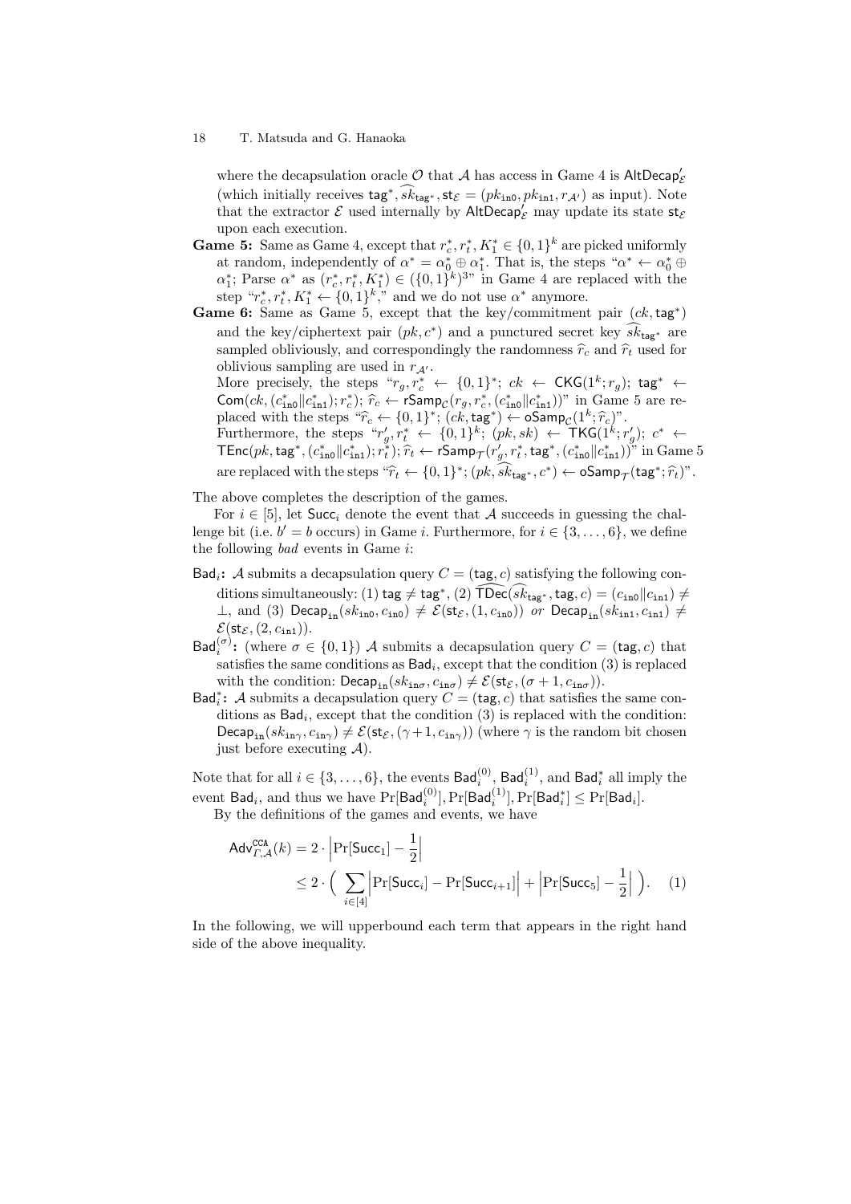where the decapsulation oracle $\mathcal{O}$ that $\mathcal{A}$ has access in Game 4 is $\mathsf{AltDecap}'_{\mathcal{E}}$ (which initially receives $\mathsf{tag}^*, \widehat{sk}_{\mathsf{tag}^*}, \mathsf{st}_{\mathcal{E}} = (pk_{\mathtt{in0}}, pk_{\mathtt{in1}}, r_{\mathcal{A}'})$ as input). Note that the extractor $\mathcal{E}$ used internally by $\mathsf{AltDecap}'_{\mathcal{E}}$ may update its state $\mathsf{st}_{\mathcal{E}}$ upon each execution.

**Game 5:** Same as Game 4, except that $r_c^*, r_t^*, K_1^* \in \{0,1\}^k$ are picked uniformly at random, independently of $\alpha^* = \alpha_0^* \oplus \alpha_1^*$. That is, the steps "$\alpha^* \leftarrow \alpha_0^* \oplus \alpha_1^*$; Parse $\alpha^*$ as $(r_c^*, r_t^*, K_1^*) \in (\{0,1\}^k)^3$" in Game 4 are replaced with the step "$r_c^*, r_t^*, K_1^* \leftarrow \{0,1\}^k$," and we do not use $\alpha^*$ anymore.

**Game 6:** Same as Game 5, except that the key/commitment pair $(ck, \mathsf{tag}^*)$ and the key/ciphertext pair $(pk, c^*)$ and a punctured secret key $\widehat{sk}_{\mathsf{tag}^*}$ are sampled obliviously, and correspondingly the randomness $\widehat{r}_c$ and $\widehat{r}_t$ used for oblivious sampling are used in $r_{\mathcal{A}'}$.
More precisely, the steps "$r_g, r_c^* \leftarrow \{0,1\}^*$; $ck \leftarrow \mathsf{CKG}(1^k; r_g)$; $\mathsf{tag}^* \leftarrow \mathsf{Com}(ck, (c_{\mathtt{in0}}^* \| c_{\mathtt{in1}}^*); r_c^*)$; $\widehat{r}_c \leftarrow \mathsf{rSamp}_{\mathcal{C}}(r_g, r_c^*, (c_{\mathtt{in0}}^* \| c_{\mathtt{in1}}^*))$" in Game 5 are replaced with the steps "$\widehat{r}_c \leftarrow \{0,1\}^*$; $(ck, \mathsf{tag}^*) \leftarrow \mathsf{oSamp}_{\mathcal{C}}(1^k; \widehat{r}_c)$".
Furthermore, the steps "$r'_g, r_t^* \leftarrow \{0,1\}^k$; $(pk, sk) \leftarrow \mathsf{TKG}(1^k; r'_g)$; $c^* \leftarrow \mathsf{TEnc}(pk, \mathsf{tag}^*, (c_{\mathtt{in0}}^* \| c_{\mathtt{in1}}^*); r_t^*)$; $\widehat{r}_t \leftarrow \mathsf{rSamp}_{\mathcal{T}}(r'_g, r_t^*, \mathsf{tag}^*, (c_{\mathtt{in0}}^* \| c_{\mathtt{in1}}^*))$" in Game 5 are replaced with the steps "$\widehat{r}_t \leftarrow \{0,1\}^*$; $(pk, \widehat{sk}_{\mathsf{tag}^*}, c^*) \leftarrow \mathsf{oSamp}_{\mathcal{T}}(\mathsf{tag}^*; \widehat{r}_t)$".

The above completes the description of the games.

For $i \in [5]$, let $\mathsf{Succ}_i$ denote the event that $\mathcal{A}$ succeeds in guessing the challenge bit (i.e. $b' = b$ occurs) in Game $i$. Furthermore, for $i \in \{3, \dots, 6\}$, we define the following *bad* events in Game $i$:

- $\mathsf{Bad}_i$**:** $\mathcal{A}$ submits a decapsulation query $C = (\mathsf{tag}, c)$ satisfying the following conditions simultaneously: (1) $\mathsf{tag} \neq \mathsf{tag}^*$, (2) $\widehat{\mathsf{TDec}}(\widehat{sk}_{\mathsf{tag}^*}, \mathsf{tag}, c) = (c_{\mathtt{in0}} \| c_{\mathtt{in1}}) \neq \bot$, and (3) $\mathsf{Decap}_{\mathtt{in}}(sk_{\mathtt{in0}}, c_{\mathtt{in0}}) \neq \mathcal{E}(\mathsf{st}_{\mathcal{E}}, (1, c_{\mathtt{in0}}))$ *or* $\mathsf{Decap}_{\mathtt{in}}(sk_{\mathtt{in1}}, c_{\mathtt{in1}}) \neq \mathcal{E}(\mathsf{st}_{\mathcal{E}}, (2, c_{\mathtt{in1}}))$.
- $\mathsf{Bad}_i^{(\sigma)}$**:** (where $\sigma \in \{0,1\}$) $\mathcal{A}$ submits a decapsulation query $C = (\mathsf{tag}, c)$ that satisfies the same conditions as $\mathsf{Bad}_i$, except that the condition (3) is replaced with the condition: $\mathsf{Decap}_{\mathtt{in}}(sk_{\mathtt{in}\sigma}, c_{\mathtt{in}\sigma}) \neq \mathcal{E}(\mathsf{st}_{\mathcal{E}}, (\sigma + 1, c_{\mathtt{in}\sigma}))$.
- $\mathsf{Bad}_i^*$**:** $\mathcal{A}$ submits a decapsulation query $C = (\mathsf{tag}, c)$ that satisfies the same conditions as $\mathsf{Bad}_i$, except that the condition (3) is replaced with the condition: $\mathsf{Decap}_{\mathtt{in}}(sk_{\mathtt{in}\gamma}, c_{\mathtt{in}\gamma}) \neq \mathcal{E}(\mathsf{st}_{\mathcal{E}}, (\gamma + 1, c_{\mathtt{in}\gamma}))$ (where $\gamma$ is the random bit chosen just before executing $\mathcal{A}$).

Note that for all $i \in \{3, \dots, 6\}$, the events $\mathsf{Bad}_i^{(0)}$, $\mathsf{Bad}_i^{(1)}$, and $\mathsf{Bad}_i^*$ all imply the event $\mathsf{Bad}_i$, and thus we have $\Pr[\mathsf{Bad}_i^{(0)}], \Pr[\mathsf{Bad}_i^{(1)}], \Pr[\mathsf{Bad}_i^*] \leq \Pr[\mathsf{Bad}_i]$.

By the definitions of the games and events, we have

$$\mathsf{Adv}^{\mathtt{CCA}}_{\Gamma,\mathcal{A}}(k) = 2 \cdot \left| \Pr[\mathsf{Succ}_1] - \frac{1}{2} \right| \leq 2 \cdot \Big( \sum_{i \in [4]} \left| \Pr[\mathsf{Succ}_i] - \Pr[\mathsf{Succ}_{i+1}] \right| + \left| \Pr[\mathsf{Succ}_5] - \frac{1}{2} \right| \Big). \quad (1)$$

In the following, we will upperbound each term that appears in the right hand side of the above inequality.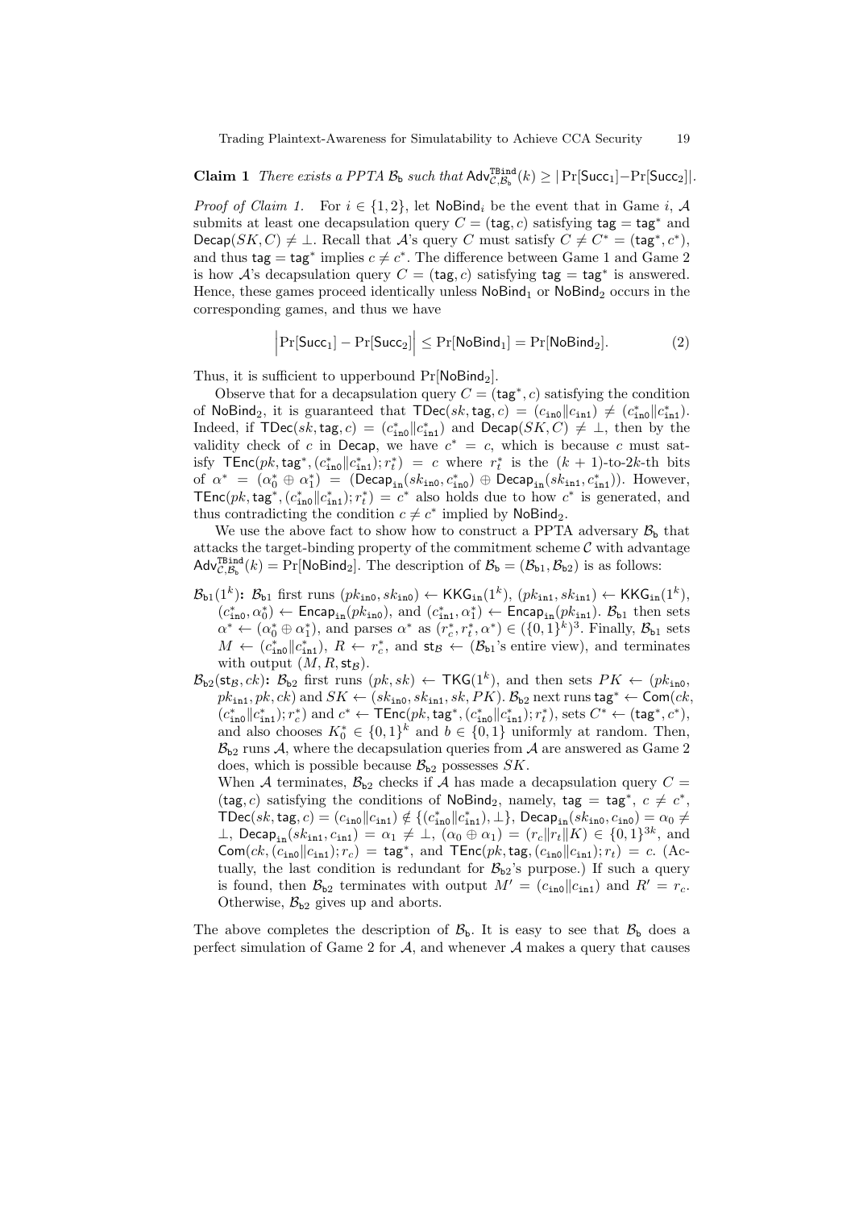**Claim 1** *There exists a PPTA $\mathcal{B}_{\mathsf{b}}$ such that $\mathsf{Adv}^{\mathtt{TBind}}_{\mathcal{C},\mathcal{B}_{\mathsf{b}}}(k) \geq |\Pr[\mathsf{Succ}_1] - \Pr[\mathsf{Succ}_2]|$.*

*Proof of Claim 1.* For $i \in \{1, 2\}$, let $\mathsf{NoBind}_i$ be the event that in Game $i$, $\mathcal{A}$ submits at least one decapsulation query $C = (\mathsf{tag}, c)$ satisfying $\mathsf{tag} = \mathsf{tag}^*$ and $\mathsf{Decap}(SK, C) \neq \bot$. Recall that $\mathcal{A}$'s query $C$ must satisfy $C \neq C^* = (\mathsf{tag}^*, c^*)$, and thus $\mathsf{tag} = \mathsf{tag}^*$ implies $c \neq c^*$. The difference between Game 1 and Game 2 is how $\mathcal{A}$'s decapsulation query $C = (\mathsf{tag}, c)$ satisfying $\mathsf{tag} = \mathsf{tag}^*$ is answered. Hence, these games proceed identically unless $\mathsf{NoBind}_1$ or $\mathsf{NoBind}_2$ occurs in the corresponding games, and thus we have

$$\Big|\Pr[\mathsf{Succ}_1] - \Pr[\mathsf{Succ}_2]\Big| \leq \Pr[\mathsf{NoBind}_1] = \Pr[\mathsf{NoBind}_2]. \tag{2}$$

Thus, it is sufficient to upperbound $\Pr[\mathsf{NoBind}_2]$.

Observe that for a decapsulation query $C = (\mathsf{tag}^*, c)$ satisfying the condition of $\mathsf{NoBind}_2$, it is guaranteed that $\mathsf{TDec}(sk, \mathsf{tag}, c) = (c_{\mathtt{in0}} \| c_{\mathtt{in1}}) \neq (c^*_{\mathtt{in0}} \| c^*_{\mathtt{in1}})$. Indeed, if $\mathsf{TDec}(sk, \mathsf{tag}, c) = (c^*_{\mathtt{in0}} \| c^*_{\mathtt{in1}})$ and $\mathsf{Decap}(SK, C) \neq \bot$, then by the validity check of $c$ in $\mathsf{Decap}$, we have $c^* = c$, which is because $c$ must satisfy $\mathsf{TEnc}(pk, \mathsf{tag}^*, (c^*_{\mathtt{in0}} \| c^*_{\mathtt{in1}}); r^*_t) = c$ where $r^*_t$ is the $(k+1)$-to-$2k$-th bits of $\alpha^* = (\alpha^*_0 \oplus \alpha^*_1) = (\mathsf{Decap}_{\mathtt{in}}(sk_{\mathtt{in0}}, c^*_{\mathtt{in0}}) \oplus \mathsf{Decap}_{\mathtt{in}}(sk_{\mathtt{in1}}, c^*_{\mathtt{in1}}))$. However, $\mathsf{TEnc}(pk, \mathsf{tag}^*, (c^*_{\mathtt{in0}} \| c^*_{\mathtt{in1}}); r^*_t) = c^*$ also holds due to how $c^*$ is generated, and thus contradicting the condition $c \neq c^*$ implied by $\mathsf{NoBind}_2$.

We use the above fact to show how to construct a PPTA adversary $\mathcal{B}_{\mathsf{b}}$ that attacks the target-binding property of the commitment scheme $\mathcal{C}$ with advantage $\mathsf{Adv}^{\mathtt{TBind}}_{\mathcal{C},\mathcal{B}_{\mathsf{b}}}(k) = \Pr[\mathsf{NoBind}_2]$. The description of $\mathcal{B}_{\mathsf{b}} = (\mathcal{B}_{\mathsf{b}1}, \mathcal{B}_{\mathsf{b}2})$ is as follows:

- **$\mathcal{B}_{\mathsf{b}1}(1^k)$:** $\mathcal{B}_{\mathsf{b}1}$ first runs $(pk_{\mathtt{in0}}, sk_{\mathtt{in0}}) \leftarrow \mathsf{KKG}_{\mathtt{in}}(1^k)$, $(pk_{\mathtt{in1}}, sk_{\mathtt{in1}}) \leftarrow \mathsf{KKG}_{\mathtt{in}}(1^k)$, $(c^*_{\mathtt{in0}}, \alpha^*_0) \leftarrow \mathsf{Encap}_{\mathtt{in}}(pk_{\mathtt{in0}})$, and $(c^*_{\mathtt{in1}}, \alpha^*_1) \leftarrow \mathsf{Encap}_{\mathtt{in}}(pk_{\mathtt{in1}})$. $\mathcal{B}_{\mathsf{b}1}$ then sets $\alpha^* \leftarrow (\alpha^*_0 \oplus \alpha^*_1)$, and parses $\alpha^*$ as $(r^*_c, r^*_t, \alpha^*) \in (\{0,1\}^k)^3$. Finally, $\mathcal{B}_{\mathsf{b}1}$ sets $M \leftarrow (c^*_{\mathtt{in0}} \| c^*_{\mathtt{in1}})$, $R \leftarrow r^*_c$, and $\mathsf{st}_{\mathcal{B}} \leftarrow$ ($\mathcal{B}_{\mathsf{b}1}$'s entire view), and terminates with output $(M, R, \mathsf{st}_{\mathcal{B}})$.
- **$\mathcal{B}_{\mathsf{b}2}(\mathsf{st}_{\mathcal{B}}, ck)$:** $\mathcal{B}_{\mathsf{b}2}$ first runs $(pk, sk) \leftarrow \mathsf{TKG}(1^k)$, and then sets $PK \leftarrow (pk_{\mathtt{in0}}, pk_{\mathtt{in1}}, pk, ck)$ and $SK \leftarrow (sk_{\mathtt{in0}}, sk_{\mathtt{in1}}, sk, PK)$. $\mathcal{B}_{\mathsf{b}2}$ next runs $\mathsf{tag}^* \leftarrow \mathsf{Com}(ck, (c^*_{\mathtt{in0}} \| c^*_{\mathtt{in1}}); r^*_c)$ and $c^* \leftarrow \mathsf{TEnc}(pk, \mathsf{tag}^*, (c^*_{\mathtt{in0}} \| c^*_{\mathtt{in1}}); r^*_t)$, sets $C^* \leftarrow (\mathsf{tag}^*, c^*)$, and also chooses $K^*_0 \in \{0,1\}^k$ and $b \in \{0,1\}$ uniformly at random. Then, $\mathcal{B}_{\mathsf{b}2}$ runs $\mathcal{A}$, where the decapsulation queries from $\mathcal{A}$ are answered as Game 2 does, which is possible because $\mathcal{B}_{\mathsf{b}2}$ possesses $SK$.
  When $\mathcal{A}$ terminates, $\mathcal{B}_{\mathsf{b}2}$ checks if $\mathcal{A}$ has made a decapsulation query $C = (\mathsf{tag}, c)$ satisfying the conditions of $\mathsf{NoBind}_2$, namely, $\mathsf{tag} = \mathsf{tag}^*$, $c \neq c^*$, $\mathsf{TDec}(sk, \mathsf{tag}, c) = (c_{\mathtt{in0}} \| c_{\mathtt{in1}}) \notin \{(c^*_{\mathtt{in0}} \| c^*_{\mathtt{in1}}), \bot\}$, $\mathsf{Decap}_{\mathtt{in}}(sk_{\mathtt{in0}}, c_{\mathtt{in0}}) = \alpha_0 \neq \bot$, $\mathsf{Decap}_{\mathtt{in}}(sk_{\mathtt{in1}}, c_{\mathtt{in1}}) = \alpha_1 \neq \bot$, $(\alpha_0 \oplus \alpha_1) = (r_c \| r_t \| K) \in \{0,1\}^{3k}$, and $\mathsf{Com}(ck, (c_{\mathtt{in0}} \| c_{\mathtt{in1}}); r_c) = \mathsf{tag}^*$, and $\mathsf{TEnc}(pk, \mathsf{tag}, (c_{\mathtt{in0}} \| c_{\mathtt{in1}}); r_t) = c$. (Actually, the last condition is redundant for $\mathcal{B}_{\mathsf{b}2}$'s purpose.) If such a query is found, then $\mathcal{B}_{\mathsf{b}2}$ terminates with output $M' = (c_{\mathtt{in0}} \| c_{\mathtt{in1}})$ and $R' = r_c$. Otherwise, $\mathcal{B}_{\mathsf{b}2}$ gives up and aborts.

The above completes the description of $\mathcal{B}_{\mathsf{b}}$. It is easy to see that $\mathcal{B}_{\mathsf{b}}$ does a perfect simulation of Game 2 for $\mathcal{A}$, and whenever $\mathcal{A}$ makes a query that causes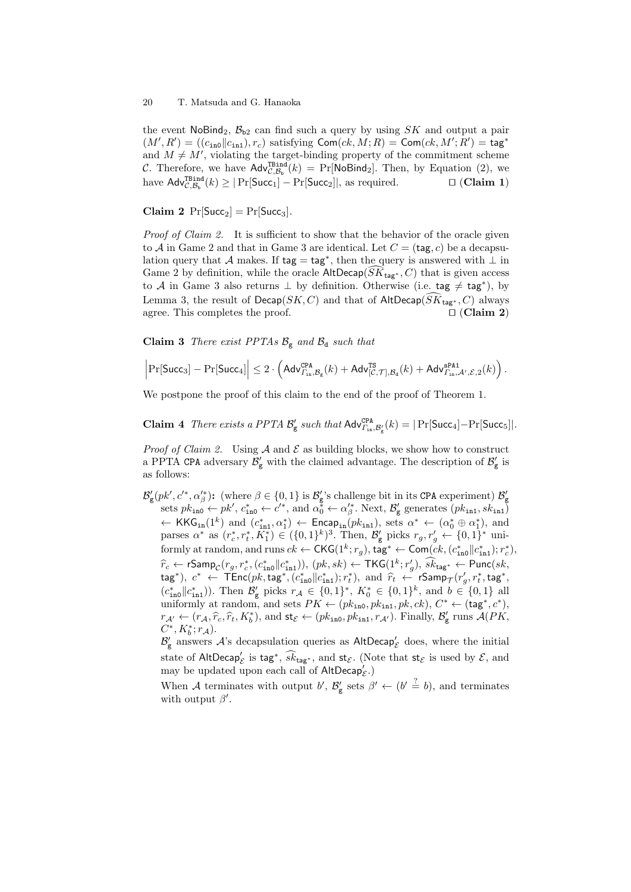the event $\mathsf{NoBind}_2$, $\mathcal{B}_{\mathtt{b}2}$ can find such a query by using $SK$ and output a pair $(M', R') = ((c_{\mathtt{in0}} \| c_{\mathtt{in1}}), r_c)$ satisfying $\mathsf{Com}(ck, M; R) = \mathsf{Com}(ck, M'; R') = \mathsf{tag}^*$ and $M \neq M'$, violating the target-binding property of the commitment scheme $\mathcal{C}$. Therefore, we have $\mathsf{Adv}^{\mathtt{TBind}}_{\mathcal{C},\mathcal{B}_{\mathtt{b}}}(k) = \Pr[\mathsf{NoBind}_2]$. Then, by Equation (2), we have $\mathsf{Adv}^{\mathtt{TBind}}_{\mathcal{C},\mathcal{B}_{\mathtt{b}}}(k) \geq |\Pr[\mathsf{Succ}_1] - \Pr[\mathsf{Succ}_2]|$, as required. $\square$ (**Claim 1**)

**Claim 2** $\Pr[\mathsf{Succ}_2] = \Pr[\mathsf{Succ}_3]$.

*Proof of Claim 2.* It is sufficient to show that the behavior of the oracle given to $\mathcal{A}$ in Game 2 and that in Game 3 are identical. Let $C = (\mathsf{tag}, c)$ be a decapsulation query that $\mathcal{A}$ makes. If $\mathsf{tag} = \mathsf{tag}^*$, then the query is answered with $\bot$ in Game 2 by definition, while the oracle $\mathsf{AltDecap}(\widehat{SK}_{\mathsf{tag}^*}, C)$ that is given access to $\mathcal{A}$ in Game 3 also returns $\bot$ by definition. Otherwise (i.e. $\mathsf{tag} \neq \mathsf{tag}^*$), by Lemma 3, the result of $\mathsf{Decap}(SK, C)$ and that of $\mathsf{AltDecap}(\widehat{SK}_{\mathsf{tag}^*}, C)$ always agree. This completes the proof. $\square$ (**Claim 2**)

**Claim 3** *There exist PPTAs $\mathcal{B}_{\mathtt{g}}$ and $\mathcal{B}_{\mathtt{d}}$ such that*

$$\Big|\Pr[\mathsf{Succ}_3] - \Pr[\mathsf{Succ}_4]\Big| \leq 2 \cdot \Big(\mathsf{Adv}^{\mathtt{CPA}}_{\Gamma_{\mathtt{in}},\mathcal{B}_{\mathtt{g}}}(k) + \mathsf{Adv}^{\mathtt{TS}}_{[\mathcal{C},\mathcal{T}],\mathcal{B}_{\mathtt{d}}}(k) + \mathsf{Adv}^{\mathtt{sPA1}}_{\Gamma_{\mathtt{in}},\mathcal{A}',\mathcal{E},2}(k)\Big).$$

We postpone the proof of this claim to the end of the proof of Theorem 1.

**Claim 4** *There exists a PPTA $\mathcal{B}'_{\mathtt{g}}$ such that* $\mathsf{Adv}^{\mathtt{CPA}}_{\Gamma_{\mathtt{in}},\mathcal{B}'_{\mathtt{g}}}(k) = |\Pr[\mathsf{Succ}_4] - \Pr[\mathsf{Succ}_5]|$.

*Proof of Claim 2.* Using $\mathcal{A}$ and $\mathcal{E}$ as building blocks, we show how to construct a PPTA CPA adversary $\mathcal{B}'_{\mathtt{g}}$ with the claimed advantage. The description of $\mathcal{B}'_{\mathtt{g}}$ is as follows:

$\mathcal{B}'_{\mathtt{g}}(pk', c'^*, \alpha'^*_\beta)$**:** (where $\beta \in \{0,1\}$ is $\mathcal{B}'_{\mathtt{g}}$'s challenge bit in its CPA experiment) $\mathcal{B}'_{\mathtt{g}}$ sets $pk_{\mathtt{in0}} \leftarrow pk'$, $c^*_{\mathtt{in0}} \leftarrow c'^*$, and $\alpha^*_0 \leftarrow \alpha'^*_\beta$. Next, $\mathcal{B}'_{\mathtt{g}}$ generates $(pk_{\mathtt{in1}}, sk_{\mathtt{in1}}) \leftarrow \mathsf{KKG}_{\mathtt{in}}(1^k)$ and $(c^*_{\mathtt{in1}}, \alpha^*_1) \leftarrow \mathsf{Encap}_{\mathtt{in}}(pk_{\mathtt{in1}})$, sets $\alpha^* \leftarrow (\alpha^*_0 \oplus \alpha^*_1)$, and parses $\alpha^*$ as $(r^*_c, r^*_t, K^*_1) \in (\{0,1\}^k)^3$. Then, $\mathcal{B}'_{\mathtt{g}}$ picks $r_g, r'_g \leftarrow \{0,1\}^*$ uniformly at random, and runs $ck \leftarrow \mathsf{CKG}(1^k; r_g)$, $\mathsf{tag}^* \leftarrow \mathsf{Com}(ck, (c^*_{\mathtt{in0}} \| c^*_{\mathtt{in1}}); r^*_c)$, $\widehat{r}_c \leftarrow \mathsf{rSamp}_{\mathcal{C}}(r_g, r^*_c, (c^*_{\mathtt{in0}} \| c^*_{\mathtt{in1}}))$, $(pk, sk) \leftarrow \mathsf{TKG}(1^k; r'_g)$, $\widehat{sk}_{\mathsf{tag}^*} \leftarrow \mathsf{Punc}(sk, \mathsf{tag}^*)$, $c^* \leftarrow \mathsf{TEnc}(pk, \mathsf{tag}^*, (c^*_{\mathtt{in0}} \| c^*_{\mathtt{in1}}); r^*_t)$, and $\widehat{r}_t \leftarrow \mathsf{rSamp}_{\mathcal{T}}(r'_g, r^*_t, \mathsf{tag}^*, (c^*_{\mathtt{in0}} \| c^*_{\mathtt{in1}}))$. Then $\mathcal{B}'_{\mathtt{g}}$ picks $r_{\mathcal{A}} \in \{0,1\}^*$, $K^*_0 \in \{0,1\}^k$, and $b \in \{0,1\}$ all uniformly at random, and sets $PK \leftarrow (pk_{\mathtt{in0}}, pk_{\mathtt{in1}}, pk, ck)$, $C^* \leftarrow (\mathsf{tag}^*, c^*)$, $r_{\mathcal{A}'} \leftarrow (r_{\mathcal{A}}, \widehat{r}_c, \widehat{r}_t, K^*_b)$, and $\mathsf{st}_{\mathcal{E}} \leftarrow (pk_{\mathtt{in0}}, pk_{\mathtt{in1}}, r_{\mathcal{A}'})$. Finally, $\mathcal{B}'_{\mathtt{g}}$ runs $\mathcal{A}(PK, C^*, K^*_b; r_{\mathcal{A}})$.

$\mathcal{B}'_{\mathtt{g}}$ answers $\mathcal{A}$'s decapsulation queries as $\mathsf{AltDecap}'_{\mathcal{E}}$ does, where the initial state of $\mathsf{AltDecap}'_{\mathcal{E}}$ is $\mathsf{tag}^*$, $\widehat{sk}_{\mathsf{tag}^*}$, and $\mathsf{st}_{\mathcal{E}}$. (Note that $\mathsf{st}_{\mathcal{E}}$ is used by $\mathcal{E}$, and may be updated upon each call of $\mathsf{AltDecap}'_{\mathcal{E}}$.)

When $\mathcal{A}$ terminates with output $b'$, $\mathcal{B}'_{\mathtt{g}}$ sets $\beta' \leftarrow (b' \stackrel{?}{=} b)$, and terminates with output $\beta'$.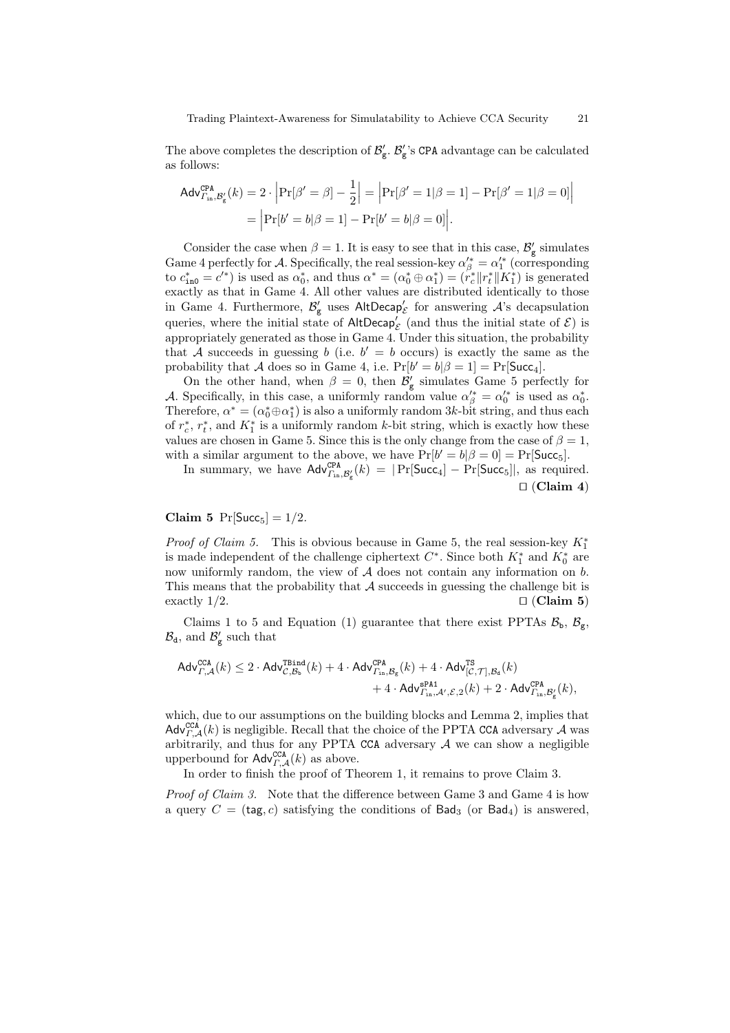The above completes the description of $\mathcal{B}'_{\mathtt{g}}$. $\mathcal{B}'_{\mathtt{g}}$'s CPA advantage can be calculated as follows:

$$\begin{aligned}
\mathsf{Adv}^{\mathtt{CPA}}_{\Gamma_{\mathtt{in}},\mathcal{B}'_{\mathtt{g}}}(k) &= 2 \cdot \left|\Pr[\beta' = \beta] - \frac{1}{2}\right| = \left|\Pr[\beta' = 1|\beta = 1] - \Pr[\beta' = 1|\beta = 0]\right| \\
&= \left|\Pr[b' = b|\beta = 1] - \Pr[b' = b|\beta = 0]\right|.
\end{aligned}$$

Consider the case when $\beta = 1$. It is easy to see that in this case, $\mathcal{B}'_{\mathtt{g}}$ simulates Game 4 perfectly for $\mathcal{A}$. Specifically, the real session-key $\alpha'^{*}_{\beta} = \alpha'^{*}_{1}$ (corresponding to $c^{*}_{\mathtt{in0}} = c'^{*}$) is used as $\alpha^{*}_{0}$, and thus $\alpha^{*} = (\alpha^{*}_{0} \oplus \alpha^{*}_{1}) = (r^{*}_{c} \| r^{*}_{t} \| K^{*}_{1})$ is generated exactly as that in Game 4. All other values are distributed identically to those in Game 4. Furthermore, $\mathcal{B}'_{\mathtt{g}}$ uses $\mathsf{AltDecap}'_{\mathcal{E}}$ for answering $\mathcal{A}$'s decapsulation queries, where the initial state of $\mathsf{AltDecap}'_{\mathcal{E}}$ (and thus the initial state of $\mathcal{E}$) is appropriately generated as those in Game 4. Under this situation, the probability that $\mathcal{A}$ succeeds in guessing $b$ (i.e. $b' = b$ occurs) is exactly the same as the probability that $\mathcal{A}$ does so in Game 4, i.e. $\Pr[b' = b|\beta = 1] = \Pr[\mathsf{Succ}_4]$.

On the other hand, when $\beta = 0$, then $\mathcal{B}'_{\mathtt{g}}$ simulates Game 5 perfectly for $\mathcal{A}$. Specifically, in this case, a uniformly random value $\alpha'^{*}_{\beta} = \alpha'^{*}_{0}$ is used as $\alpha^{*}_{0}$. Therefore, $\alpha^{*} = (\alpha^{*}_{0} \oplus \alpha^{*}_{1})$ is also a uniformly random $3k$-bit string, and thus each of $r^{*}_{c}$, $r^{*}_{t}$, and $K^{*}_{1}$ is a uniformly random $k$-bit string, which is exactly how these values are chosen in Game 5. Since this is the only change from the case of $\beta = 1$, with a similar argument to the above, we have $\Pr[b' = b|\beta = 0] = \Pr[\mathsf{Succ}_5]$.

In summary, we have $\mathsf{Adv}^{\mathtt{CPA}}_{\Gamma_{\mathtt{in}},\mathcal{B}'_{\mathtt{g}}}(k) = |\Pr[\mathsf{Succ}_4] - \Pr[\mathsf{Succ}_5]|$, as required. □ (**Claim 4**)

**Claim 5** $\Pr[\mathsf{Succ}_5] = 1/2$.

*Proof of Claim 5.* This is obvious because in Game 5, the real session-key $K^{*}_{1}$ is made independent of the challenge ciphertext $C^{*}$. Since both $K^{*}_{1}$ and $K^{*}_{0}$ are now uniformly random, the view of $\mathcal{A}$ does not contain any information on $b$. This means that the probability that $\mathcal{A}$ succeeds in guessing the challenge bit is exactly $1/2$. □ (**Claim 5**)

Claims 1 to 5 and Equation (1) guarantee that there exist PPTAs $\mathcal{B}_{\mathtt{b}}$, $\mathcal{B}_{\mathtt{g}}$, $\mathcal{B}_{\mathtt{d}}$, and $\mathcal{B}'_{\mathtt{g}}$ such that

$$\begin{aligned}
\mathsf{Adv}^{\mathtt{CCA}}_{\Gamma,\mathcal{A}}(k) \leq 2 \cdot \mathsf{Adv}^{\mathtt{TBind}}_{\mathcal{C},\mathcal{B}_{\mathtt{b}}}(k) + 4 \cdot \mathsf{Adv}^{\mathtt{CPA}}_{\Gamma_{\mathtt{in}},\mathcal{B}_{\mathtt{g}}}(k) + 4 \cdot \mathsf{Adv}^{\mathtt{TS}}_{[\mathcal{C},\mathcal{T}],\mathcal{B}_{\mathtt{d}}}(k) \\
+ 4 \cdot \mathsf{Adv}^{\mathtt{sPA1}}_{\Gamma_{\mathtt{in}},\mathcal{A}',\mathcal{E},2}(k) + 2 \cdot \mathsf{Adv}^{\mathtt{CPA}}_{\Gamma_{\mathtt{in}},\mathcal{B}'_{\mathtt{g}}}(k),
\end{aligned}$$

which, due to our assumptions on the building blocks and Lemma 2, implies that $\mathsf{Adv}^{\mathtt{CCA}}_{\Gamma,\mathcal{A}}(k)$ is negligible. Recall that the choice of the PPTA CCA adversary $\mathcal{A}$ was arbitrarily, and thus for any PPTA CCA adversary $\mathcal{A}$ we can show a negligible upperbound for $\mathsf{Adv}^{\mathtt{CCA}}_{\Gamma,\mathcal{A}}(k)$ as above.

In order to finish the proof of Theorem 1, it remains to prove Claim 3.

*Proof of Claim 3.* Note that the difference between Game 3 and Game 4 is how a query $C = (\mathsf{tag}, c)$ satisfying the conditions of $\mathsf{Bad}_3$ (or $\mathsf{Bad}_4$) is answered,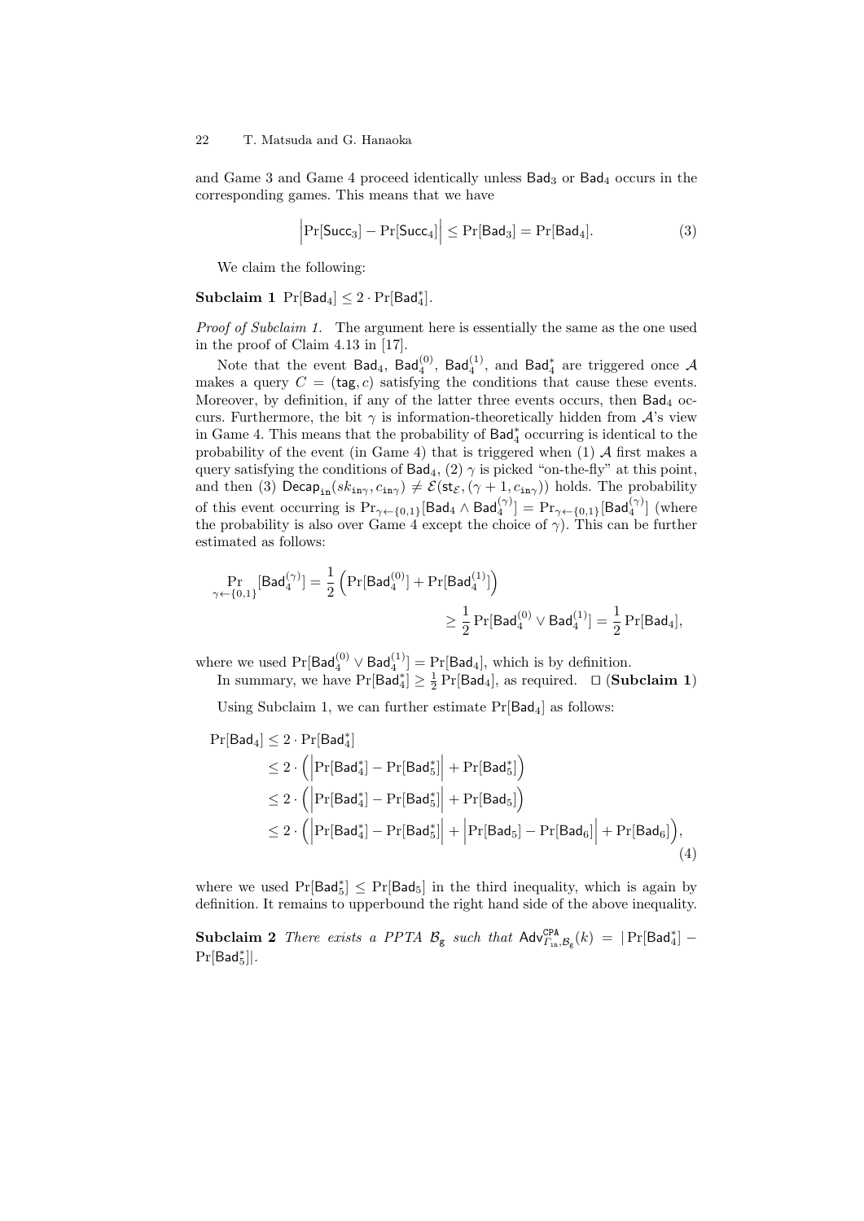and Game 3 and Game 4 proceed identically unless $\mathsf{Bad}_3$ or $\mathsf{Bad}_4$ occurs in the corresponding games. This means that we have

$$\Big|\Pr[\mathsf{Succ}_3] - \Pr[\mathsf{Succ}_4]\Big| \leq \Pr[\mathsf{Bad}_3] = \Pr[\mathsf{Bad}_4]. \tag{3}$$

We claim the following:

**Subclaim 1** $\Pr[\mathsf{Bad}_4] \leq 2 \cdot \Pr[\mathsf{Bad}_4^*]$.

*Proof of Subclaim 1.* The argument here is essentially the same as the one used in the proof of Claim 4.13 in [17].

Note that the event $\mathsf{Bad}_4$, $\mathsf{Bad}_4^{(0)}$, $\mathsf{Bad}_4^{(1)}$, and $\mathsf{Bad}_4^*$ are triggered once $\mathcal{A}$ makes a query $C = (\mathsf{tag}, c)$ satisfying the conditions that cause these events. Moreover, by definition, if any of the latter three events occurs, then $\mathsf{Bad}_4$ occurs. Furthermore, the bit $\gamma$ is information-theoretically hidden from $\mathcal{A}$'s view in Game 4. This means that the probability of $\mathsf{Bad}_4^*$ occurring is identical to the probability of the event (in Game 4) that is triggered when (1) $\mathcal{A}$ first makes a query satisfying the conditions of $\mathsf{Bad}_4$, (2) $\gamma$ is picked "on-the-fly" at this point, and then (3) $\mathsf{Decap}_{\mathtt{in}}(sk_{\mathtt{in}\gamma}, c_{\mathtt{in}\gamma}) \neq \mathcal{E}(\mathsf{st}_{\mathcal{E}}, (\gamma+1, c_{\mathtt{in}\gamma}))$ holds. The probability of this event occurring is $\Pr_{\gamma \leftarrow \{0,1\}}[\mathsf{Bad}_4 \wedge \mathsf{Bad}_4^{(\gamma)}] = \Pr_{\gamma \leftarrow \{0,1\}}[\mathsf{Bad}_4^{(\gamma)}]$ (where the probability is also over Game 4 except the choice of $\gamma$). This can be further estimated as follows:

$$\Pr_{\gamma \leftarrow \{0,1\}}[\mathsf{Bad}_4^{(\gamma)}] = \frac{1}{2}\Big(\Pr[\mathsf{Bad}_4^{(0)}] + \Pr[\mathsf{Bad}_4^{(1)}]\Big) \geq \frac{1}{2}\Pr[\mathsf{Bad}_4^{(0)} \vee \mathsf{Bad}_4^{(1)}] = \frac{1}{2}\Pr[\mathsf{Bad}_4],$$

where we used $\Pr[\mathsf{Bad}_4^{(0)} \vee \mathsf{Bad}_4^{(1)}] = \Pr[\mathsf{Bad}_4]$, which is by definition.

In summary, we have $\Pr[\mathsf{Bad}_4^*] \geq \frac{1}{2}\Pr[\mathsf{Bad}_4]$, as required. $\square$ (**Subclaim 1**)

Using Subclaim 1, we can further estimate $\Pr[\mathsf{Bad}_4]$ as follows:

$$\begin{aligned}
\Pr[\mathsf{Bad}_4] &\leq 2 \cdot \Pr[\mathsf{Bad}_4^*] \\
&\leq 2 \cdot \Big(\Big|\Pr[\mathsf{Bad}_4^*] - \Pr[\mathsf{Bad}_5^*]\Big| + \Pr[\mathsf{Bad}_5^*]\Big) \\
&\leq 2 \cdot \Big(\Big|\Pr[\mathsf{Bad}_4^*] - \Pr[\mathsf{Bad}_5^*]\Big| + \Pr[\mathsf{Bad}_5]\Big) \\
&\leq 2 \cdot \Big(\Big|\Pr[\mathsf{Bad}_4^*] - \Pr[\mathsf{Bad}_5^*]\Big| + \Big|\Pr[\mathsf{Bad}_5] - \Pr[\mathsf{Bad}_6]\Big| + \Pr[\mathsf{Bad}_6]\Big),
\end{aligned} \tag{4}$$

where we used $\Pr[\mathsf{Bad}_5^*] \leq \Pr[\mathsf{Bad}_5]$ in the third inequality, which is again by definition. It remains to upperbound the right hand side of the above inequality.

**Subclaim 2** *There exists a PPTA $\mathcal{B}_{\mathsf{g}}$ such that* $\mathsf{Adv}^{\mathtt{CPA}}_{\Gamma_{\mathtt{in}}, \mathcal{B}_{\mathsf{g}}}(k) = |\Pr[\mathsf{Bad}_4^*] - \Pr[\mathsf{Bad}_5^*]|$.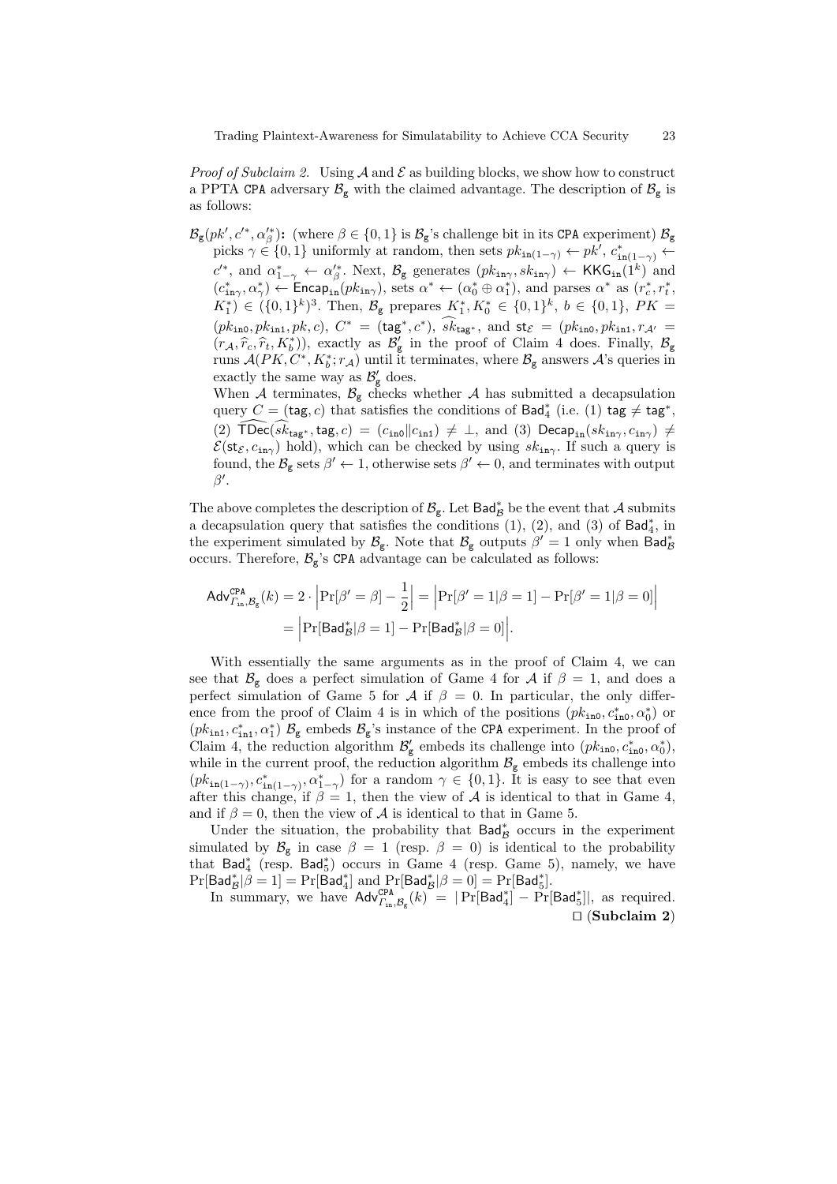*Proof of Subclaim 2.* Using $\mathcal{A}$ and $\mathcal{E}$ as building blocks, we show how to construct a PPTA CPA adversary $\mathcal{B}_{\mathtt{g}}$ with the claimed advantage. The description of $\mathcal{B}_{\mathtt{g}}$ is as follows:

$\mathcal{B}_{\mathtt{g}}(pk', c'^*, \alpha'^*_\beta)$**:** (where $\beta \in \{0,1\}$ is $\mathcal{B}_{\mathtt{g}}$'s challenge bit in its CPA experiment) $\mathcal{B}_{\mathtt{g}}$ picks $\gamma \in \{0,1\}$ uniformly at random, then sets $pk_{\mathtt{in}(1-\gamma)} \leftarrow pk'$, $c^*_{\mathtt{in}(1-\gamma)} \leftarrow c'^*$, and $\alpha^*_{1-\gamma} \leftarrow \alpha'^*_\beta$. Next, $\mathcal{B}_{\mathtt{g}}$ generates $(pk_{\mathtt{in}\gamma}, sk_{\mathtt{in}\gamma}) \leftarrow \mathsf{KKG}_{\mathtt{in}}(1^k)$ and $(c^*_{\mathtt{in}\gamma}, \alpha^*_\gamma) \leftarrow \mathsf{Encap}_{\mathtt{in}}(pk_{\mathtt{in}\gamma})$, sets $\alpha^* \leftarrow (\alpha^*_0 \oplus \alpha^*_1)$, and parses $\alpha^*$ as $(r^*_c, r^*_t, K^*_1) \in (\{0,1\}^k)^3$. Then, $\mathcal{B}_{\mathtt{g}}$ prepares $K^*_1, K^*_0 \in \{0,1\}^k$, $b \in \{0,1\}$, $PK = (pk_{\mathtt{in0}}, pk_{\mathtt{in1}}, pk, c)$, $C^* = (\mathsf{tag}^*, c^*)$, $\widehat{sk}_{\mathsf{tag}^*}$, and $\mathsf{st}_{\mathcal{E}} = (pk_{\mathtt{in0}}, pk_{\mathtt{in1}}, r_{\mathcal{A}'} = (r_{\mathcal{A}}, \widehat{r}_c, \widehat{r}_t, K^*_b))$, exactly as $\mathcal{B}'_{\mathtt{g}}$ in the proof of Claim 4 does. Finally, $\mathcal{B}_{\mathtt{g}}$ runs $\mathcal{A}(PK, C^*, K^*_b; r_{\mathcal{A}})$ until it terminates, where $\mathcal{B}_{\mathtt{g}}$ answers $\mathcal{A}$'s queries in exactly the same way as $\mathcal{B}'_{\mathtt{g}}$ does.
When $\mathcal{A}$ terminates, $\mathcal{B}_{\mathtt{g}}$ checks whether $\mathcal{A}$ has submitted a decapsulation query $C = (\mathsf{tag}, c)$ that satisfies the conditions of $\mathsf{Bad}^*_4$ (i.e. (1) $\mathsf{tag} \neq \mathsf{tag}^*$, (2) $\widehat{\mathsf{TDec}}(\widehat{sk}_{\mathsf{tag}^*}, \mathsf{tag}, c) = (c_{\mathtt{in0}} \| c_{\mathtt{in1}}) \neq \bot$, and (3) $\mathsf{Decap}_{\mathtt{in}}(sk_{\mathtt{in}\gamma}, c_{\mathtt{in}\gamma}) \neq \mathcal{E}(\mathsf{st}_{\mathcal{E}}, c_{\mathtt{in}\gamma})$ hold), which can be checked by using $sk_{\mathtt{in}\gamma}$. If such a query is found, the $\mathcal{B}_{\mathtt{g}}$ sets $\beta' \leftarrow 1$, otherwise sets $\beta' \leftarrow 0$, and terminates with output $\beta'$.

The above completes the description of $\mathcal{B}_{\mathtt{g}}$. Let $\mathsf{Bad}^*_{\mathcal{B}}$ be the event that $\mathcal{A}$ submits a decapsulation query that satisfies the conditions (1), (2), and (3) of $\mathsf{Bad}^*_4$, in the experiment simulated by $\mathcal{B}_{\mathtt{g}}$. Note that $\mathcal{B}_{\mathtt{g}}$ outputs $\beta' = 1$ only when $\mathsf{Bad}^*_{\mathcal{B}}$ occurs. Therefore, $\mathcal{B}_{\mathtt{g}}$'s CPA advantage can be calculated as follows:

$$\begin{aligned}
\mathsf{Adv}^{\mathtt{CPA}}_{\Gamma_{\mathtt{in}}, \mathcal{B}_{\mathtt{g}}}(k) &= 2 \cdot \Big|\Pr[\beta' = \beta] - \frac{1}{2}\Big| = \Big|\Pr[\beta' = 1|\beta = 1] - \Pr[\beta' = 1|\beta = 0]\Big| \\
&= \Big|\Pr[\mathsf{Bad}^*_{\mathcal{B}}|\beta = 1] - \Pr[\mathsf{Bad}^*_{\mathcal{B}}|\beta = 0]\Big|.
\end{aligned}$$

With essentially the same arguments as in the proof of Claim 4, we can see that $\mathcal{B}_{\mathtt{g}}$ does a perfect simulation of Game 4 for $\mathcal{A}$ if $\beta = 1$, and does a perfect simulation of Game 5 for $\mathcal{A}$ if $\beta = 0$. In particular, the only difference from the proof of Claim 4 is in which of the positions $(pk_{\mathtt{in0}}, c^*_{\mathtt{in0}}, \alpha^*_0)$ or $(pk_{\mathtt{in1}}, c^*_{\mathtt{in1}}, \alpha^*_1)$ $\mathcal{B}_{\mathtt{g}}$ embeds $\mathcal{B}_{\mathtt{g}}$'s instance of the CPA experiment. In the proof of Claim 4, the reduction algorithm $\mathcal{B}'_{\mathtt{g}}$ embeds its challenge into $(pk_{\mathtt{in0}}, c^*_{\mathtt{in0}}, \alpha^*_0)$, while in the current proof, the reduction algorithm $\mathcal{B}_{\mathtt{g}}$ embeds its challenge into $(pk_{\mathtt{in}(1-\gamma)}, c^*_{\mathtt{in}(1-\gamma)}, \alpha^*_{1-\gamma})$ for a random $\gamma \in \{0,1\}$. It is easy to see that even after this change, if $\beta = 1$, then the view of $\mathcal{A}$ is identical to that in Game 4, and if $\beta = 0$, then the view of $\mathcal{A}$ is identical to that in Game 5.

Under the situation, the probability that $\mathsf{Bad}^*_{\mathcal{B}}$ occurs in the experiment simulated by $\mathcal{B}_{\mathtt{g}}$ in case $\beta = 1$ (resp. $\beta = 0$) is identical to the probability that $\mathsf{Bad}^*_4$ (resp. $\mathsf{Bad}^*_5$) occurs in Game 4 (resp. Game 5), namely, we have $\Pr[\mathsf{Bad}^*_{\mathcal{B}}|\beta = 1] = \Pr[\mathsf{Bad}^*_4]$ and $\Pr[\mathsf{Bad}^*_{\mathcal{B}}|\beta = 0] = \Pr[\mathsf{Bad}^*_5]$.

In summary, we have $\mathsf{Adv}^{\mathtt{CPA}}_{\Gamma_{\mathtt{in}}, \mathcal{B}_{\mathtt{g}}}(k) = |\Pr[\mathsf{Bad}^*_4] - \Pr[\mathsf{Bad}^*_5]|$, as required. □ (**Subclaim 2**)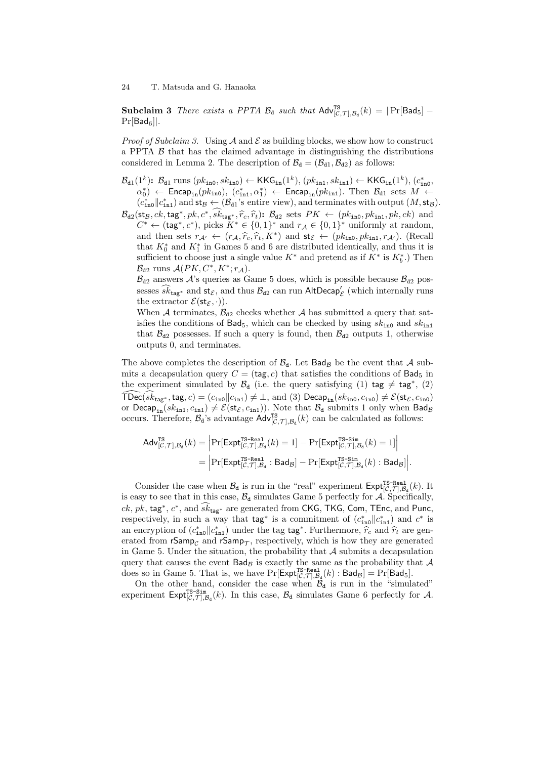**Subclaim 3** *There exists a PPTA $\mathcal{B}_{\mathtt{d}}$ such that $\mathsf{Adv}^{\mathtt{TS}}_{[\mathcal{C},\mathcal{T}],\mathcal{B}_{\mathtt{d}}}(k) = |\Pr[\mathsf{Bad}_5] - \Pr[\mathsf{Bad}_6]|$.*

*Proof of Subclaim 3.* Using $\mathcal{A}$ and $\mathcal{E}$ as building blocks, we show how to construct a PPTA $\mathcal{B}$ that has the claimed advantage in distinguishing the distributions considered in Lemma 2. The description of $\mathcal{B}_{\mathtt{d}} = (\mathcal{B}_{\mathtt{d1}}, \mathcal{B}_{\mathtt{d2}})$ as follows:

$\mathcal{B}_{\mathtt{d1}}(1^k)$**:** $\mathcal{B}_{\mathtt{d1}}$ runs $(pk_{\mathtt{in0}}, sk_{\mathtt{in0}}) \leftarrow \mathsf{KKG}_{\mathtt{in}}(1^k)$, $(pk_{\mathtt{in1}}, sk_{\mathtt{in1}}) \leftarrow \mathsf{KKG}_{\mathtt{in}}(1^k)$, $(c^*_{\mathtt{in0}}, \alpha^*_0) \leftarrow \mathsf{Encap}_{\mathtt{in}}(pk_{\mathtt{in0}})$, $(c^*_{\mathtt{in1}}, \alpha^*_1) \leftarrow \mathsf{Encap}_{\mathtt{in}}(pk_{\mathtt{in1}})$. Then $\mathcal{B}_{\mathtt{d1}}$ sets $M \leftarrow (c^*_{\mathtt{in0}} \| c^*_{\mathtt{in1}})$ and $\mathsf{st}_{\mathcal{B}} \leftarrow$ ($\mathcal{B}_{\mathtt{d1}}$'s entire view), and terminates with output $(M, \mathsf{st}_{\mathcal{B}})$.

$\mathcal{B}_{\mathtt{d2}}(\mathsf{st}_{\mathcal{B}}, ck, \mathsf{tag}^*, pk, c^*, \widehat{sk}_{\mathsf{tag}^*}, \widehat{r}_c, \widehat{r}_t)$**:** $\mathcal{B}_{\mathtt{d2}}$ sets $PK \leftarrow (pk_{\mathtt{in0}}, pk_{\mathtt{in1}}, pk, ck)$ and $C^* \leftarrow (\mathsf{tag}^*, c^*)$, picks $K^* \in \{0,1\}^*$ and $r_{\mathcal{A}} \in \{0,1\}^*$ uniformly at random, and then sets $r_{\mathcal{A}'} \leftarrow (r_{\mathcal{A}}, \widehat{r}_c, \widehat{r}_t, K^*)$ and $\mathsf{st}_{\mathcal{E}} \leftarrow (pk_{\mathtt{in0}}, pk_{\mathtt{in1}}, r_{\mathcal{A}'})$. (Recall that $K^*_0$ and $K^*_1$ in Games 5 and 6 are distributed identically, and thus it is sufficient to choose just a single value $K^*$ and pretend as if $K^*$ is $K^*_b$.) Then $\mathcal{B}_{\mathtt{d2}}$ runs $\mathcal{A}(PK, C^*, K^*; r_{\mathcal{A}})$.

$\mathcal{B}_{\mathtt{d2}}$ answers $\mathcal{A}$'s queries as Game 5 does, which is possible because $\mathcal{B}_{\mathtt{d2}}$ possesses $\widehat{sk}_{\mathsf{tag}^*}$ and $\mathsf{st}_{\mathcal{E}}$, and thus $\mathcal{B}_{\mathtt{d2}}$ can run $\mathsf{AltDecap}'_{\mathcal{E}}$ (which internally runs the extractor $\mathcal{E}(\mathsf{st}_{\mathcal{E}}, \cdot)$).

When $\mathcal{A}$ terminates, $\mathcal{B}_{\mathtt{d2}}$ checks whether $\mathcal{A}$ has submitted a query that satisfies the conditions of $\mathsf{Bad}_5$, which can be checked by using $sk_{\mathtt{in0}}$ and $sk_{\mathtt{in1}}$ that $\mathcal{B}_{\mathtt{d2}}$ possesses. If such a query is found, then $\mathcal{B}_{\mathtt{d2}}$ outputs 1, otherwise outputs 0, and terminates.

The above completes the description of $\mathcal{B}_{\mathtt{d}}$. Let $\mathsf{Bad}_{\mathcal{B}}$ be the event that $\mathcal{A}$ submits a decapsulation query $C = (\mathsf{tag}, c)$ that satisfies the conditions of $\mathsf{Bad}_5$ in the experiment simulated by $\mathcal{B}_{\mathtt{d}}$ (i.e. the query satisfying (1) $\mathsf{tag} \neq \mathsf{tag}^*$, (2) $\widehat{\mathsf{TDec}}(\widehat{sk}_{\mathsf{tag}^*}, \mathsf{tag}, c) = (c_{\mathtt{in0}} \| c_{\mathtt{in1}}) \neq \bot$, and (3) $\mathsf{Decap}_{\mathtt{in}}(sk_{\mathtt{in0}}, c_{\mathtt{in0}}) \neq \mathcal{E}(\mathsf{st}_{\mathcal{E}}, c_{\mathtt{in0}})$ or $\mathsf{Decap}_{\mathtt{in}}(sk_{\mathtt{in1}}, c_{\mathtt{in1}}) \neq \mathcal{E}(\mathsf{st}_{\mathcal{E}}, c_{\mathtt{in1}})$). Note that $\mathcal{B}_{\mathtt{d}}$ submits 1 only when $\mathsf{Bad}_{\mathcal{B}}$ occurs. Therefore, $\mathcal{B}_{\mathtt{d}}$'s advantage $\mathsf{Adv}^{\mathtt{TS}}_{[\mathcal{C},\mathcal{T}],\mathcal{B}_{\mathtt{d}}}(k)$ can be calculated as follows:

$$
\begin{aligned}
\mathsf{Adv}^{\mathtt{TS}}_{[\mathcal{C},\mathcal{T}],\mathcal{B}_{\mathtt{d}}}(k) &= \Big|\Pr[\mathsf{Expt}^{\mathtt{TS\text{-}Real}}_{[\mathcal{C},\mathcal{T}],\mathcal{B}_{\mathtt{d}}}(k) = 1] - \Pr[\mathsf{Expt}^{\mathtt{TS\text{-}Sim}}_{[\mathcal{C},\mathcal{T}],\mathcal{B}_{\mathtt{d}}}(k) = 1]\Big| \\
&= \Big|\Pr[\mathsf{Expt}^{\mathtt{TS\text{-}Real}}_{[\mathcal{C},\mathcal{T}],\mathcal{B}_{\mathtt{d}}} : \mathsf{Bad}_{\mathcal{B}}] - \Pr[\mathsf{Expt}^{\mathtt{TS\text{-}Sim}}_{[\mathcal{C},\mathcal{T}],\mathcal{B}_{\mathtt{d}}}(k) : \mathsf{Bad}_{\mathcal{B}}]\Big|.
\end{aligned}
$$

Consider the case when $\mathcal{B}_{\mathtt{d}}$ is run in the "real" experiment $\mathsf{Expt}^{\mathtt{TS\text{-}Real}}_{[\mathcal{C},\mathcal{T}],\mathcal{B}_{\mathtt{d}}}(k)$. It is easy to see that in this case, $\mathcal{B}_{\mathtt{d}}$ simulates Game 5 perfectly for $\mathcal{A}$. Specifically, $ck$, $pk$, $\mathsf{tag}^*$, $c^*$, and $\widehat{sk}_{\mathsf{tag}^*}$ are generated from $\mathsf{CKG}$, $\mathsf{TKG}$, $\mathsf{Com}$, $\mathsf{TEnc}$, and $\mathsf{Punc}$, respectively, in such a way that $\mathsf{tag}^*$ is a commitment of $(c^*_{\mathtt{in0}} \| c^*_{\mathtt{in1}})$ and $c^*$ is an encryption of $(c^*_{\mathtt{in0}} \| c^*_{\mathtt{in1}})$ under the tag $\mathsf{tag}^*$. Furthermore, $\widehat{r}_c$ and $\widehat{r}_t$ are generated from $\mathsf{rSamp}_{\mathcal{C}}$ and $\mathsf{rSamp}_{\mathcal{T}}$, respectively, which is how they are generated in Game 5. Under the situation, the probability that $\mathcal{A}$ submits a decapsulation query that causes the event $\mathsf{Bad}_{\mathcal{B}}$ is exactly the same as the probability that $\mathcal{A}$ does so in Game 5. That is, we have $\Pr[\mathsf{Expt}^{\mathtt{TS\text{-}Real}}_{[\mathcal{C},\mathcal{T}],\mathcal{B}_{\mathtt{d}}}(k) : \mathsf{Bad}_{\mathcal{B}}] = \Pr[\mathsf{Bad}_5]$.

On the other hand, consider the case when $\mathcal{B}_{\mathtt{d}}$ is run in the "simulated" experiment $\mathsf{Expt}^{\mathtt{TS\text{-}Sim}}_{[\mathcal{C},\mathcal{T}],\mathcal{B}_{\mathtt{d}}}(k)$. In this case, $\mathcal{B}_{\mathtt{d}}$ simulates Game 6 perfectly for $\mathcal{A}$.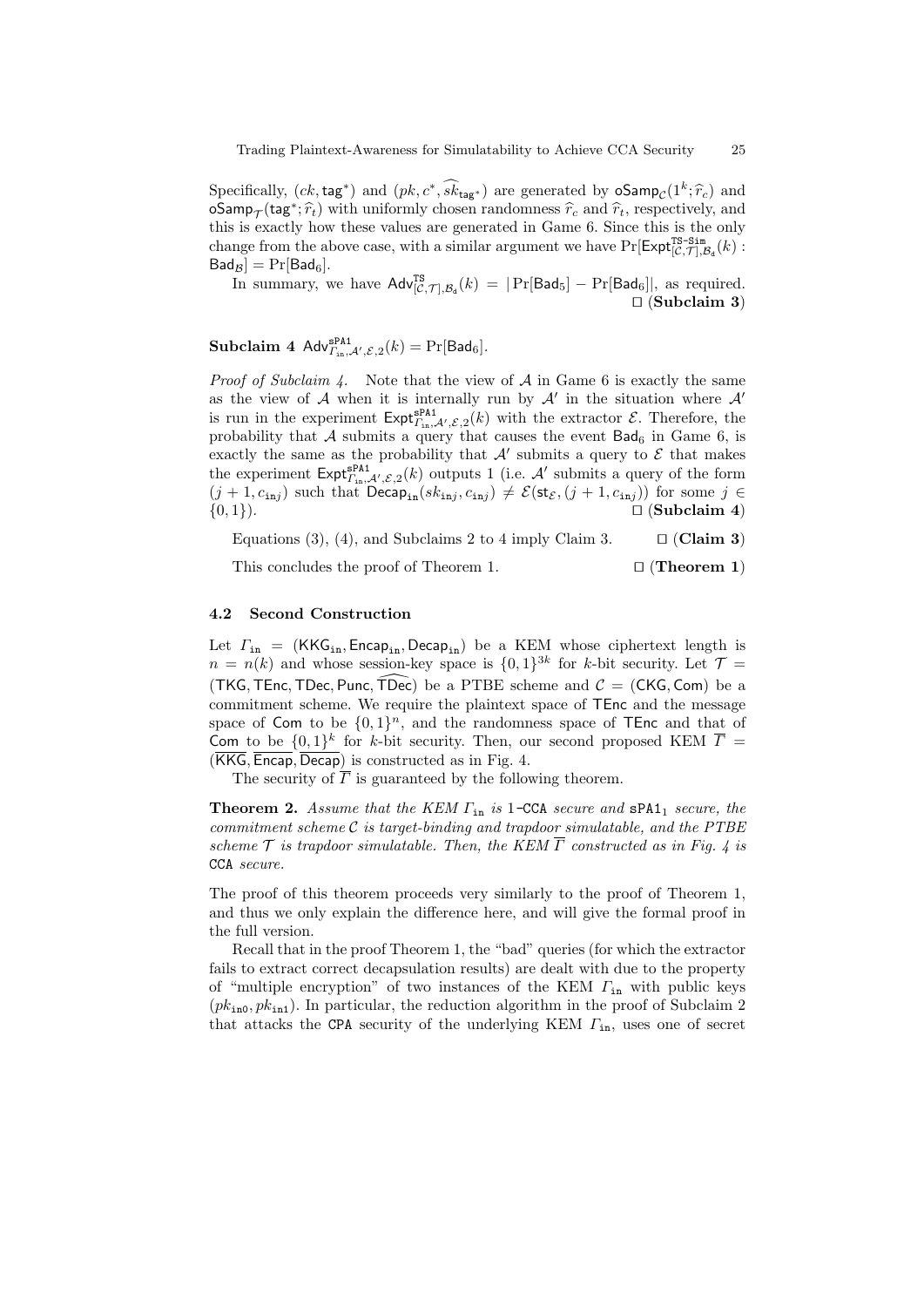Specifically, $(ck, \mathsf{tag}^*)$ and $(pk, c^*, \widehat{sk}_{\mathsf{tag}^*})$ are generated by $\mathsf{oSamp}_{\mathcal{C}}(1^k; \widehat{r}_c)$ and $\mathsf{oSamp}_{\mathcal{T}}(\mathsf{tag}^*; \widehat{r}_t)$ with uniformly chosen randomness $\widehat{r}_c$ and $\widehat{r}_t$, respectively, and this is exactly how these values are generated in Game 6. Since this is the only change from the above case, with a similar argument we have $\Pr[\mathsf{Expt}^{\mathtt{TS\text{-}Sim}}_{[\mathcal{C},\mathcal{T}],\mathcal{B}_\mathsf{d}}(k) : \mathsf{Bad}_\mathcal{B}] = \Pr[\mathsf{Bad}_6]$.

In summary, we have $\mathsf{Adv}^{\mathtt{TS}}_{[\mathcal{C},\mathcal{T}],\mathcal{B}_\mathsf{d}}(k) = |\Pr[\mathsf{Bad}_5] - \Pr[\mathsf{Bad}_6]|$, as required. □ (**Subclaim 3**)

**Subclaim 4** $\mathsf{Adv}^{\mathtt{sPA1}}_{\Gamma_{\mathtt{in}},\mathcal{A}',\mathcal{E},2}(k) = \Pr[\mathsf{Bad}_6]$.

*Proof of Subclaim 4.* Note that the view of $\mathcal{A}$ in Game 6 is exactly the same as the view of $\mathcal{A}$ when it is internally run by $\mathcal{A}'$ in the situation where $\mathcal{A}'$ is run in the experiment $\mathsf{Expt}^{\mathtt{sPA1}}_{\Gamma_{\mathtt{in}},\mathcal{A}',\mathcal{E},2}(k)$ with the extractor $\mathcal{E}$. Therefore, the probability that $\mathcal{A}$ submits a query that causes the event $\mathsf{Bad}_6$ in Game 6, is exactly the same as the probability that $\mathcal{A}'$ submits a query to $\mathcal{E}$ that makes the experiment $\mathsf{Expt}^{\mathtt{sPA1}}_{\Gamma_{\mathtt{in}},\mathcal{A}',\mathcal{E},2}(k)$ outputs 1 (i.e. $\mathcal{A}'$ submits a query of the form $(j+1, c_{\mathtt{in}j})$ such that $\mathsf{Decap}_{\mathtt{in}}(sk_{\mathtt{in}j}, c_{\mathtt{in}j}) \neq \mathcal{E}(\mathsf{st}_\mathcal{E}, (j+1, c_{\mathtt{in}j}))$ for some $j \in \{0,1\}$). □ (**Subclaim 4**)

Equations (3), (4), and Subclaims 2 to 4 imply Claim 3. □ (**Claim 3**)

This concludes the proof of Theorem 1. □ (**Theorem 1**)

### 4.2 Second Construction

Let $\Gamma_{\mathtt{in}} = (\mathsf{KKG}_{\mathtt{in}}, \mathsf{Encap}_{\mathtt{in}}, \mathsf{Decap}_{\mathtt{in}})$ be a KEM whose ciphertext length is $n = n(k)$ and whose session-key space is $\{0,1\}^{3k}$ for $k$-bit security. Let $\mathcal{T} = (\mathsf{TKG}, \mathsf{TEnc}, \mathsf{TDec}, \mathsf{Punc}, \widehat{\mathsf{TDec}})$ be a PTBE scheme and $\mathcal{C} = (\mathsf{CKG}, \mathsf{Com})$ be a commitment scheme. We require the plaintext space of $\mathsf{TEnc}$ and the message space of $\mathsf{Com}$ to be $\{0,1\}^n$, and the randomness space of $\mathsf{TEnc}$ and that of $\mathsf{Com}$ to be $\{0,1\}^k$ for $k$-bit security. Then, our second proposed KEM $\overline{\Gamma} = (\overline{\mathsf{KKG}}, \overline{\mathsf{Encap}}, \overline{\mathsf{Decap}})$ is constructed as in Fig. 4.

The security of $\overline{\Gamma}$ is guaranteed by the following theorem.

**Theorem 2.** *Assume that the KEM $\Gamma_{\mathtt{in}}$ is* 1-CCA *secure and* $\mathtt{sPA1}_1$ *secure, the commitment scheme $\mathcal{C}$ is target-binding and trapdoor simulatable, and the PTBE scheme $\mathcal{T}$ is trapdoor simulatable. Then, the KEM $\overline{\Gamma}$ constructed as in Fig. 4 is* CCA *secure.*

The proof of this theorem proceeds very similarly to the proof of Theorem 1, and thus we only explain the difference here, and will give the formal proof in the full version.

Recall that in the proof Theorem 1, the "bad" queries (for which the extractor fails to extract correct decapsulation results) are dealt with due to the property of "multiple encryption" of two instances of the KEM $\Gamma_{\mathtt{in}}$ with public keys $(pk_{\mathtt{in}0}, pk_{\mathtt{in}1})$. In particular, the reduction algorithm in the proof of Subclaim 2 that attacks the CPA security of the underlying KEM $\Gamma_{\mathtt{in}}$, uses one of secret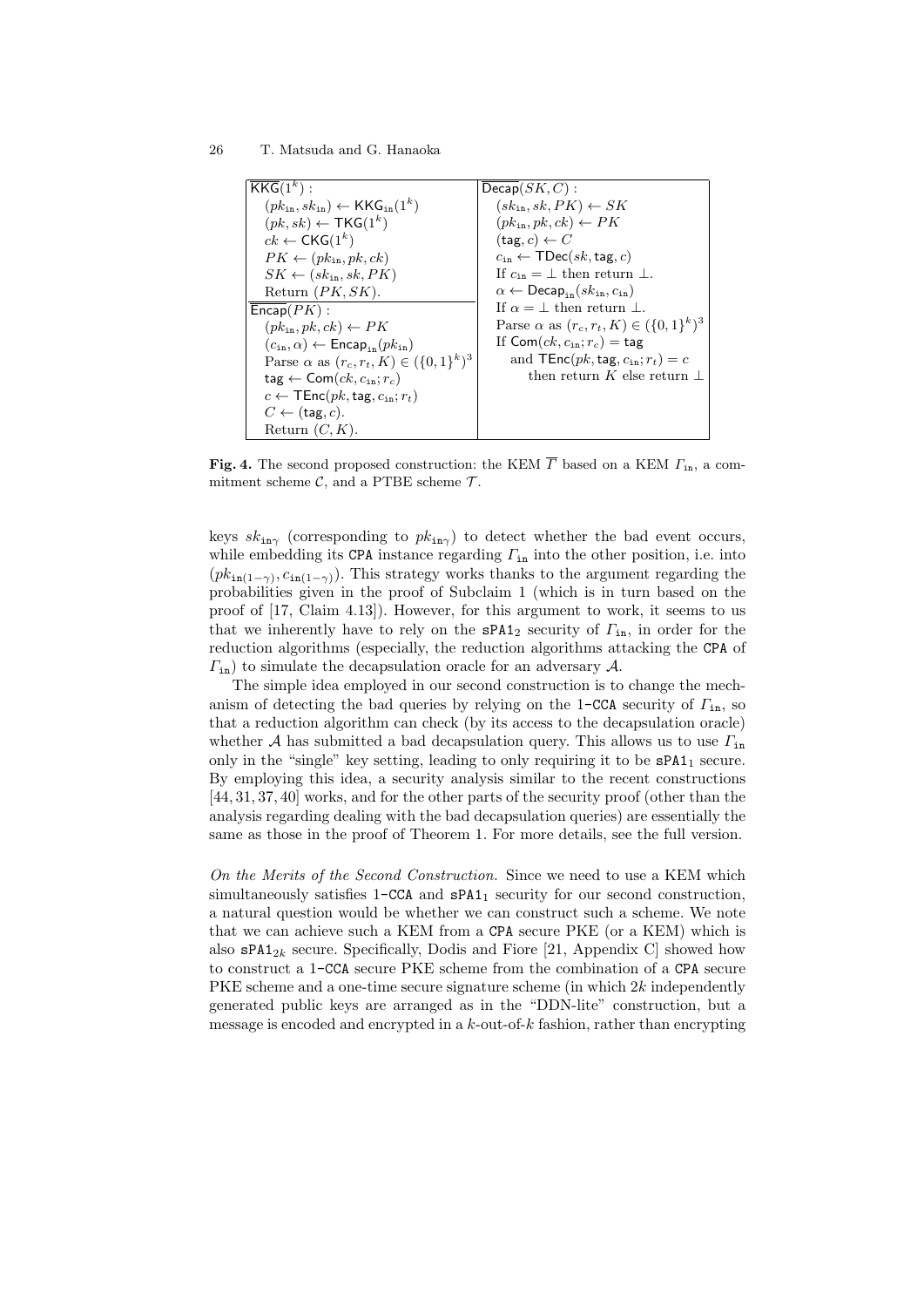| $\overline{\mathsf{KKG}}(1^k)$ : | $\overline{\mathsf{Decap}}(SK, C)$ : |
|---|---|
| $(pk_{\mathtt{in}}, sk_{\mathtt{in}}) \leftarrow \mathsf{KKG}_{\mathtt{in}}(1^k)$ | $(sk_{\mathtt{in}}, sk, PK) \leftarrow SK$ |
| $(pk, sk) \leftarrow \mathsf{TKG}(1^k)$ | $(pk_{\mathtt{in}}, pk, ck) \leftarrow PK$ |
| $ck \leftarrow \mathsf{CKG}(1^k)$ | $(\mathsf{tag}, c) \leftarrow C$ |
| $PK \leftarrow (pk_{\mathtt{in}}, pk, ck)$ | $c_{\mathtt{in}} \leftarrow \mathsf{TDec}(sk, \mathsf{tag}, c)$ |
| $SK \leftarrow (sk_{\mathtt{in}}, sk, PK)$ | If $c_{\mathtt{in}} = \perp$ then return $\perp$. |
| Return $(PK, SK)$. | $\alpha \leftarrow \mathsf{Decap}_{\mathtt{in}}(sk_{\mathtt{in}}, c_{\mathtt{in}})$ |
| $\overline{\mathsf{Encap}}(PK)$ : | If $\alpha = \perp$ then return $\perp$. |
| $(pk_{\mathtt{in}}, pk, ck) \leftarrow PK$ | Parse $\alpha$ as $(r_c, r_t, K) \in (\{0,1\}^k)^3$ |
| $(c_{\mathtt{in}}, \alpha) \leftarrow \mathsf{Encap}_{\mathtt{in}}(pk_{\mathtt{in}})$ | If $\mathsf{Com}(ck, c_{\mathtt{in}}; r_c) = \mathsf{tag}$ |
| Parse $\alpha$ as $(r_c, r_t, K) \in (\{0,1\}^k)^3$ | and $\mathsf{TEnc}(pk, \mathsf{tag}, c_{\mathtt{in}}; r_t) = c$ |
| $\mathsf{tag} \leftarrow \mathsf{Com}(ck, c_{\mathtt{in}}; r_c)$ | then return $K$ else return $\perp$ |
| $c \leftarrow \mathsf{TEnc}(pk, \mathsf{tag}, c_{\mathtt{in}}; r_t)$ | |
| $C \leftarrow (\mathsf{tag}, c)$. | |
| Return $(C, K)$. | |

**Fig. 4.** The second proposed construction: the KEM $\overline{\Gamma}$ based on a KEM $\Gamma_{\mathtt{in}}$, a commitment scheme $\mathcal{C}$, and a PTBE scheme $\mathcal{T}$.

keys $sk_{\mathtt{in}\gamma}$ (corresponding to $pk_{\mathtt{in}\gamma}$) to detect whether the bad event occurs, while embedding its CPA instance regarding $\Gamma_{\mathtt{in}}$ into the other position, i.e. into $(pk_{\mathtt{in}(1-\gamma)}, c_{\mathtt{in}(1-\gamma)})$. This strategy works thanks to the argument regarding the probabilities given in the proof of Subclaim 1 (which is in turn based on the proof of [17, Claim 4.13]). However, for this argument to work, it seems to us that we inherently have to rely on the $\mathtt{sPA1}_2$ security of $\Gamma_{\mathtt{in}}$, in order for the reduction algorithms (especially, the reduction algorithms attacking the CPA of $\Gamma_{\mathtt{in}}$) to simulate the decapsulation oracle for an adversary $\mathcal{A}$.

The simple idea employed in our second construction is to change the mechanism of detecting the bad queries by relying on the 1-CCA security of $\Gamma_{\mathtt{in}}$, so that a reduction algorithm can check (by its access to the decapsulation oracle) whether $\mathcal{A}$ has submitted a bad decapsulation query. This allows us to use $\Gamma_{\mathtt{in}}$ only in the "single" key setting, leading to only requiring it to be $\mathtt{sPA1}_1$ secure. By employing this idea, a security analysis similar to the recent constructions [44, 31, 37, 40] works, and for the other parts of the security proof (other than the analysis regarding dealing with the bad decapsulation queries) are essentially the same as those in the proof of Theorem 1. For more details, see the full version.

*On the Merits of the Second Construction.* Since we need to use a KEM which simultaneously satisfies 1-CCA and $\mathtt{sPA1}_1$ security for our second construction, a natural question would be whether we can construct such a scheme. We note that we can achieve such a KEM from a CPA secure PKE (or a KEM) which is also $\mathtt{sPA1}_{2k}$ secure. Specifically, Dodis and Fiore [21, Appendix C] showed how to construct a 1-CCA secure PKE scheme from the combination of a CPA secure PKE scheme and a one-time secure signature scheme (in which $2k$ independently generated public keys are arranged as in the "DDN-lite" construction, but a message is encoded and encrypted in a $k$-out-of-$k$ fashion, rather than encrypting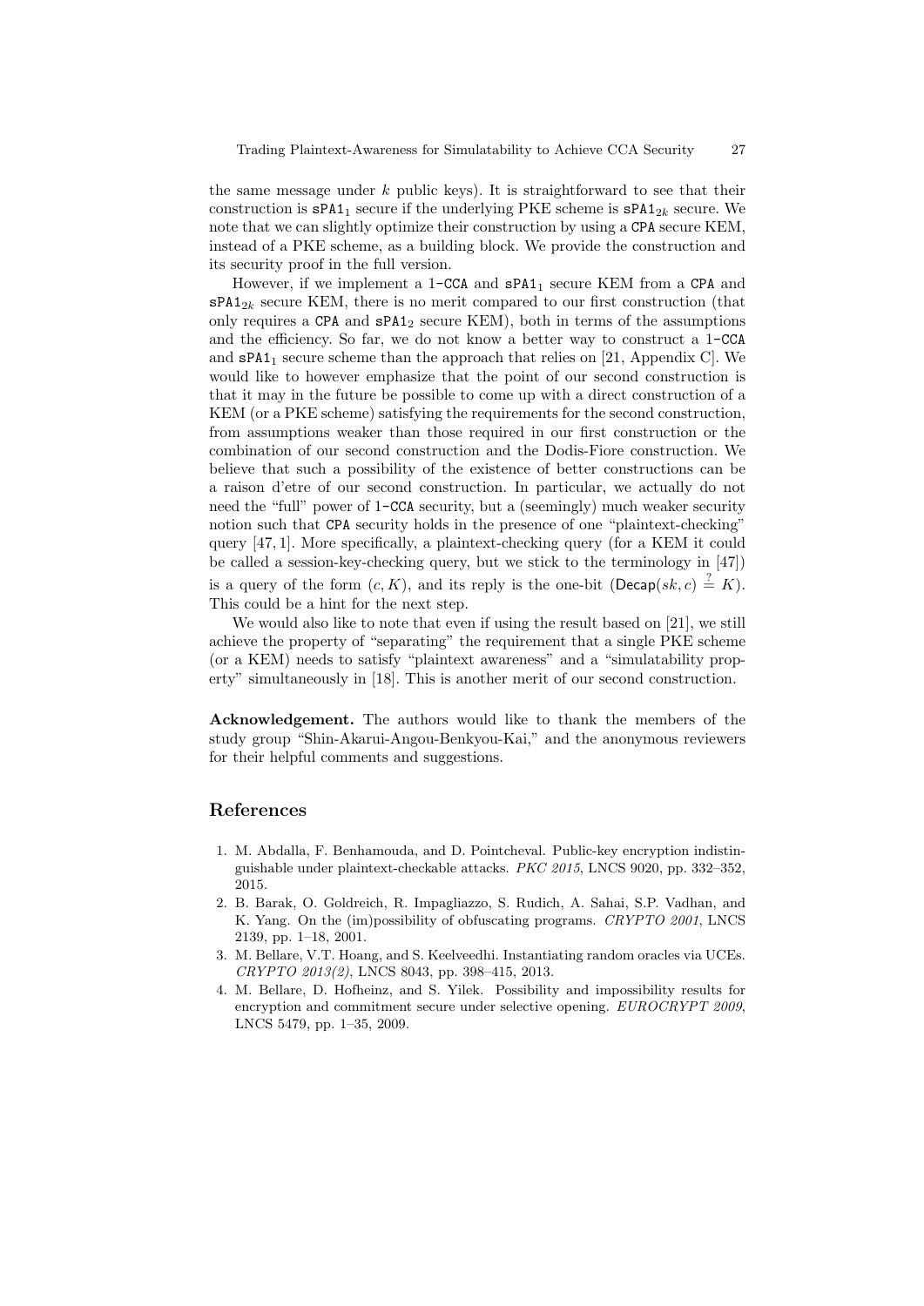the same message under $k$ public keys). It is straightforward to see that their construction is $\mathtt{sPA1}_1$ secure if the underlying PKE scheme is $\mathtt{sPA1}_{2k}$ secure. We note that we can slightly optimize their construction by using a CPA secure KEM, instead of a PKE scheme, as a building block. We provide the construction and its security proof in the full version.

However, if we implement a 1-CCA and $\mathtt{sPA1}_1$ secure KEM from a CPA and $\mathtt{sPA1}_{2k}$ secure KEM, there is no merit compared to our first construction (that only requires a CPA and $\mathtt{sPA1}_2$ secure KEM), both in terms of the assumptions and the efficiency. So far, we do not know a better way to construct a 1-CCA and $\mathtt{sPA1}_1$ secure scheme than the approach that relies on [21, Appendix C]. We would like to however emphasize that the point of our second construction is that it may in the future be possible to come up with a direct construction of a KEM (or a PKE scheme) satisfying the requirements for the second construction, from assumptions weaker than those required in our first construction or the combination of our second construction and the Dodis-Fiore construction. We believe that such a possibility of the existence of better constructions can be a raison d'etre of our second construction. In particular, we actually do not need the "full" power of 1-CCA security, but a (seemingly) much weaker security notion such that CPA security holds in the presence of one "plaintext-checking" query [47, 1]. More specifically, a plaintext-checking query (for a KEM it could be called a session-key-checking query, but we stick to the terminology in [47]) is a query of the form $(c, K)$, and its reply is the one-bit $(\mathsf{Decap}(sk, c) \stackrel{?}{=} K)$. This could be a hint for the next step.

We would also like to note that even if using the result based on [21], we still achieve the property of "separating" the requirement that a single PKE scheme (or a KEM) needs to satisfy "plaintext awareness" and a "simulatability property" simultaneously in [18]. This is another merit of our second construction.

**Acknowledgement.** The authors would like to thank the members of the study group "Shin-Akarui-Angou-Benkyou-Kai," and the anonymous reviewers for their helpful comments and suggestions.

# References

1. M. Abdalla, F. Benhamouda, and D. Pointcheval. Public-key encryption indistinguishable under plaintext-checkable attacks. *PKC 2015*, LNCS 9020, pp. 332–352, 2015.
2. B. Barak, O. Goldreich, R. Impagliazzo, S. Rudich, A. Sahai, S.P. Vadhan, and K. Yang. On the (im)possibility of obfuscating programs. *CRYPTO 2001*, LNCS 2139, pp. 1–18, 2001.
3. M. Bellare, V.T. Hoang, and S. Keelveedhi. Instantiating random oracles via UCEs. *CRYPTO 2013(2)*, LNCS 8043, pp. 398–415, 2013.
4. M. Bellare, D. Hofheinz, and S. Yilek. Possibility and impossibility results for encryption and commitment secure under selective opening. *EUROCRYPT 2009*, LNCS 5479, pp. 1–35, 2009.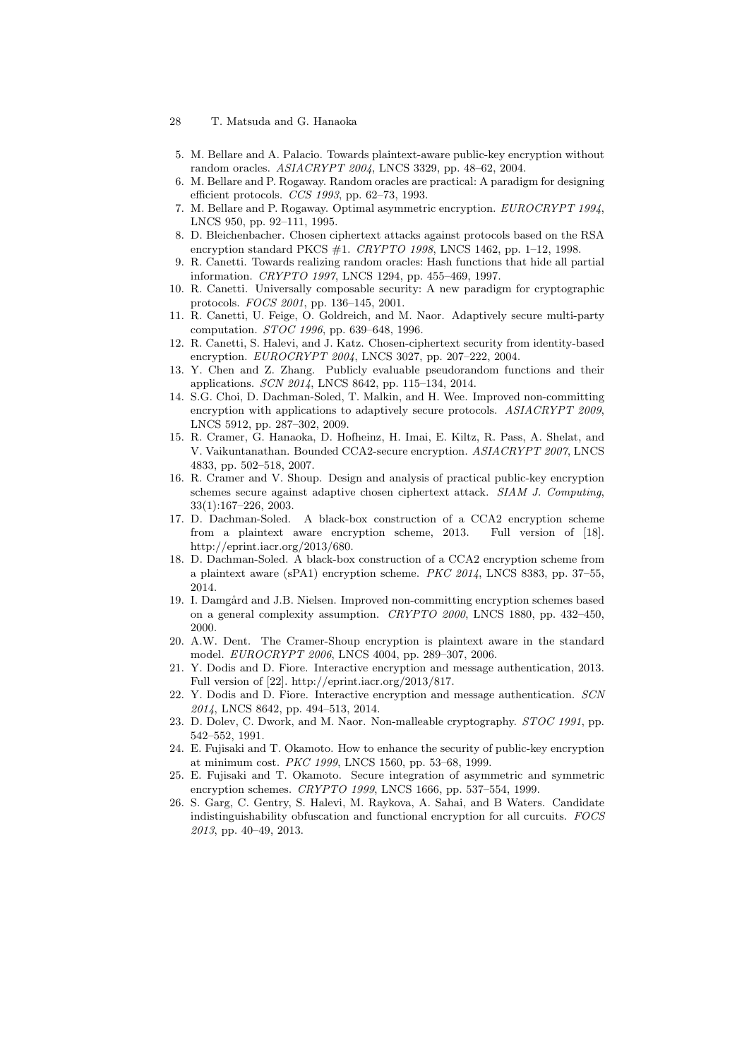5. M. Bellare and A. Palacio. Towards plaintext-aware public-key encryption without random oracles. *ASIACRYPT 2004*, LNCS 3329, pp. 48–62, 2004.
6. M. Bellare and P. Rogaway. Random oracles are practical: A paradigm for designing efficient protocols. *CCS 1993*, pp. 62–73, 1993.
7. M. Bellare and P. Rogaway. Optimal asymmetric encryption. *EUROCRYPT 1994*, LNCS 950, pp. 92–111, 1995.
8. D. Bleichenbacher. Chosen ciphertext attacks against protocols based on the RSA encryption standard PKCS #1. *CRYPTO 1998*, LNCS 1462, pp. 1–12, 1998.
9. R. Canetti. Towards realizing random oracles: Hash functions that hide all partial information. *CRYPTO 1997*, LNCS 1294, pp. 455–469, 1997.
10. R. Canetti. Universally composable security: A new paradigm for cryptographic protocols. *FOCS 2001*, pp. 136–145, 2001.
11. R. Canetti, U. Feige, O. Goldreich, and M. Naor. Adaptively secure multi-party computation. *STOC 1996*, pp. 639–648, 1996.
12. R. Canetti, S. Halevi, and J. Katz. Chosen-ciphertext security from identity-based encryption. *EUROCRYPT 2004*, LNCS 3027, pp. 207–222, 2004.
13. Y. Chen and Z. Zhang. Publicly evaluable pseudorandom functions and their applications. *SCN 2014*, LNCS 8642, pp. 115–134, 2014.
14. S.G. Choi, D. Dachman-Soled, T. Malkin, and H. Wee. Improved non-committing encryption with applications to adaptively secure protocols. *ASIACRYPT 2009*, LNCS 5912, pp. 287–302, 2009.
15. R. Cramer, G. Hanaoka, D. Hofheinz, H. Imai, E. Kiltz, R. Pass, A. Shelat, and V. Vaikuntanathan. Bounded CCA2-secure encryption. *ASIACRYPT 2007*, LNCS 4833, pp. 502–518, 2007.
16. R. Cramer and V. Shoup. Design and analysis of practical public-key encryption schemes secure against adaptive chosen ciphertext attack. *SIAM J. Computing*, 33(1):167–226, 2003.
17. D. Dachman-Soled. A black-box construction of a CCA2 encryption scheme from a plaintext aware encryption scheme, 2013. Full version of [18]. http://eprint.iacr.org/2013/680.
18. D. Dachman-Soled. A black-box construction of a CCA2 encryption scheme from a plaintext aware (sPA1) encryption scheme. *PKC 2014*, LNCS 8383, pp. 37–55, 2014.
19. I. Damgård and J.B. Nielsen. Improved non-committing encryption schemes based on a general complexity assumption. *CRYPTO 2000*, LNCS 1880, pp. 432–450, 2000.
20. A.W. Dent. The Cramer-Shoup encryption is plaintext aware in the standard model. *EUROCRYPT 2006*, LNCS 4004, pp. 289–307, 2006.
21. Y. Dodis and D. Fiore. Interactive encryption and message authentication, 2013. Full version of [22]. http://eprint.iacr.org/2013/817.
22. Y. Dodis and D. Fiore. Interactive encryption and message authentication. *SCN 2014*, LNCS 8642, pp. 494–513, 2014.
23. D. Dolev, C. Dwork, and M. Naor. Non-malleable cryptography. *STOC 1991*, pp. 542–552, 1991.
24. E. Fujisaki and T. Okamoto. How to enhance the security of public-key encryption at minimum cost. *PKC 1999*, LNCS 1560, pp. 53–68, 1999.
25. E. Fujisaki and T. Okamoto. Secure integration of asymmetric and symmetric encryption schemes. *CRYPTO 1999*, LNCS 1666, pp. 537–554, 1999.
26. S. Garg, C. Gentry, S. Halevi, M. Raykova, A. Sahai, and B Waters. Candidate indistinguishability obfuscation and functional encryption for all curcuits. *FOCS 2013*, pp. 40–49, 2013.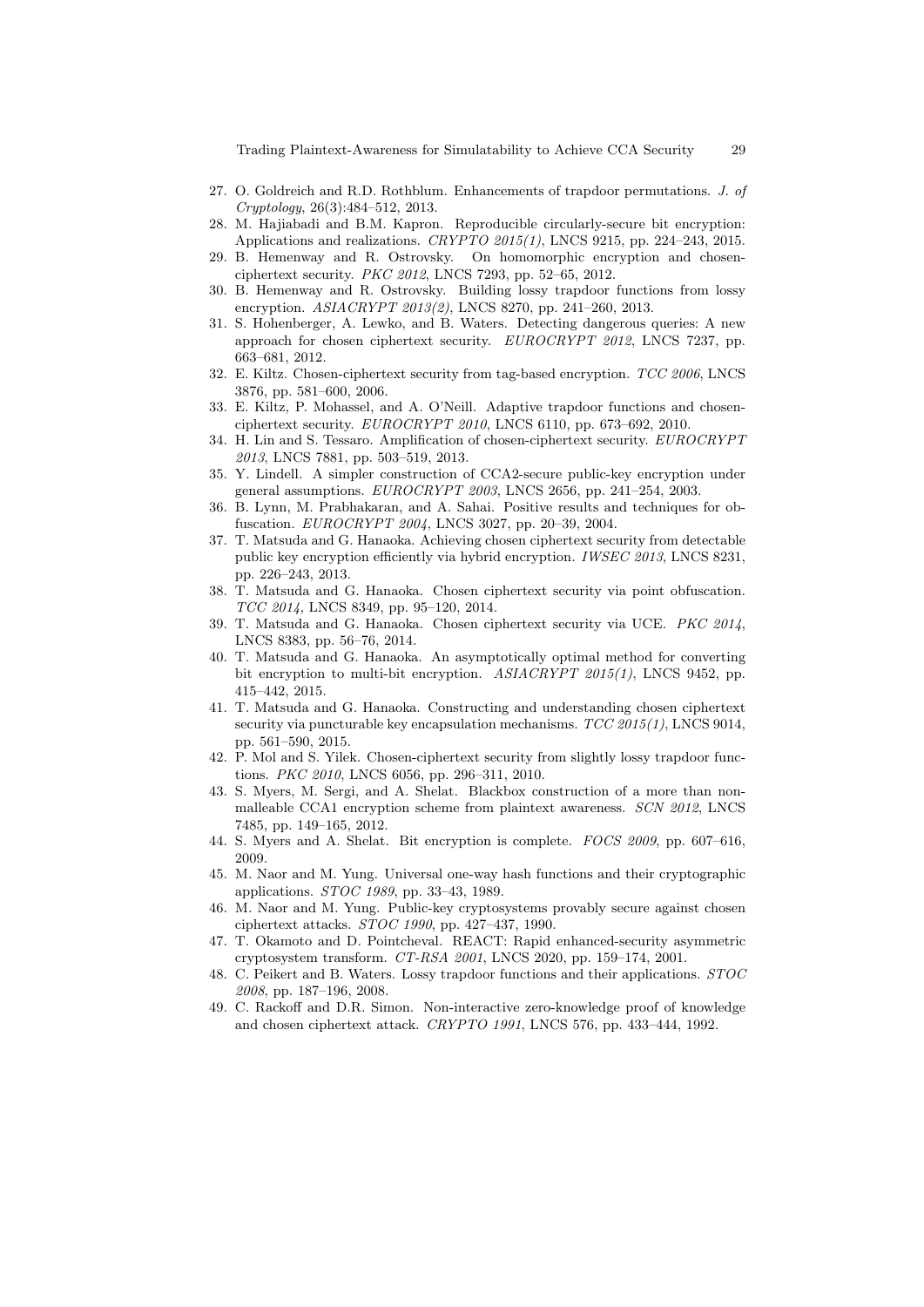27. O. Goldreich and R.D. Rothblum. Enhancements of trapdoor permutations. *J. of Cryptology*, 26(3):484–512, 2013.
28. M. Hajiabadi and B.M. Kapron. Reproducible circularly-secure bit encryption: Applications and realizations. *CRYPTO 2015(1)*, LNCS 9215, pp. 224–243, 2015.
29. B. Hemenway and R. Ostrovsky. On homomorphic encryption and chosen-ciphertext security. *PKC 2012*, LNCS 7293, pp. 52–65, 2012.
30. B. Hemenway and R. Ostrovsky. Building lossy trapdoor functions from lossy encryption. *ASIACRYPT 2013(2)*, LNCS 8270, pp. 241–260, 2013.
31. S. Hohenberger, A. Lewko, and B. Waters. Detecting dangerous queries: A new approach for chosen ciphertext security. *EUROCRYPT 2012*, LNCS 7237, pp. 663–681, 2012.
32. E. Kiltz. Chosen-ciphertext security from tag-based encryption. *TCC 2006*, LNCS 3876, pp. 581–600, 2006.
33. E. Kiltz, P. Mohassel, and A. O'Neill. Adaptive trapdoor functions and chosen-ciphertext security. *EUROCRYPT 2010*, LNCS 6110, pp. 673–692, 2010.
34. H. Lin and S. Tessaro. Amplification of chosen-ciphertext security. *EUROCRYPT 2013*, LNCS 7881, pp. 503–519, 2013.
35. Y. Lindell. A simpler construction of CCA2-secure public-key encryption under general assumptions. *EUROCRYPT 2003*, LNCS 2656, pp. 241–254, 2003.
36. B. Lynn, M. Prabhakaran, and A. Sahai. Positive results and techniques for obfuscation. *EUROCRYPT 2004*, LNCS 3027, pp. 20–39, 2004.
37. T. Matsuda and G. Hanaoka. Achieving chosen ciphertext security from detectable public key encryption efficiently via hybrid encryption. *IWSEC 2013*, LNCS 8231, pp. 226–243, 2013.
38. T. Matsuda and G. Hanaoka. Chosen ciphertext security via point obfuscation. *TCC 2014*, LNCS 8349, pp. 95–120, 2014.
39. T. Matsuda and G. Hanaoka. Chosen ciphertext security via UCE. *PKC 2014*, LNCS 8383, pp. 56–76, 2014.
40. T. Matsuda and G. Hanaoka. An asymptotically optimal method for converting bit encryption to multi-bit encryption. *ASIACRYPT 2015(1)*, LNCS 9452, pp. 415–442, 2015.
41. T. Matsuda and G. Hanaoka. Constructing and understanding chosen ciphertext security via puncturable key encapsulation mechanisms. *TCC 2015(1)*, LNCS 9014, pp. 561–590, 2015.
42. P. Mol and S. Yilek. Chosen-ciphertext security from slightly lossy trapdoor functions. *PKC 2010*, LNCS 6056, pp. 296–311, 2010.
43. S. Myers, M. Sergi, and A. Shelat. Blackbox construction of a more than non-malleable CCA1 encryption scheme from plaintext awareness. *SCN 2012*, LNCS 7485, pp. 149–165, 2012.
44. S. Myers and A. Shelat. Bit encryption is complete. *FOCS 2009*, pp. 607–616, 2009.
45. M. Naor and M. Yung. Universal one-way hash functions and their cryptographic applications. *STOC 1989*, pp. 33–43, 1989.
46. M. Naor and M. Yung. Public-key cryptosystems provably secure against chosen ciphertext attacks. *STOC 1990*, pp. 427–437, 1990.
47. T. Okamoto and D. Pointcheval. REACT: Rapid enhanced-security asymmetric cryptosystem transform. *CT-RSA 2001*, LNCS 2020, pp. 159–174, 2001.
48. C. Peikert and B. Waters. Lossy trapdoor functions and their applications. *STOC 2008*, pp. 187–196, 2008.
49. C. Rackoff and D.R. Simon. Non-interactive zero-knowledge proof of knowledge and chosen ciphertext attack. *CRYPTO 1991*, LNCS 576, pp. 433–444, 1992.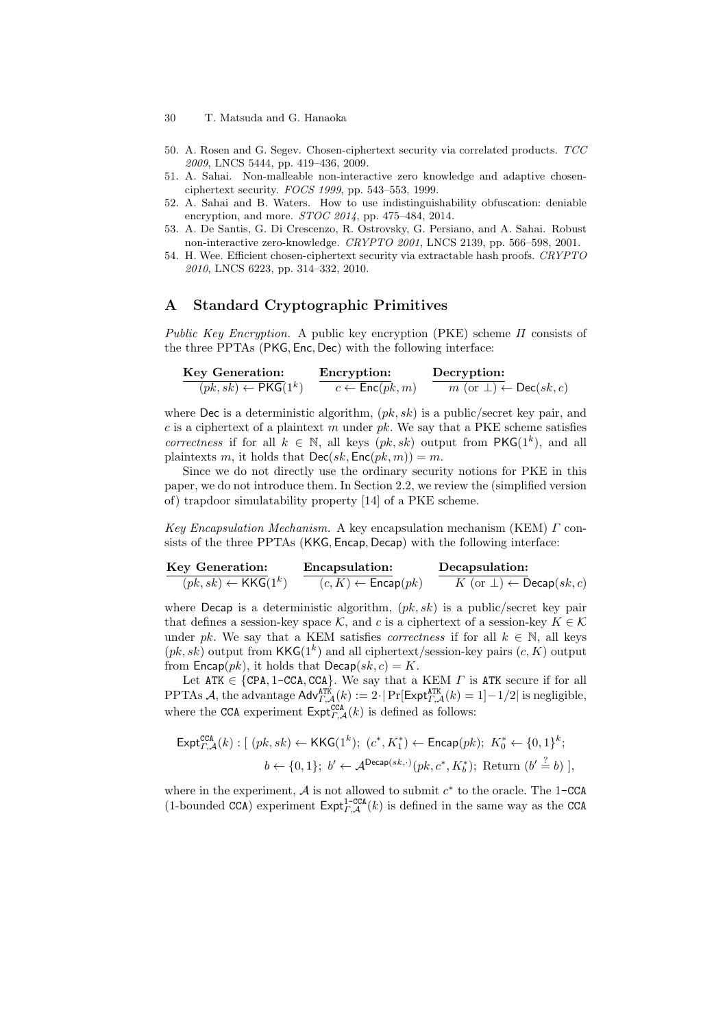50. A. Rosen and G. Segev. Chosen-ciphertext security via correlated products. *TCC 2009*, LNCS 5444, pp. 419–436, 2009.
51. A. Sahai. Non-malleable non-interactive zero knowledge and adaptive chosen-ciphertext security. *FOCS 1999*, pp. 543–553, 1999.
52. A. Sahai and B. Waters. How to use indistinguishability obfuscation: deniable encryption, and more. *STOC 2014*, pp. 475–484, 2014.
53. A. De Santis, G. Di Crescenzo, R. Ostrovsky, G. Persiano, and A. Sahai. Robust non-interactive zero-knowledge. *CRYPTO 2001*, LNCS 2139, pp. 566–598, 2001.
54. H. Wee. Efficient chosen-ciphertext security via extractable hash proofs. *CRYPTO 2010*, LNCS 6223, pp. 314–332, 2010.

## A Standard Cryptographic Primitives

*Public Key Encryption.* A public key encryption (PKE) scheme $\Pi$ consists of the three PPTAs $(\mathsf{PKG}, \mathsf{Enc}, \mathsf{Dec})$ with the following interface:

| **Key Generation:** | **Encryption:** | **Decryption:** |
|---|---|---|
| $(pk, sk) \leftarrow \mathsf{PKG}(1^k)$ | $c \leftarrow \mathsf{Enc}(pk, m)$ | $m$ (or $\bot$) $\leftarrow \mathsf{Dec}(sk, c)$ |

where $\mathsf{Dec}$ is a deterministic algorithm, $(pk, sk)$ is a public/secret key pair, and $c$ is a ciphertext of a plaintext $m$ under $pk$. We say that a PKE scheme satisfies *correctness* if for all $k \in \mathbb{N}$, all keys $(pk, sk)$ output from $\mathsf{PKG}(1^k)$, and all plaintexts $m$, it holds that $\mathsf{Dec}(sk, \mathsf{Enc}(pk, m)) = m$.

Since we do not directly use the ordinary security notions for PKE in this paper, we do not introduce them. In Section 2.2, we review the (simplified version of) trapdoor simulatability property [14] of a PKE scheme.

*Key Encapsulation Mechanism.* A key encapsulation mechanism (KEM) $\Gamma$ consists of the three PPTAs $(\mathsf{KKG}, \mathsf{Encap}, \mathsf{Decap})$ with the following interface:

| **Key Generation:** | **Encapsulation:** | **Decapsulation:** |
|---|---|---|
| $(pk, sk) \leftarrow \mathsf{KKG}(1^k)$ | $(c, K) \leftarrow \mathsf{Encap}(pk)$ | $K$ (or $\bot$) $\leftarrow \mathsf{Decap}(sk, c)$ |

where $\mathsf{Decap}$ is a deterministic algorithm, $(pk, sk)$ is a public/secret key pair that defines a session-key space $\mathcal{K}$, and $c$ is a ciphertext of a session-key $K \in \mathcal{K}$ under $pk$. We say that a KEM satisfies *correctness* if for all $k \in \mathbb{N}$, all keys $(pk, sk)$ output from $\mathsf{KKG}(1^k)$ and all ciphertext/session-key pairs $(c, K)$ output from $\mathsf{Encap}(pk)$, it holds that $\mathsf{Decap}(sk, c) = K$.

Let $\mathtt{ATK} \in \{\mathtt{CPA}, \mathtt{1\text{-}CCA}, \mathtt{CCA}\}$. We say that a KEM $\Gamma$ is $\mathtt{ATK}$ secure if for all PPTAs $\mathcal{A}$, the advantage $\mathsf{Adv}^{\mathtt{ATK}}_{\Gamma,\mathcal{A}}(k) := 2 \cdot |\Pr[\mathsf{Expt}^{\mathtt{ATK}}_{\Gamma,\mathcal{A}}(k) = 1] - 1/2|$ is negligible, where the $\mathtt{CCA}$ experiment $\mathsf{Expt}^{\mathtt{CCA}}_{\Gamma,\mathcal{A}}(k)$ is defined as follows:

$$\mathsf{Expt}^{\mathtt{CCA}}_{\Gamma,\mathcal{A}}(k) : [\ (pk, sk) \leftarrow \mathsf{KKG}(1^k);\ (c^*, K_1^*) \leftarrow \mathsf{Encap}(pk);\ K_0^* \leftarrow \{0,1\}^k;$$
$$b \leftarrow \{0,1\};\ b' \leftarrow \mathcal{A}^{\mathsf{Decap}(sk,\cdot)}(pk, c^*, K_b^*);\ \text{Return } (b' \stackrel{?}{=} b)\ ],$$

where in the experiment, $\mathcal{A}$ is not allowed to submit $c^*$ to the oracle. The $\mathtt{1\text{-}CCA}$ (1-bounded $\mathtt{CCA}$) experiment $\mathsf{Expt}^{\mathtt{1\text{-}CCA}}_{\Gamma,\mathcal{A}}(k)$ is defined in the same way as the $\mathtt{CCA}$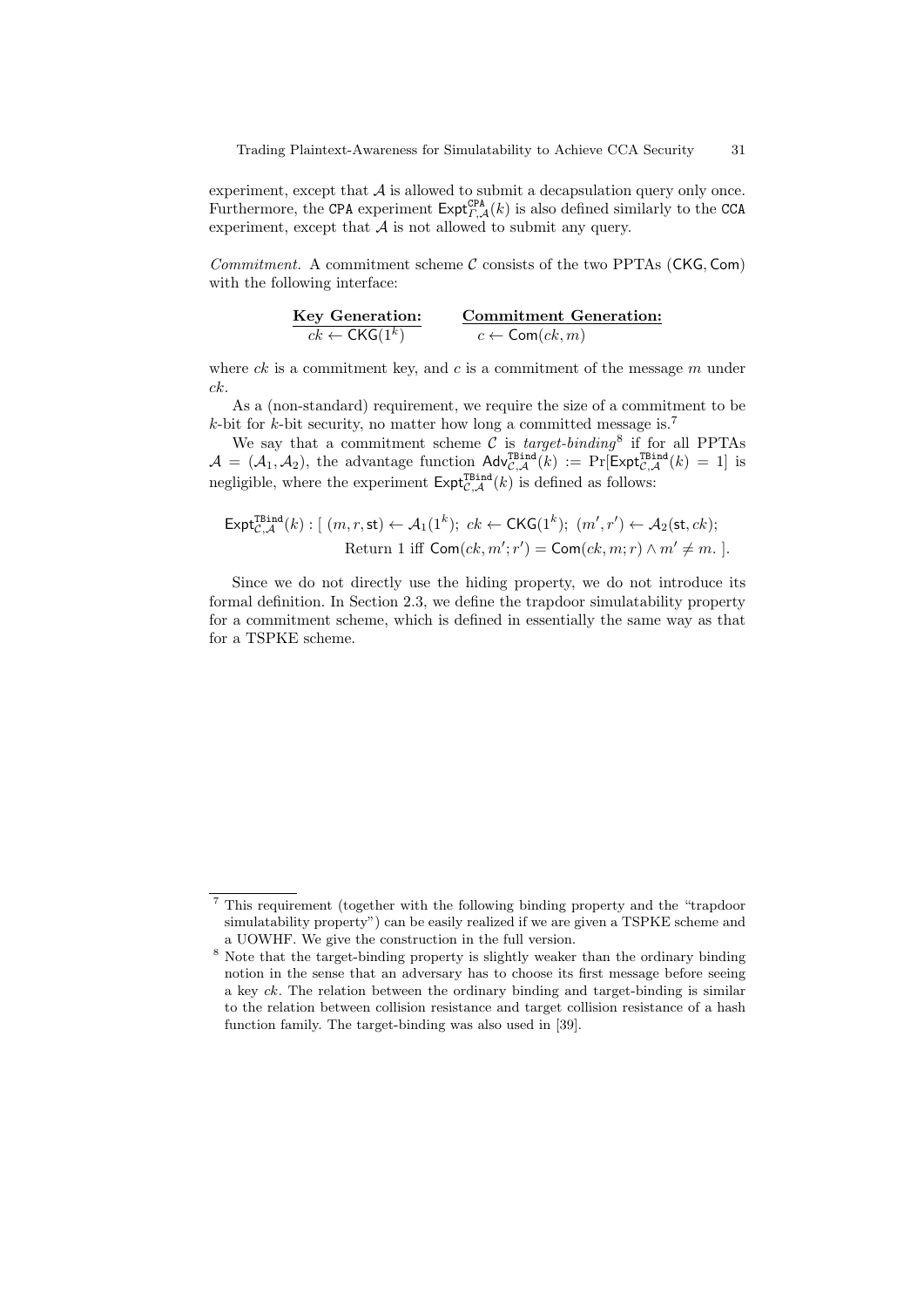experiment, except that $\mathcal{A}$ is allowed to submit a decapsulation query only once. Furthermore, the CPA experiment $\mathsf{Expt}^{\mathtt{CPA}}_{\Gamma,\mathcal{A}}(k)$ is also defined similarly to the CCA experiment, except that $\mathcal{A}$ is not allowed to submit any query.

*Commitment.* A commitment scheme $\mathcal{C}$ consists of the two PPTAs ($\mathsf{CKG}, \mathsf{Com}$) with the following interface:

| **Key Generation:** | **Commitment Generation:** |
|---|---|
| $ck \leftarrow \mathsf{CKG}(1^k)$ | $c \leftarrow \mathsf{Com}(ck, m)$ |

where $ck$ is a commitment key, and $c$ is a commitment of the message $m$ under $ck$.

As a (non-standard) requirement, we require the size of a commitment to be $k$-bit for $k$-bit security, no matter how long a committed message is.[7]

We say that a commitment scheme $\mathcal{C}$ is *target-binding*[8] if for all PPTAs $\mathcal{A} = (\mathcal{A}_1, \mathcal{A}_2)$, the advantage function $\mathsf{Adv}^{\mathtt{TBind}}_{\mathcal{C},\mathcal{A}}(k) := \Pr[\mathsf{Expt}^{\mathtt{TBind}}_{\mathcal{C},\mathcal{A}}(k) = 1]$ is negligible, where the experiment $\mathsf{Expt}^{\mathtt{TBind}}_{\mathcal{C},\mathcal{A}}(k)$ is defined as follows:

$$\mathsf{Expt}^{\mathtt{TBind}}_{\mathcal{C},\mathcal{A}}(k) : [\ (m, r, \mathsf{st}) \leftarrow \mathcal{A}_1(1^k);\ ck \leftarrow \mathsf{CKG}(1^k);\ (m', r') \leftarrow \mathcal{A}_2(\mathsf{st}, ck);$$
$$\text{Return 1 iff } \mathsf{Com}(ck, m'; r') = \mathsf{Com}(ck, m; r) \wedge m' \neq m.\ ].$$

Since we do not directly use the hiding property, we do not introduce its formal definition. In Section 2.3, we define the trapdoor simulatability property for a commitment scheme, which is defined in essentially the same way as that for a TSPKE scheme.

---

[7] This requirement (together with the following binding property and the "trapdoor simulatability property") can be easily realized if we are given a TSPKE scheme and a UOWHF. We give the construction in the full version.

[8] Note that the target-binding property is slightly weaker than the ordinary binding notion in the sense that an adversary has to choose its first message before seeing a key $ck$. The relation between the ordinary binding and target-binding is similar to the relation between collision resistance and target collision resistance of a hash function family. The target-binding was also used in [39].